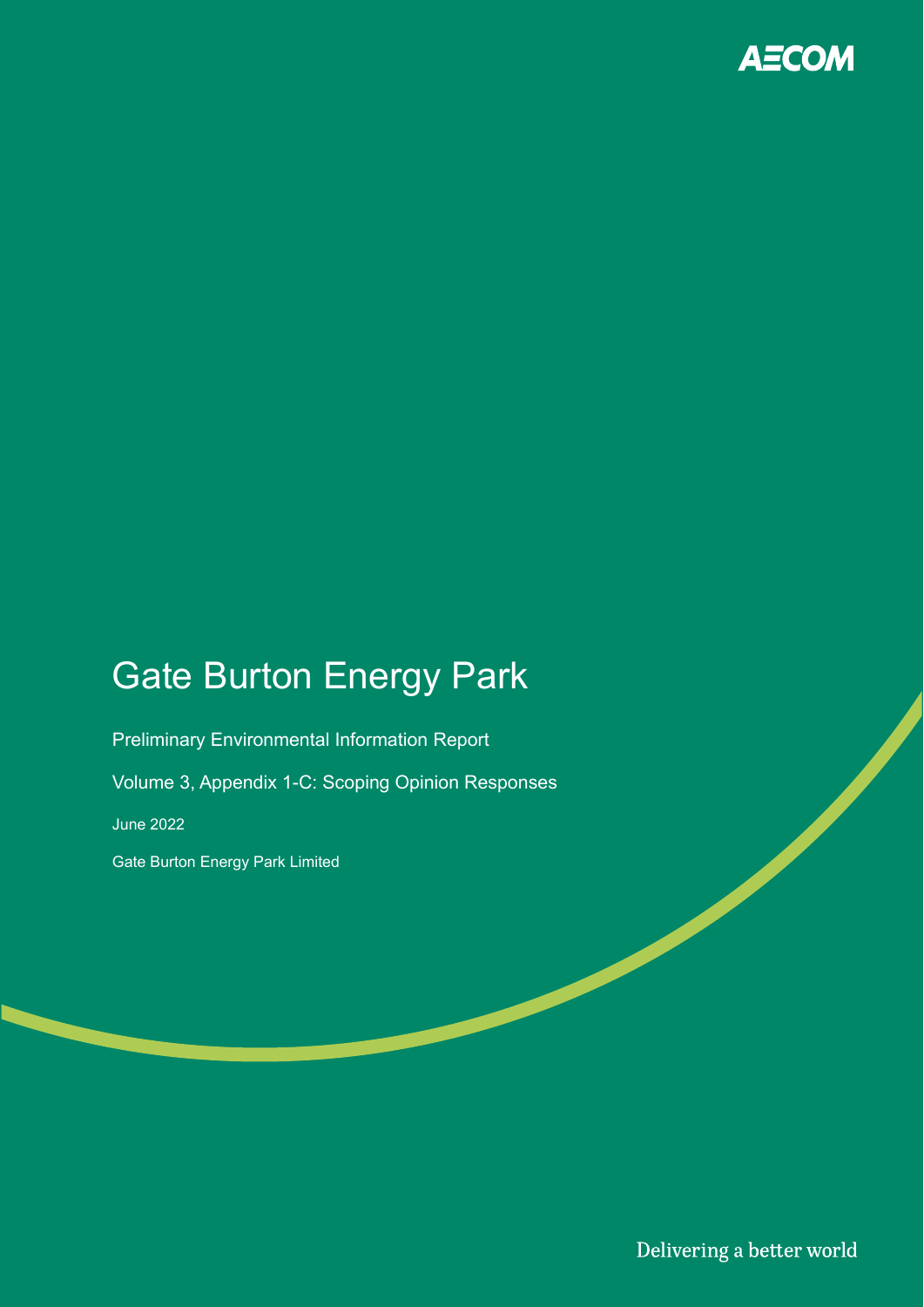AECOM

# Gate Burton Energy Park

Preliminary Environmental Information Report

Volume 3, Appendix 1-C: Scoping Opinion Responses

June 2022

Gate Burton Energy Park Limited

Delivering a better world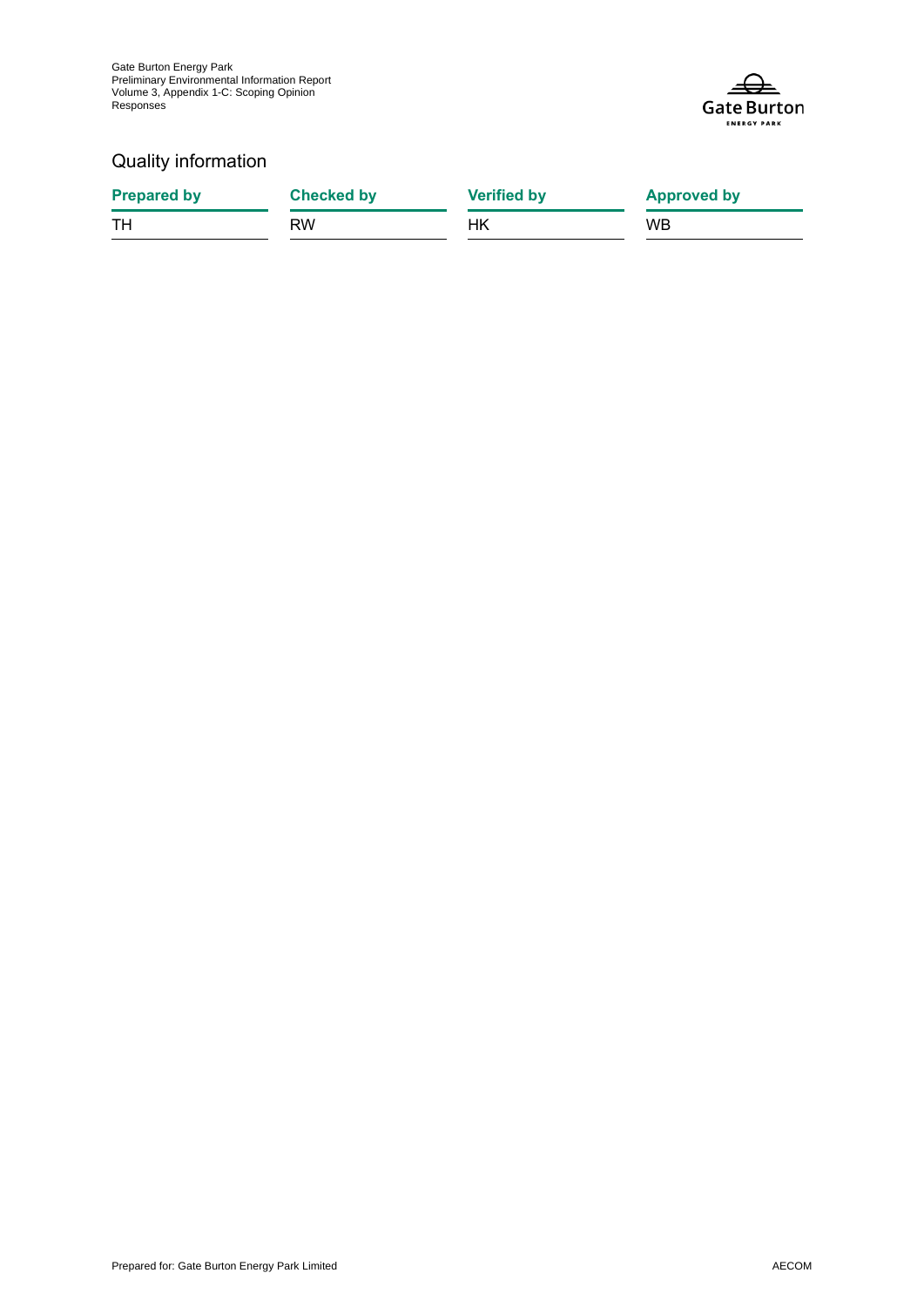## Quality information

| Prepared by | Checked by | Verified by | Approved by |
| --- | --- | --- | --- |
| TH | RW | HK | WB |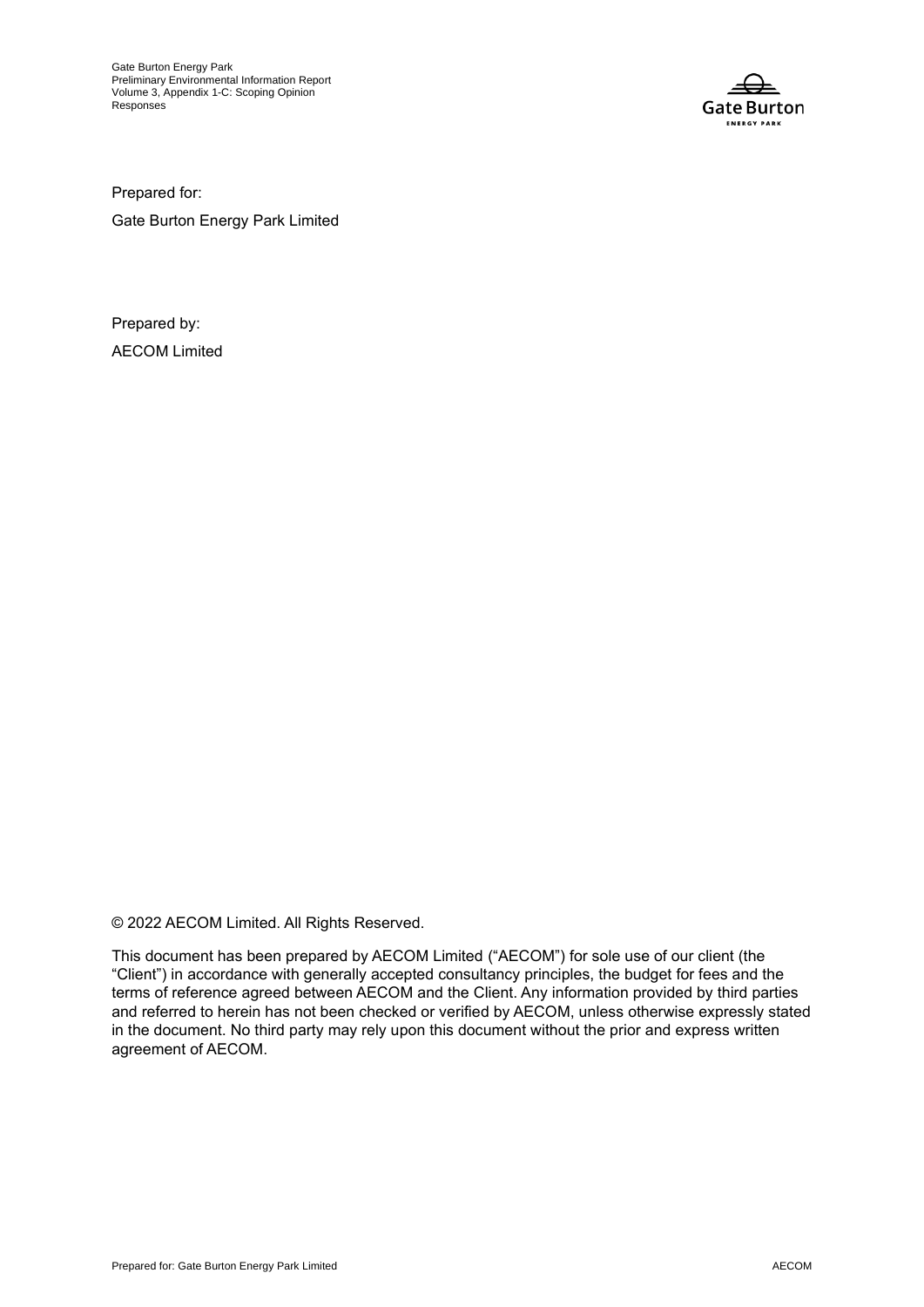Prepared for:

Gate Burton Energy Park Limited

Prepared by:

AECOM Limited

© 2022 AECOM Limited. All Rights Reserved.

This document has been prepared by AECOM Limited ("AECOM") for sole use of our client (the "Client") in accordance with generally accepted consultancy principles, the budget for fees and the terms of reference agreed between AECOM and the Client. Any information provided by third parties and referred to herein has not been checked or verified by AECOM, unless otherwise expressly stated in the document. No third party may rely upon this document without the prior and express written agreement of AECOM.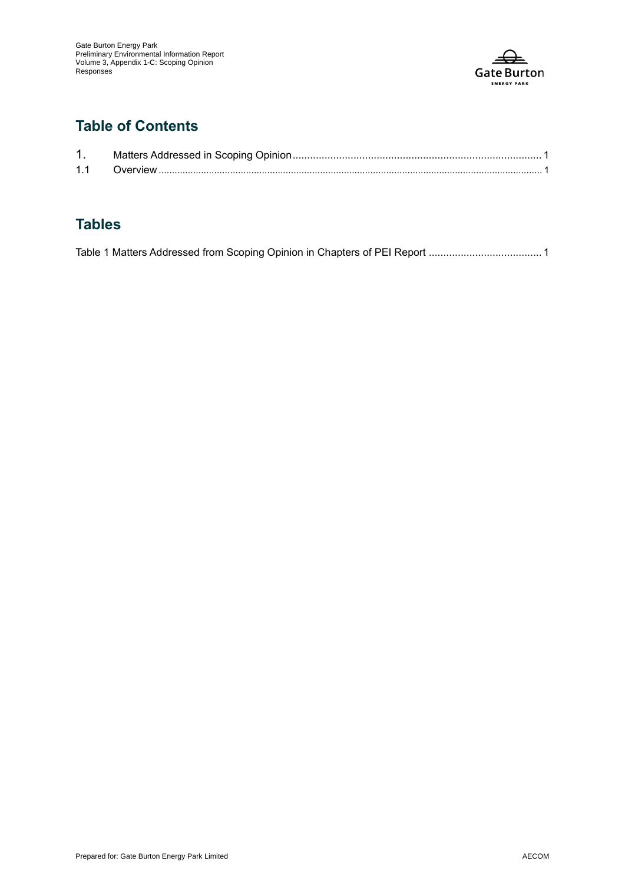## Table of Contents

1. Matters Addressed in Scoping Opinion ..................................................................................... 1
1.1 Overview ........................................................................................................................................ 1

## Tables

Table 1 Matters Addressed from Scoping Opinion in Chapters of PEI Report ....................................... 1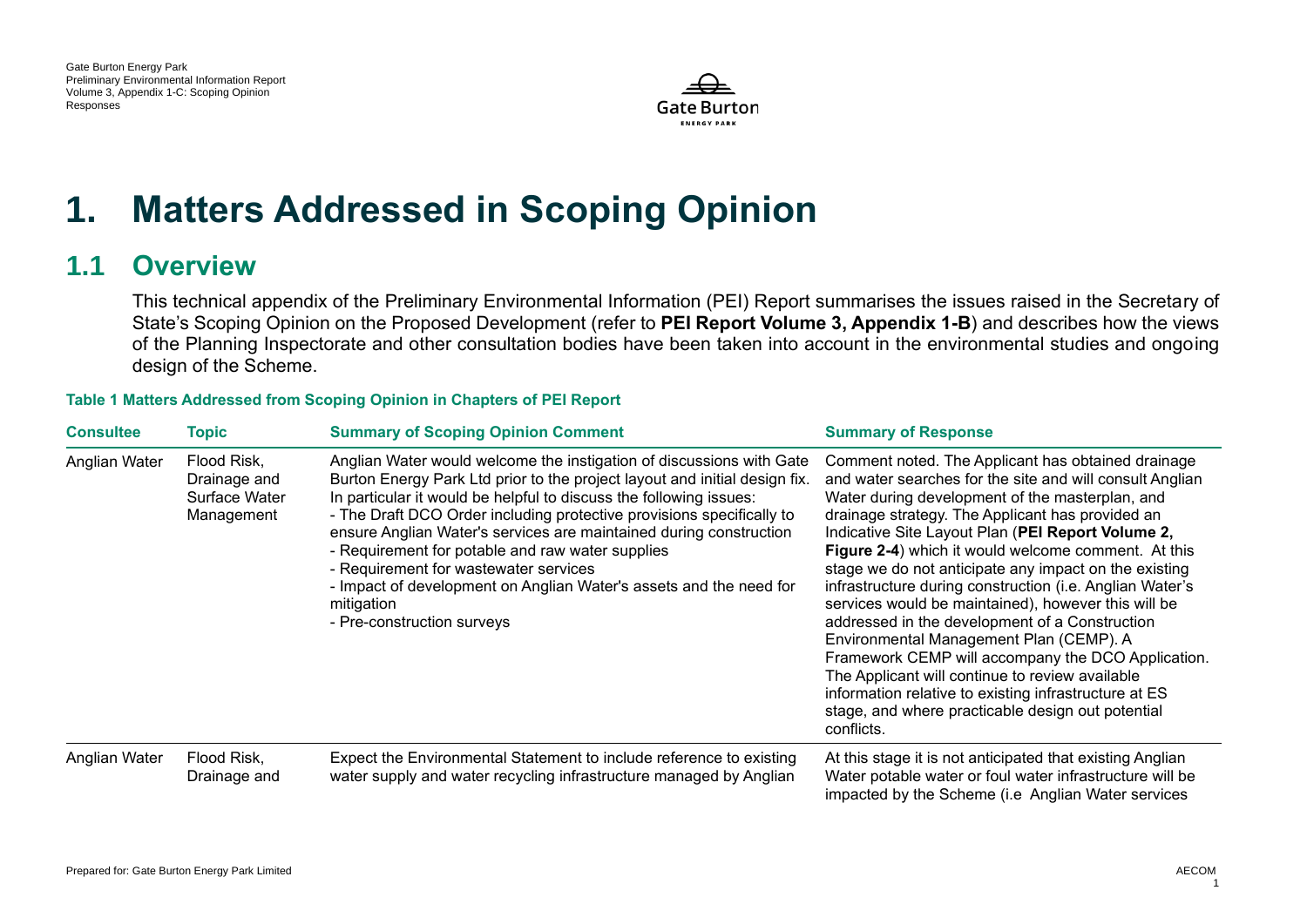# 1. Matters Addressed in Scoping Opinion

## 1.1 Overview

This technical appendix of the Preliminary Environmental Information (PEI) Report summarises the issues raised in the Secretary of State's Scoping Opinion on the Proposed Development (refer to **PEI Report Volume 3, Appendix 1-B**) and describes how the views of the Planning Inspectorate and other consultation bodies have been taken into account in the environmental studies and ongoing design of the Scheme.

**Table 1 Matters Addressed from Scoping Opinion in Chapters of PEI Report**

| Consultee | Topic | Summary of Scoping Opinion Comment | Summary of Response |
|---|---|---|---|
| Anglian Water | Flood Risk, Drainage and Surface Water Management | Anglian Water would welcome the instigation of discussions with Gate Burton Energy Park Ltd prior to the project layout and initial design fix. In particular it would be helpful to discuss the following issues:<br>- The Draft DCO Order including protective provisions specifically to ensure Anglian Water's services are maintained during construction<br>- Requirement for potable and raw water supplies<br>- Requirement for wastewater services<br>- Impact of development on Anglian Water's assets and the need for mitigation<br>- Pre-construction surveys | Comment noted. The Applicant has obtained drainage and water searches for the site and will consult Anglian Water during development of the masterplan, and drainage strategy. The Applicant has provided an Indicative Site Layout Plan (**PEI Report Volume 2, Figure 2-4**) which it would welcome comment. At this stage we do not anticipate any impact on the existing infrastructure during construction (i.e. Anglian Water's services would be maintained), however this will be addressed in the development of a Construction Environmental Management Plan (CEMP). A Framework CEMP will accompany the DCO Application. The Applicant will continue to review available information relative to existing infrastructure at ES stage, and where practicable design out potential conflicts. |
| Anglian Water | Flood Risk, Drainage and | Expect the Environmental Statement to include reference to existing water supply and water recycling infrastructure managed by Anglian | At this stage it is not anticipated that existing Anglian Water potable water or foul water infrastructure will be impacted by the Scheme (i.e Anglian Water services |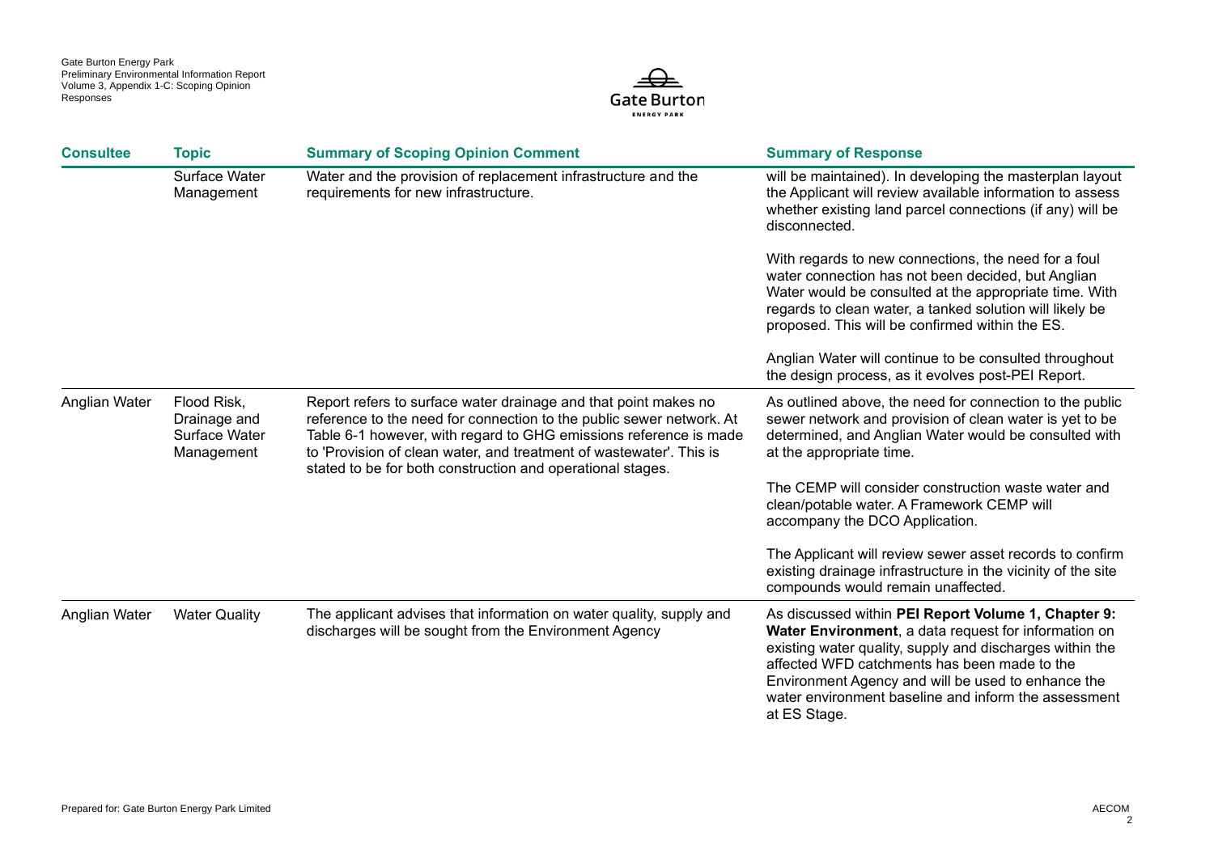| Consultee | Topic | Summary of Scoping Opinion Comment | Summary of Response |
| --- | --- | --- | --- |
| | Surface Water Management | Water and the provision of replacement infrastructure and the requirements for new infrastructure. | will be maintained). In developing the masterplan layout the Applicant will review available information to assess whether existing land parcel connections (if any) will be disconnected.<br><br>With regards to new connections, the need for a foul water connection has not been decided, but Anglian Water would be consulted at the appropriate time. With regards to clean water, a tanked solution will likely be proposed. This will be confirmed within the ES.<br><br>Anglian Water will continue to be consulted throughout the design process, as it evolves post-PEI Report. |
| Anglian Water | Flood Risk, Drainage and Surface Water Management | Report refers to surface water drainage and that point makes no reference to the need for connection to the public sewer network. At Table 6-1 however, with regard to GHG emissions reference is made to 'Provision of clean water, and treatment of wastewater'. This is stated to be for both construction and operational stages. | As outlined above, the need for connection to the public sewer network and provision of clean water is yet to be determined, and Anglian Water would be consulted with at the appropriate time.<br><br>The CEMP will consider construction waste water and clean/potable water. A Framework CEMP will accompany the DCO Application.<br><br>The Applicant will review sewer asset records to confirm existing drainage infrastructure in the vicinity of the site compounds would remain unaffected. |
| Anglian Water | Water Quality | The applicant advises that information on water quality, supply and discharges will be sought from the Environment Agency | As discussed within **PEI Report Volume 1, Chapter 9: Water Environment**, a data request for information on existing water quality, supply and discharges within the affected WFD catchments has been made to the Environment Agency and will be used to enhance the water environment baseline and inform the assessment at ES Stage. |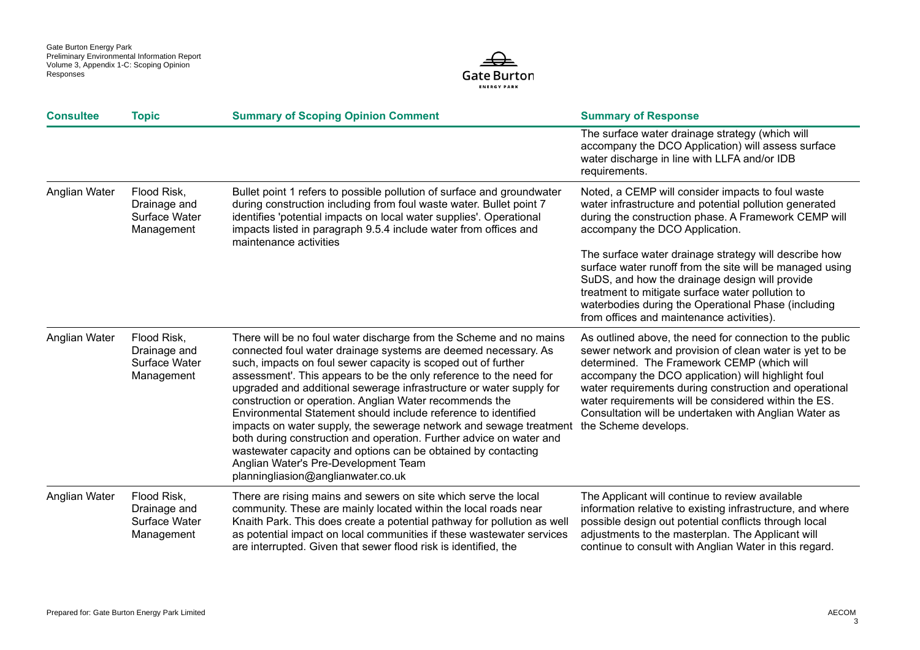| Consultee | Topic | Summary of Scoping Opinion Comment | Summary of Response |
|---|---|---|---|
| | | | The surface water drainage strategy (which will accompany the DCO Application) will assess surface water discharge in line with LLFA and/or IDB requirements. |
| Anglian Water | Flood Risk, Drainage and Surface Water Management | Bullet point 1 refers to possible pollution of surface and groundwater during construction including from foul waste water. Bullet point 7 identifies 'potential impacts on local water supplies'. Operational impacts listed in paragraph 9.5.4 include water from offices and maintenance activities | Noted, a CEMP will consider impacts to foul waste water infrastructure and potential pollution generated during the construction phase. A Framework CEMP will accompany the DCO Application.<br><br>The surface water drainage strategy will describe how surface water runoff from the site will be managed using SuDS, and how the drainage design will provide treatment to mitigate surface water pollution to waterbodies during the Operational Phase (including from offices and maintenance activities). |
| Anglian Water | Flood Risk, Drainage and Surface Water Management | There will be no foul water discharge from the Scheme and no mains connected foul water drainage systems are deemed necessary. As such, impacts on foul sewer capacity is scoped out of further assessment'. This appears to be the only reference to the need for upgraded and additional sewerage infrastructure or water supply for construction or operation. Anglian Water recommends the Environmental Statement should include reference to identified impacts on water supply, the sewerage network and sewage treatment both during construction and operation. Further advice on water and wastewater capacity and options can be obtained by contacting Anglian Water's Pre-Development Team planningliasion@anglianwater.co.uk | As outlined above, the need for connection to the public sewer network and provision of clean water is yet to be determined. The Framework CEMP (which will accompany the DCO application) will highlight foul water requirements during construction and operational water requirements will be considered within the ES. Consultation will be undertaken with Anglian Water as the Scheme develops. |
| Anglian Water | Flood Risk, Drainage and Surface Water Management | There are rising mains and sewers on site which serve the local community. These are mainly located within the local roads near Knaith Park. This does create a potential pathway for pollution as well as potential impact on local communities if these wastewater services are interrupted. Given that sewer flood risk is identified, the | The Applicant will continue to review available information relative to existing infrastructure, and where possible design out potential conflicts through local adjustments to the masterplan. The Applicant will continue to consult with Anglian Water in this regard. |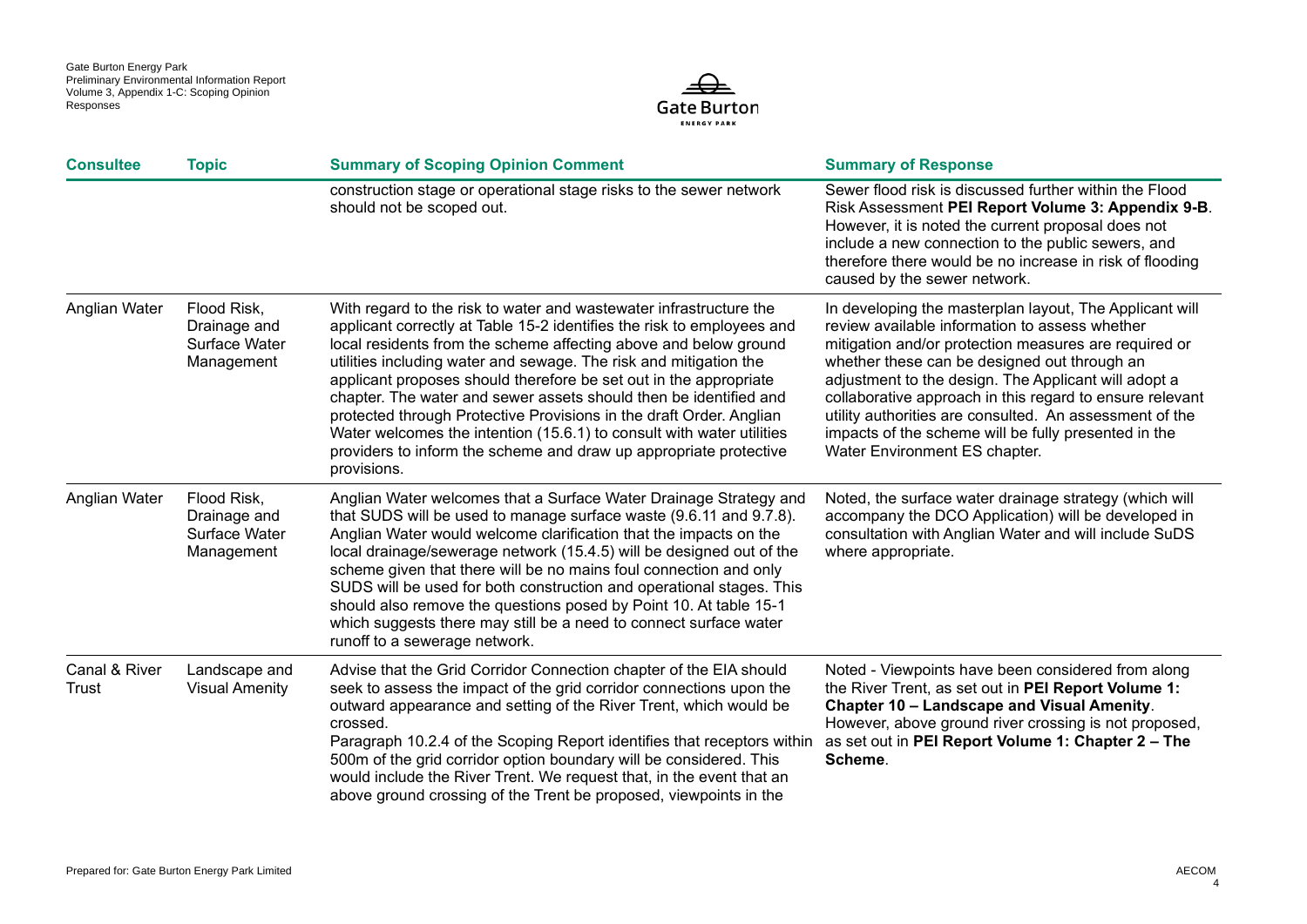| Consultee | Topic | Summary of Scoping Opinion Comment | Summary of Response |
|---|---|---|---|
| | | construction stage or operational stage risks to the sewer network should not be scoped out. | Sewer flood risk is discussed further within the Flood Risk Assessment **PEI Report Volume 3: Appendix 9-B**. However, it is noted the current proposal does not include a new connection to the public sewers, and therefore there would be no increase in risk of flooding caused by the sewer network. |
| Anglian Water | Flood Risk, Drainage and Surface Water Management | With regard to the risk to water and wastewater infrastructure the applicant correctly at Table 15-2 identifies the risk to employees and local residents from the scheme affecting above and below ground utilities including water and sewage. The risk and mitigation the applicant proposes should therefore be set out in the appropriate chapter. The water and sewer assets should then be identified and protected through Protective Provisions in the draft Order. Anglian Water welcomes the intention (15.6.1) to consult with water utilities providers to inform the scheme and draw up appropriate protective provisions. | In developing the masterplan layout, The Applicant will review available information to assess whether mitigation and/or protection measures are required or whether these can be designed out through an adjustment to the design. The Applicant will adopt a collaborative approach in this regard to ensure relevant utility authorities are consulted. An assessment of the impacts of the scheme will be fully presented in the Water Environment ES chapter. |
| Anglian Water | Flood Risk, Drainage and Surface Water Management | Anglian Water welcomes that a Surface Water Drainage Strategy and that SUDS will be used to manage surface waste (9.6.11 and 9.7.8). Anglian Water would welcome clarification that the impacts on the local drainage/sewerage network (15.4.5) will be designed out of the scheme given that there will be no mains foul connection and only SUDS will be used for both construction and operational stages. This should also remove the questions posed by Point 10. At table 15-1 which suggests there may still be a need to connect surface water runoff to a sewerage network. | Noted, the surface water drainage strategy (which will accompany the DCO Application) will be developed in consultation with Anglian Water and will include SuDS where appropriate. |
| Canal & River Trust | Landscape and Visual Amenity | Advise that the Grid Corridor Connection chapter of the EIA should seek to assess the impact of the grid corridor connections upon the outward appearance and setting of the River Trent, which would be crossed.<br>Paragraph 10.2.4 of the Scoping Report identifies that receptors within 500m of the grid corridor option boundary will be considered. This would include the River Trent. We request that, in the event that an above ground crossing of the Trent be proposed, viewpoints in the | Noted - Viewpoints have been considered from along the River Trent, as set out in **PEI Report Volume 1: Chapter 10 – Landscape and Visual Amenity**. However, above ground river crossing is not proposed, as set out in **PEI Report Volume 1: Chapter 2 – The Scheme**. |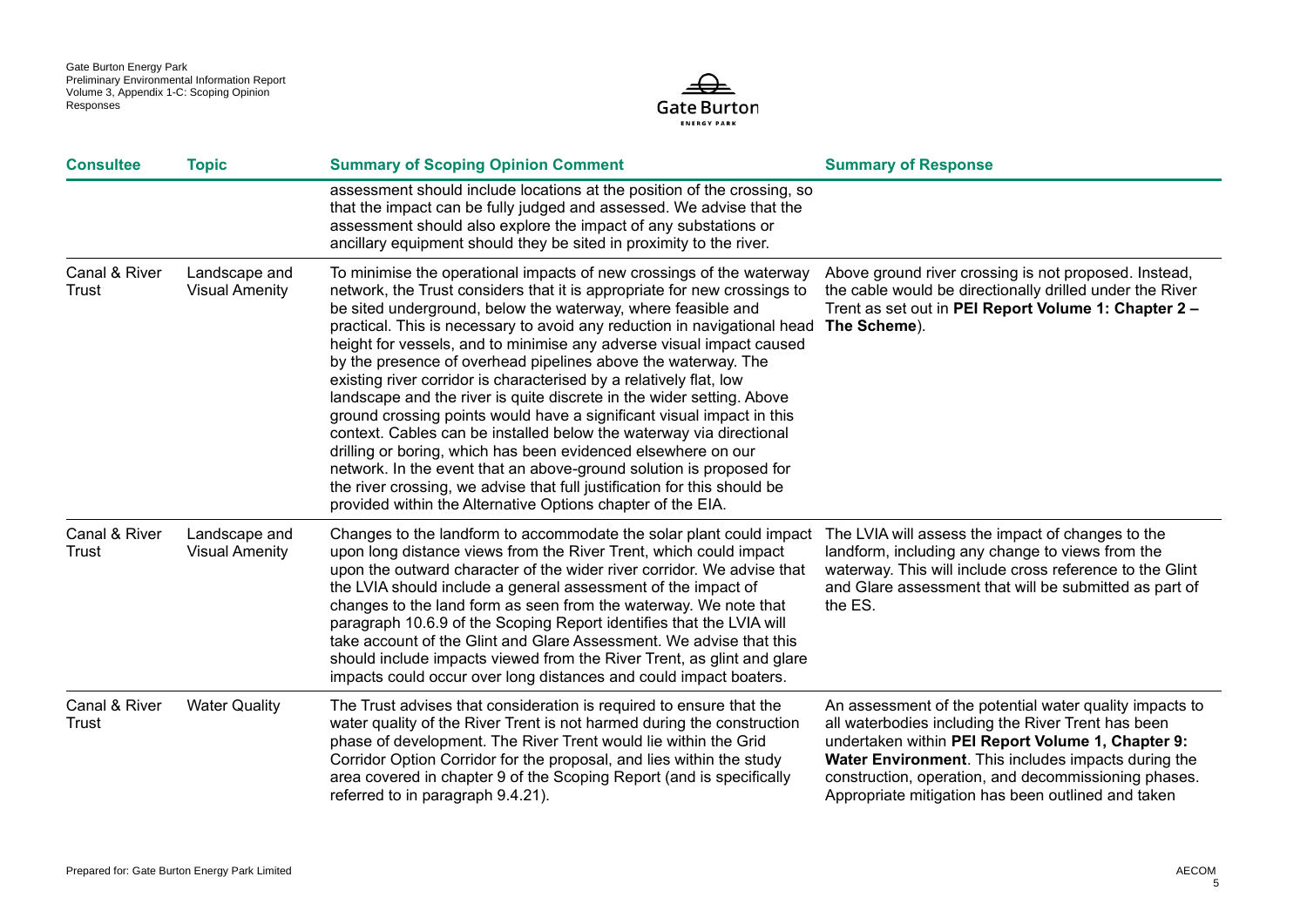| Consultee | Topic | Summary of Scoping Opinion Comment | Summary of Response |
|---|---|---|---|
| | | assessment should include locations at the position of the crossing, so that the impact can be fully judged and assessed. We advise that the assessment should also explore the impact of any substations or ancillary equipment should they be sited in proximity to the river. | |
| Canal & River Trust | Landscape and Visual Amenity | To minimise the operational impacts of new crossings of the waterway network, the Trust considers that it is appropriate for new crossings to be sited underground, below the waterway, where feasible and practical. This is necessary to avoid any reduction in navigational head height for vessels, and to minimise any adverse visual impact caused by the presence of overhead pipelines above the waterway. The existing river corridor is characterised by a relatively flat, low landscape and the river is quite discrete in the wider setting. Above ground crossing points would have a significant visual impact in this context. Cables can be installed below the waterway via directional drilling or boring, which has been evidenced elsewhere on our network. In the event that an above-ground solution is proposed for the river crossing, we advise that full justification for this should be provided within the Alternative Options chapter of the EIA. | Above ground river crossing is not proposed. Instead, the cable would be directionally drilled under the River Trent as set out in **PEI Report Volume 1: Chapter 2 – The Scheme**). |
| Canal & River Trust | Landscape and Visual Amenity | Changes to the landform to accommodate the solar plant could impact upon long distance views from the River Trent, which could impact upon the outward character of the wider river corridor. We advise that the LVIA should include a general assessment of the impact of changes to the land form as seen from the waterway. We note that paragraph 10.6.9 of the Scoping Report identifies that the LVIA will take account of the Glint and Glare Assessment. We advise that this should include impacts viewed from the River Trent, as glint and glare impacts could occur over long distances and could impact boaters. | The LVIA will assess the impact of changes to the landform, including any change to views from the waterway. This will include cross reference to the Glint and Glare assessment that will be submitted as part of the ES. |
| Canal & River Trust | Water Quality | The Trust advises that consideration is required to ensure that the water quality of the River Trent is not harmed during the construction phase of development. The River Trent would lie within the Grid Corridor Option Corridor for the proposal, and lies within the study area covered in chapter 9 of the Scoping Report (and is specifically referred to in paragraph 9.4.21). | An assessment of the potential water quality impacts to all waterbodies including the River Trent has been undertaken within **PEI Report Volume 1, Chapter 9: Water Environment**. This includes impacts during the construction, operation, and decommissioning phases. Appropriate mitigation has been outlined and taken |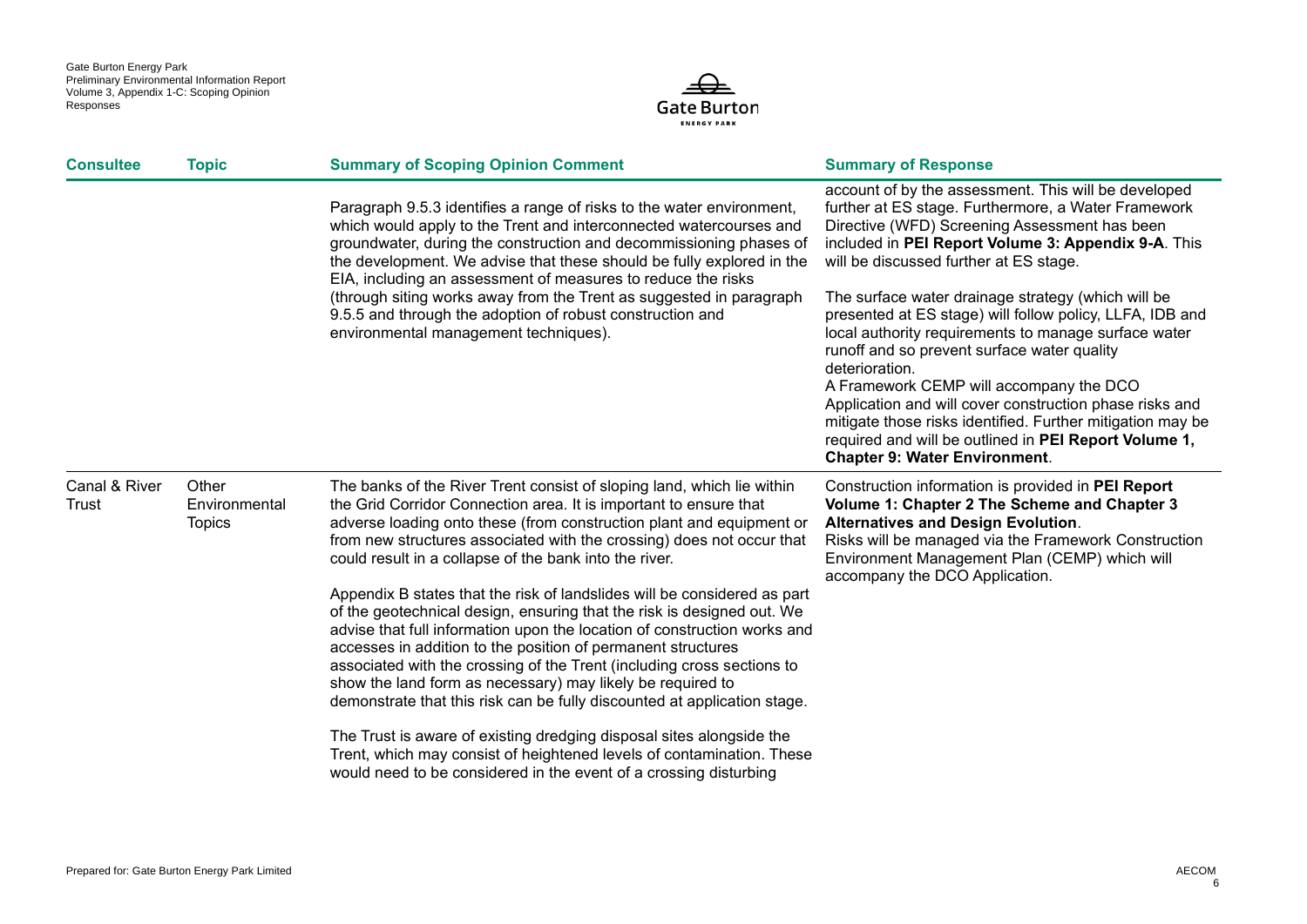| Consultee | Topic | Summary of Scoping Opinion Comment | Summary of Response |
|---|---|---|---|
| | | Paragraph 9.5.3 identifies a range of risks to the water environment, which would apply to the Trent and interconnected watercourses and groundwater, during the construction and decommissioning phases of the development. We advise that these should be fully explored in the EIA, including an assessment of measures to reduce the risks (through siting works away from the Trent as suggested in paragraph 9.5.5 and through the adoption of robust construction and environmental management techniques). | account of by the assessment. This will be developed further at ES stage. Furthermore, a Water Framework Directive (WFD) Screening Assessment has been included in **PEI Report Volume 3: Appendix 9-A**. This will be discussed further at ES stage.<br><br>The surface water drainage strategy (which will be presented at ES stage) will follow policy, LLFA, IDB and local authority requirements to manage surface water runoff and so prevent surface water quality deterioration.<br>A Framework CEMP will accompany the DCO Application and will cover construction phase risks and mitigate those risks identified. Further mitigation may be required and will be outlined in **PEI Report Volume 1, Chapter 9: Water Environment**. |
| Canal & River Trust | Other Environmental Topics | The banks of the River Trent consist of sloping land, which lie within the Grid Corridor Connection area. It is important to ensure that adverse loading onto these (from construction plant and equipment or from new structures associated with the crossing) does not occur that could result in a collapse of the bank into the river.<br><br>Appendix B states that the risk of landslides will be considered as part of the geotechnical design, ensuring that the risk is designed out. We advise that full information upon the location of construction works and accesses in addition to the position of permanent structures associated with the crossing of the Trent (including cross sections to show the land form as necessary) may likely be required to demonstrate that this risk can be fully discounted at application stage.<br><br>The Trust is aware of existing dredging disposal sites alongside the Trent, which may consist of heightened levels of contamination. These would need to be considered in the event of a crossing disturbing | Construction information is provided in **PEI Report Volume 1: Chapter 2 The Scheme and Chapter 3 Alternatives and Design Evolution**.<br>Risks will be managed via the Framework Construction Environment Management Plan (CEMP) which will accompany the DCO Application. |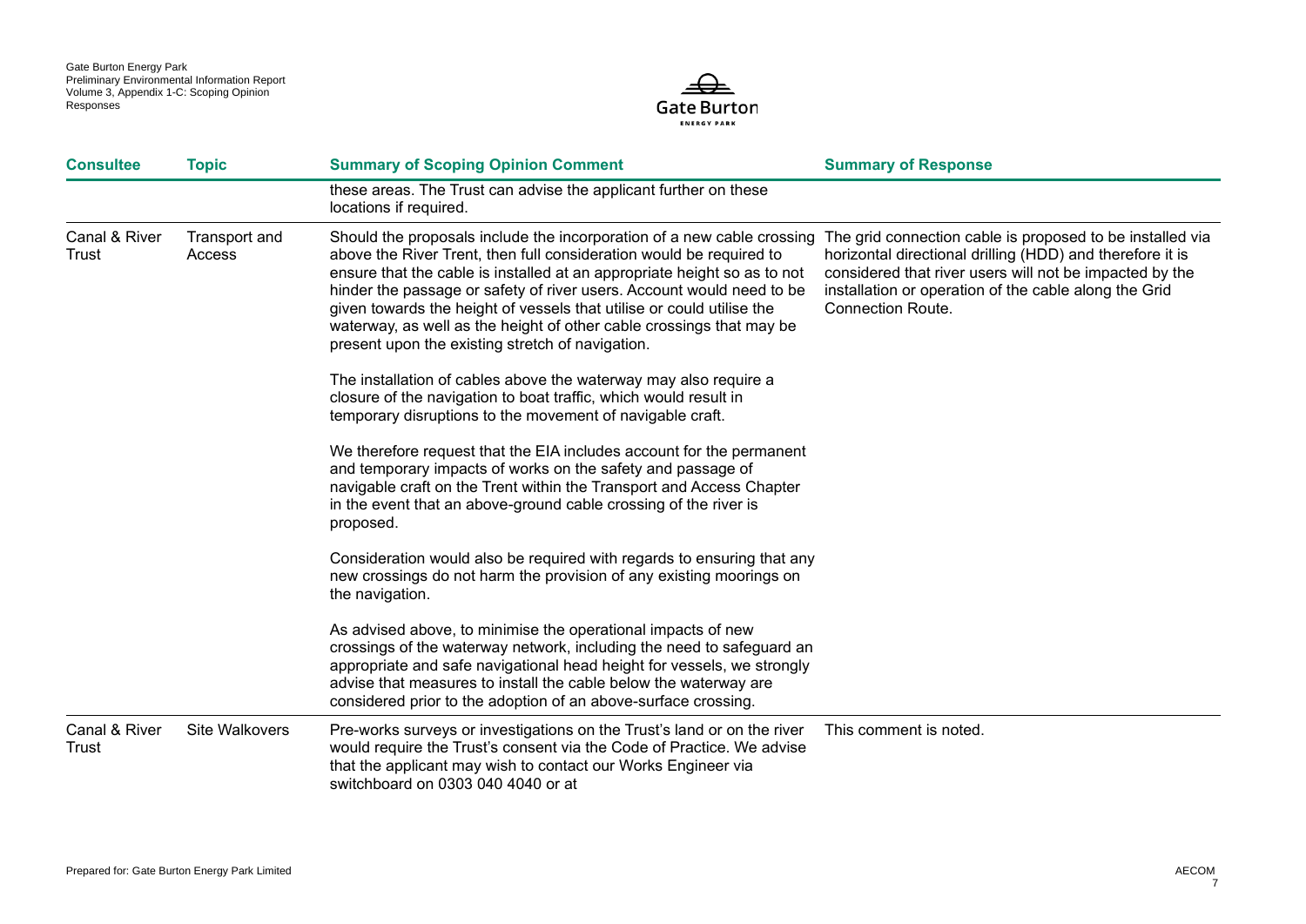| Consultee | Topic | Summary of Scoping Opinion Comment | Summary of Response |
|---|---|---|---|
| | | these areas. The Trust can advise the applicant further on these locations if required. | |
| Canal & River Trust | Transport and Access | Should the proposals include the incorporation of a new cable crossing above the River Trent, then full consideration would be required to ensure that the cable is installed at an appropriate height so as to not hinder the passage or safety of river users. Account would need to be given towards the height of vessels that utilise or could utilise the waterway, as well as the height of other cable crossings that may be present upon the existing stretch of navigation.<br><br>The installation of cables above the waterway may also require a closure of the navigation to boat traffic, which would result in temporary disruptions to the movement of navigable craft.<br><br>We therefore request that the EIA includes account for the permanent and temporary impacts of works on the safety and passage of navigable craft on the Trent within the Transport and Access Chapter in the event that an above-ground cable crossing of the river is proposed.<br><br>Consideration would also be required with regards to ensuring that any new crossings do not harm the provision of any existing moorings on the navigation.<br><br>As advised above, to minimise the operational impacts of new crossings of the waterway network, including the need to safeguard an appropriate and safe navigational head height for vessels, we strongly advise that measures to install the cable below the waterway are considered prior to the adoption of an above-surface crossing. | The grid connection cable is proposed to be installed via horizontal directional drilling (HDD) and therefore it is considered that river users will not be impacted by the installation or operation of the cable along the Grid Connection Route. |
| Canal & River Trust | Site Walkovers | Pre-works surveys or investigations on the Trust's land or on the river would require the Trust's consent via the Code of Practice. We advise that the applicant may wish to contact our Works Engineer via switchboard on 0303 040 4040 or at | This comment is noted. |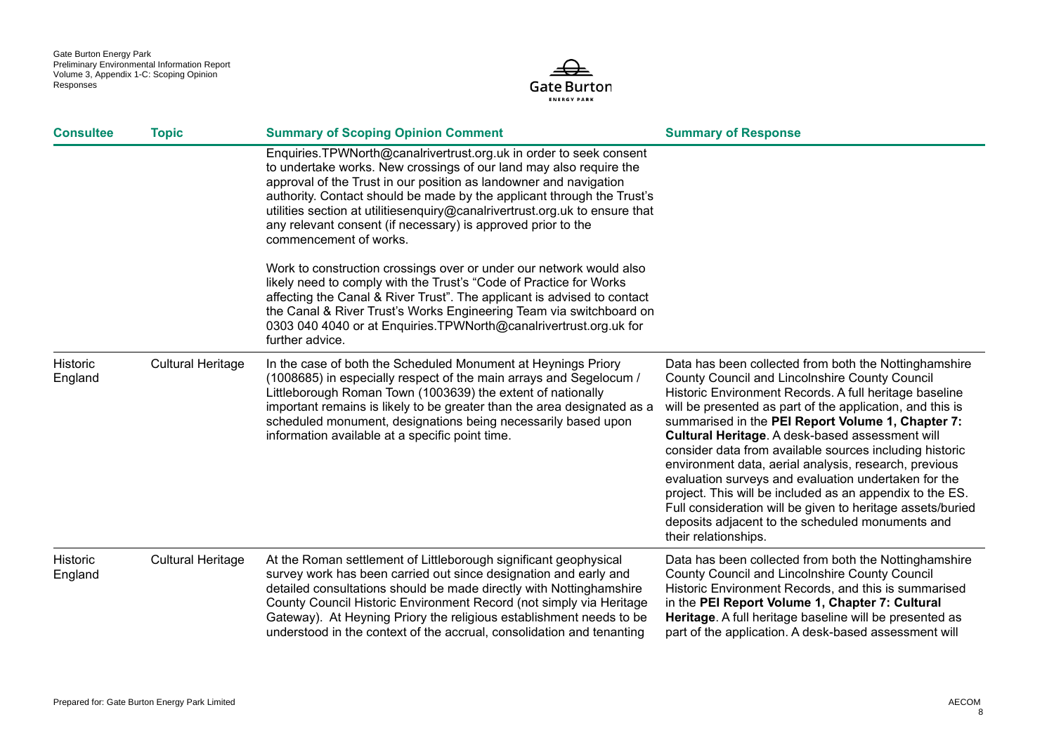| Consultee | Topic | Summary of Scoping Opinion Comment | Summary of Response |
|---|---|---|---|
| | | Enquiries.TPWNorth@canalrivertrust.org.uk in order to seek consent to undertake works. New crossings of our land may also require the approval of the Trust in our position as landowner and navigation authority. Contact should be made by the applicant through the Trust's utilities section at utilitiesenquiry@canalrivertrust.org.uk to ensure that any relevant consent (if necessary) is approved prior to the commencement of works.<br><br>Work to construction crossings over or under our network would also likely need to comply with the Trust's "Code of Practice for Works affecting the Canal & River Trust". The applicant is advised to contact the Canal & River Trust's Works Engineering Team via switchboard on 0303 040 4040 or at Enquiries.TPWNorth@canalrivertrust.org.uk for further advice. | |
| Historic England | Cultural Heritage | In the case of both the Scheduled Monument at Heynings Priory (1008685) in especially respect of the main arrays and Segelocum / Littleborough Roman Town (1003639) the extent of nationally important remains is likely to be greater than the area designated as a scheduled monument, designations being necessarily based upon information available at a specific point time. | Data has been collected from both the Nottinghamshire County Council and Lincolnshire County Council Historic Environment Records. A full heritage baseline will be presented as part of the application, and this is summarised in the **PEI Report Volume 1, Chapter 7: Cultural Heritage**. A desk-based assessment will consider data from available sources including historic environment data, aerial analysis, research, previous evaluation surveys and evaluation undertaken for the project. This will be included as an appendix to the ES. Full consideration will be given to heritage assets/buried deposits adjacent to the scheduled monuments and their relationships. |
| Historic England | Cultural Heritage | At the Roman settlement of Littleborough significant geophysical survey work has been carried out since designation and early and detailed consultations should be made directly with Nottinghamshire County Council Historic Environment Record (not simply via Heritage Gateway). At Heyning Priory the religious establishment needs to be understood in the context of the accrual, consolidation and tenanting | Data has been collected from both the Nottinghamshire County Council and Lincolnshire County Council Historic Environment Records, and this is summarised in the **PEI Report Volume 1, Chapter 7: Cultural Heritage**. A full heritage baseline will be presented as part of the application. A desk-based assessment will |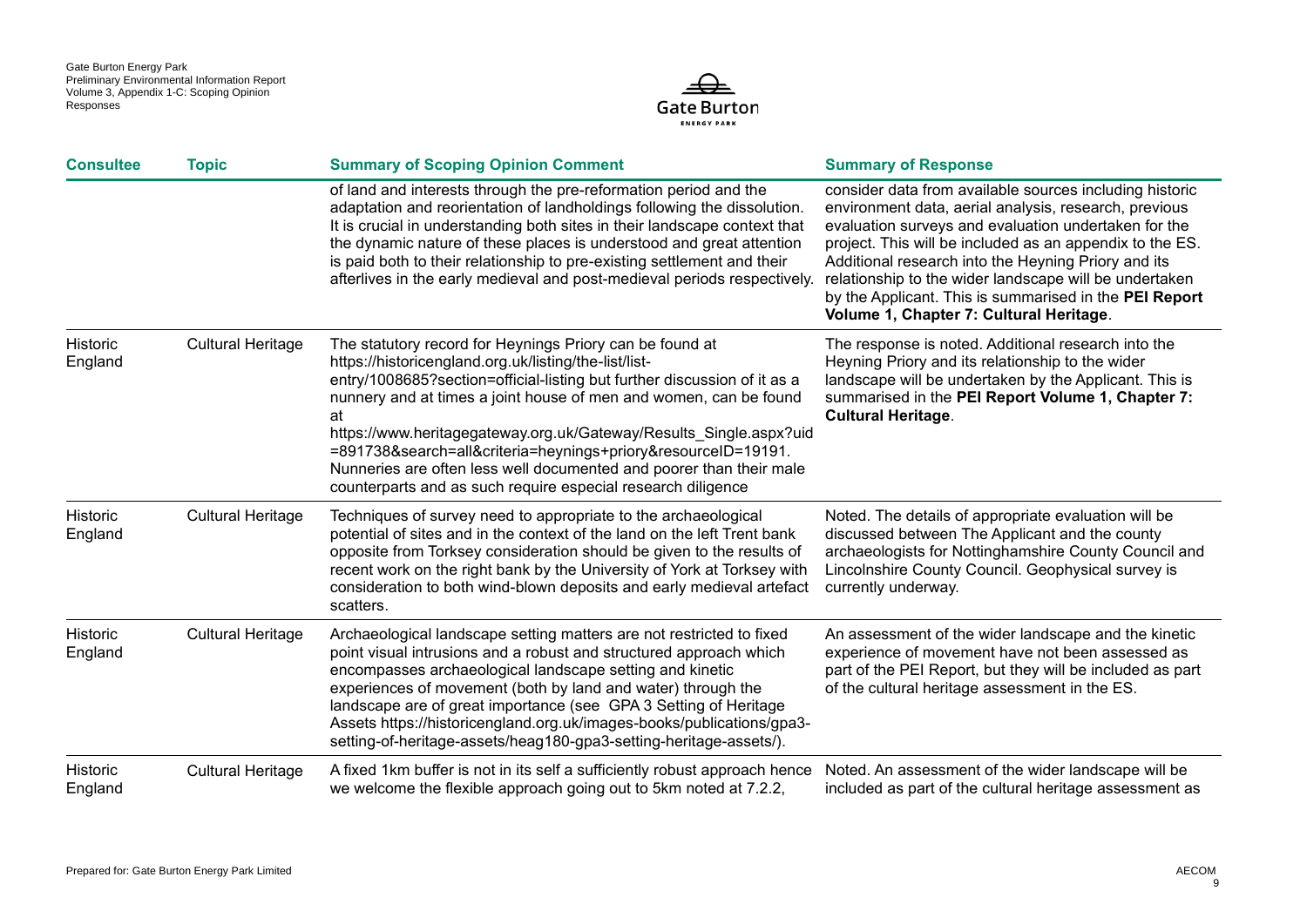| Consultee | Topic | Summary of Scoping Opinion Comment | Summary of Response |
|---|---|---|---|
| | | of land and interests through the pre-reformation period and the adaptation and reorientation of landholdings following the dissolution. It is crucial in understanding both sites in their landscape context that the dynamic nature of these places is understood and great attention is paid both to their relationship to pre-existing settlement and their afterlives in the early medieval and post-medieval periods respectively. | consider data from available sources including historic environment data, aerial analysis, research, previous evaluation surveys and evaluation undertaken for the project. This will be included as an appendix to the ES. Additional research into the Heyning Priory and its relationship to the wider landscape will be undertaken by the Applicant. This is summarised in the **PEI Report Volume 1, Chapter 7: Cultural Heritage**. |
| Historic England | Cultural Heritage | The statutory record for Heynings Priory can be found at https://historicengland.org.uk/listing/the-list/list-entry/1008685?section=official-listing but further discussion of it as a nunnery and at times a joint house of men and women, can be found at https://www.heritagegateway.org.uk/Gateway/Results_Single.aspx?uid=891738&search=all&criteria=heynings+priory&resourceID=19191. Nunneries are often less well documented and poorer than their male counterparts and as such require especial research diligence | The response is noted. Additional research into the Heyning Priory and its relationship to the wider landscape will be undertaken by the Applicant. This is summarised in the **PEI Report Volume 1, Chapter 7: Cultural Heritage**. |
| Historic England | Cultural Heritage | Techniques of survey need to appropriate to the archaeological potential of sites and in the context of the land on the left Trent bank opposite from Torksey consideration should be given to the results of recent work on the right bank by the University of York at Torksey with consideration to both wind-blown deposits and early medieval artefact scatters. | Noted. The details of appropriate evaluation will be discussed between The Applicant and the county archaeologists for Nottinghamshire County Council and Lincolnshire County Council. Geophysical survey is currently underway. |
| Historic England | Cultural Heritage | Archaeological landscape setting matters are not restricted to fixed point visual intrusions and a robust and structured approach which encompasses archaeological landscape setting and kinetic experiences of movement (both by land and water) through the landscape are of great importance (see GPA 3 Setting of Heritage Assets https://historicengland.org.uk/images-books/publications/gpa3-setting-of-heritage-assets/heag180-gpa3-setting-heritage-assets/). | An assessment of the wider landscape and the kinetic experience of movement have not been assessed as part of the PEI Report, but they will be included as part of the cultural heritage assessment in the ES. |
| Historic England | Cultural Heritage | A fixed 1km buffer is not in its self a sufficiently robust approach hence we welcome the flexible approach going out to 5km noted at 7.2.2, | Noted. An assessment of the wider landscape will be included as part of the cultural heritage assessment as |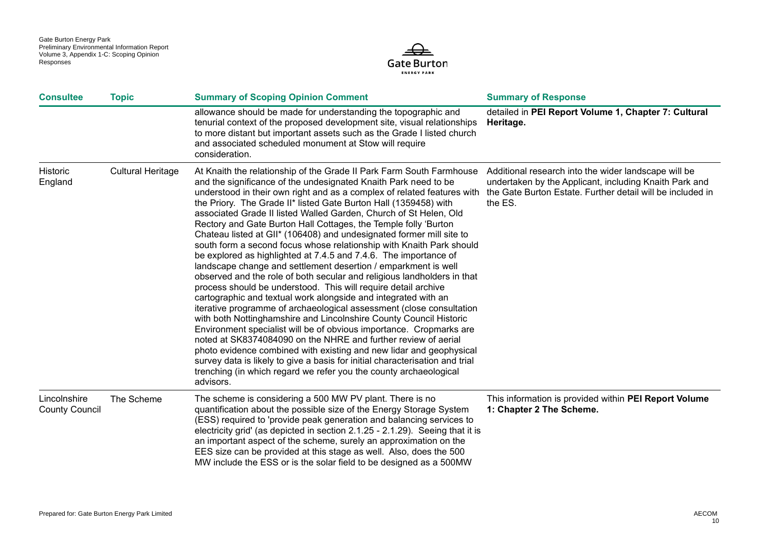| Consultee | Topic | Summary of Scoping Opinion Comment | Summary of Response |
| --- | --- | --- | --- |
| | | allowance should be made for understanding the topographic and tenurial context of the proposed development site, visual relationships to more distant but important assets such as the Grade I listed church and associated scheduled monument at Stow will require consideration. | detailed in **PEI Report Volume 1, Chapter 7: Cultural Heritage.** |
| Historic England | Cultural Heritage | At Knaith the relationship of the Grade II Park Farm South Farmhouse and the significance of the undesignated Knaith Park need to be understood in their own right and as a complex of related features with the Priory. The Grade II* listed Gate Burton Hall (1359458) with associated Grade II listed Walled Garden, Church of St Helen, Old Rectory and Gate Burton Hall Cottages, the Temple folly 'Burton Chateau listed at GII* (106408) and undesignated former mill site to south form a second focus whose relationship with Knaith Park should be explored as highlighted at 7.4.5 and 7.4.6. The importance of landscape change and settlement desertion / emparkment is well observed and the role of both secular and religious landholders in that process should be understood. This will require detail archive cartographic and textual work alongside and integrated with an iterative programme of archaeological assessment (close consultation with both Nottinghamshire and Lincolnshire County Council Historic Environment specialist will be of obvious importance. Cropmarks are noted at SK8374084090 on the NHRE and further review of aerial photo evidence combined with existing and new lidar and geophysical survey data is likely to give a basis for initial characterisation and trial trenching (in which regard we refer you the county archaeological advisors. | Additional research into the wider landscape will be undertaken by the Applicant, including Knaith Park and the Gate Burton Estate. Further detail will be included in the ES. |
| Lincolnshire County Council | The Scheme | The scheme is considering a 500 MW PV plant. There is no quantification about the possible size of the Energy Storage System (ESS) required to 'provide peak generation and balancing services to electricity grid' (as depicted in section 2.1.25 - 2.1.29). Seeing that it is an important aspect of the scheme, surely an approximation on the EES size can be provided at this stage as well. Also, does the 500 MW include the ESS or is the solar field to be designed as a 500MW | This information is provided within **PEI Report Volume 1: Chapter 2 The Scheme.** |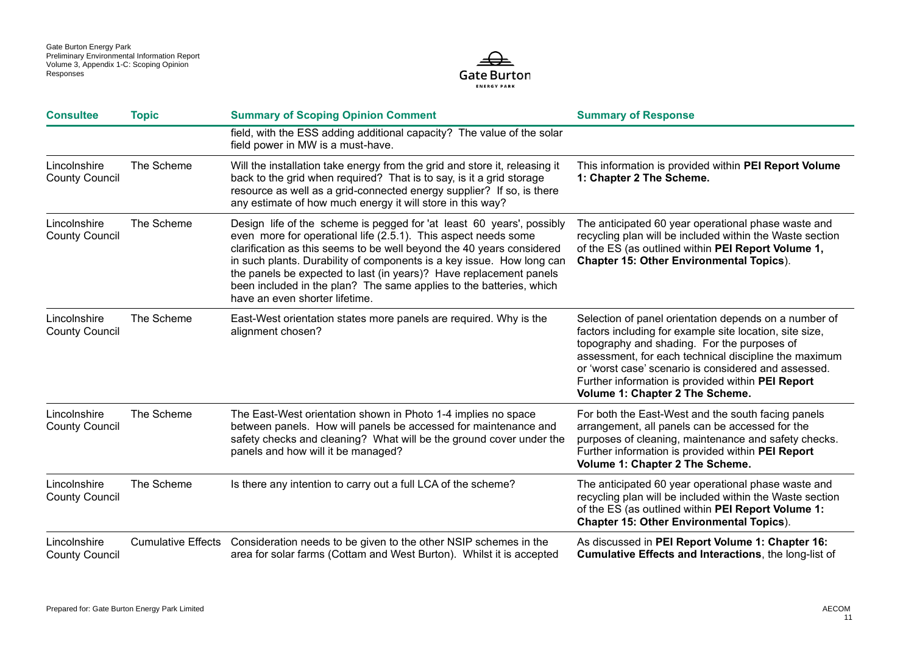| Consultee | Topic | Summary of Scoping Opinion Comment | Summary of Response |
|---|---|---|---|
| | | field, with the ESS adding additional capacity? The value of the solar field power in MW is a must-have. | |
| Lincolnshire County Council | The Scheme | Will the installation take energy from the grid and store it, releasing it back to the grid when required? That is to say, is it a grid storage resource as well as a grid-connected energy supplier? If so, is there any estimate of how much energy it will store in this way? | This information is provided within **PEI Report Volume 1: Chapter 2 The Scheme.** |
| Lincolnshire County Council | The Scheme | Design life of the scheme is pegged for 'at least 60 years', possibly even more for operational life (2.5.1). This aspect needs some clarification as this seems to be well beyond the 40 years considered in such plants. Durability of components is a key issue. How long can the panels be expected to last (in years)? Have replacement panels been included in the plan? The same applies to the batteries, which have an even shorter lifetime. | The anticipated 60 year operational phase waste and recycling plan will be included within the Waste section of the ES (as outlined within **PEI Report Volume 1, Chapter 15: Other Environmental Topics**). |
| Lincolnshire County Council | The Scheme | East-West orientation states more panels are required. Why is the alignment chosen? | Selection of panel orientation depends on a number of factors including for example site location, site size, topography and shading. For the purposes of assessment, for each technical discipline the maximum or 'worst case' scenario is considered and assessed. Further information is provided within **PEI Report Volume 1: Chapter 2 The Scheme.** |
| Lincolnshire County Council | The Scheme | The East-West orientation shown in Photo 1-4 implies no space between panels. How will panels be accessed for maintenance and safety checks and cleaning? What will be the ground cover under the panels and how will it be managed? | For both the East-West and the south facing panels arrangement, all panels can be accessed for the purposes of cleaning, maintenance and safety checks. Further information is provided within **PEI Report Volume 1: Chapter 2 The Scheme.** |
| Lincolnshire County Council | The Scheme | Is there any intention to carry out a full LCA of the scheme? | The anticipated 60 year operational phase waste and recycling plan will be included within the Waste section of the ES (as outlined within **PEI Report Volume 1: Chapter 15: Other Environmental Topics**). |
| Lincolnshire County Council | Cumulative Effects | Consideration needs to be given to the other NSIP schemes in the area for solar farms (Cottam and West Burton). Whilst it is accepted | As discussed in **PEI Report Volume 1: Chapter 16: Cumulative Effects and Interactions**, the long-list of |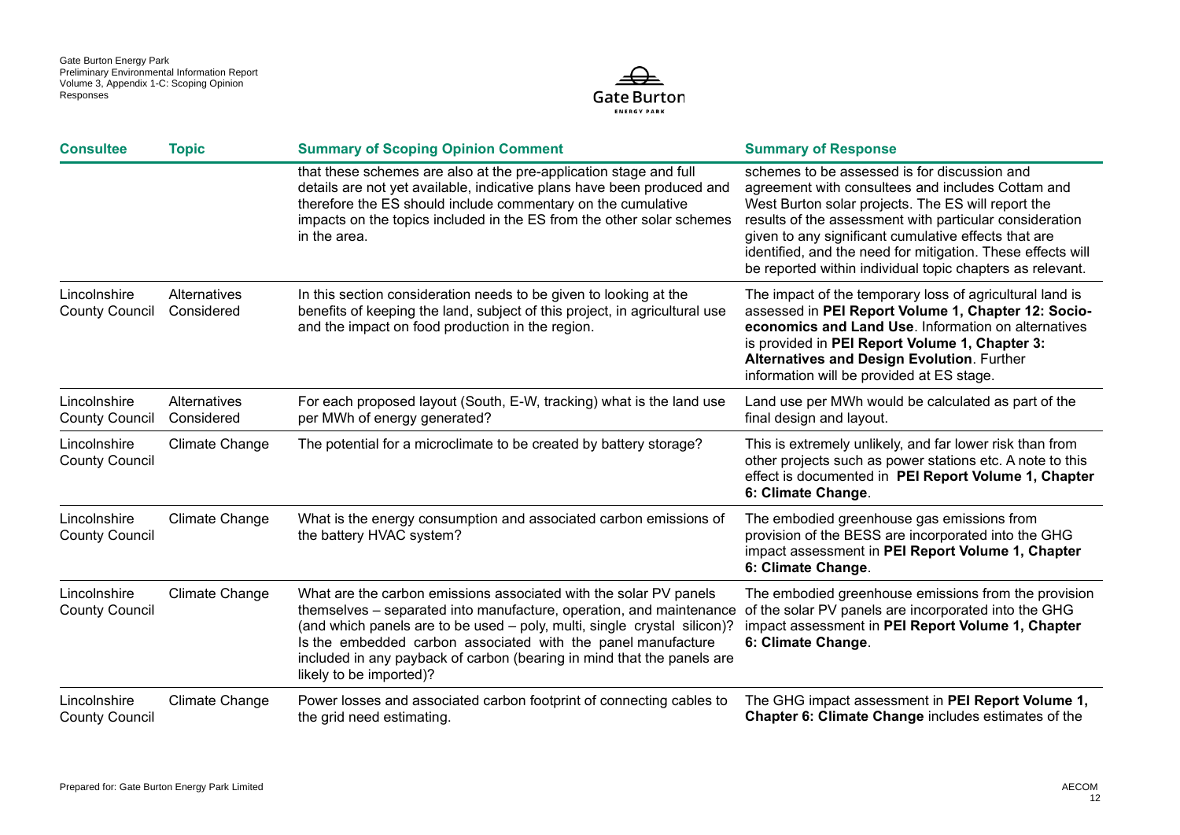| Consultee | Topic | Summary of Scoping Opinion Comment | Summary of Response |
| --- | --- | --- | --- |
| | | that these schemes are also at the pre-application stage and full details are not yet available, indicative plans have been produced and therefore the ES should include commentary on the cumulative impacts on the topics included in the ES from the other solar schemes in the area. | schemes to be assessed is for discussion and agreement with consultees and includes Cottam and West Burton solar projects. The ES will report the results of the assessment with particular consideration given to any significant cumulative effects that are identified, and the need for mitigation. These effects will be reported within individual topic chapters as relevant. |
| Lincolnshire County Council | Alternatives Considered | In this section consideration needs to be given to looking at the benefits of keeping the land, subject of this project, in agricultural use and the impact on food production in the region. | The impact of the temporary loss of agricultural land is assessed in **PEI Report Volume 1, Chapter 12: Socio-economics and Land Use**. Information on alternatives is provided in **PEI Report Volume 1, Chapter 3: Alternatives and Design Evolution**. Further information will be provided at ES stage. |
| Lincolnshire County Council | Alternatives Considered | For each proposed layout (South, E-W, tracking) what is the land use per MWh of energy generated? | Land use per MWh would be calculated as part of the final design and layout. |
| Lincolnshire County Council | Climate Change | The potential for a microclimate to be created by battery storage? | This is extremely unlikely, and far lower risk than from other projects such as power stations etc. A note to this effect is documented in **PEI Report Volume 1, Chapter 6: Climate Change**. |
| Lincolnshire County Council | Climate Change | What is the energy consumption and associated carbon emissions of the battery HVAC system? | The embodied greenhouse gas emissions from provision of the BESS are incorporated into the GHG impact assessment in **PEI Report Volume 1, Chapter 6: Climate Change**. |
| Lincolnshire County Council | Climate Change | What are the carbon emissions associated with the solar PV panels themselves – separated into manufacture, operation, and maintenance (and which panels are to be used – poly, multi, single crystal silicon)? Is the embedded carbon associated with the panel manufacture included in any payback of carbon (bearing in mind that the panels are likely to be imported)? | The embodied greenhouse emissions from the provision of the solar PV panels are incorporated into the GHG impact assessment in **PEI Report Volume 1, Chapter 6: Climate Change**. |
| Lincolnshire County Council | Climate Change | Power losses and associated carbon footprint of connecting cables to the grid need estimating. | The GHG impact assessment in **PEI Report Volume 1, Chapter 6: Climate Change** includes estimates of the |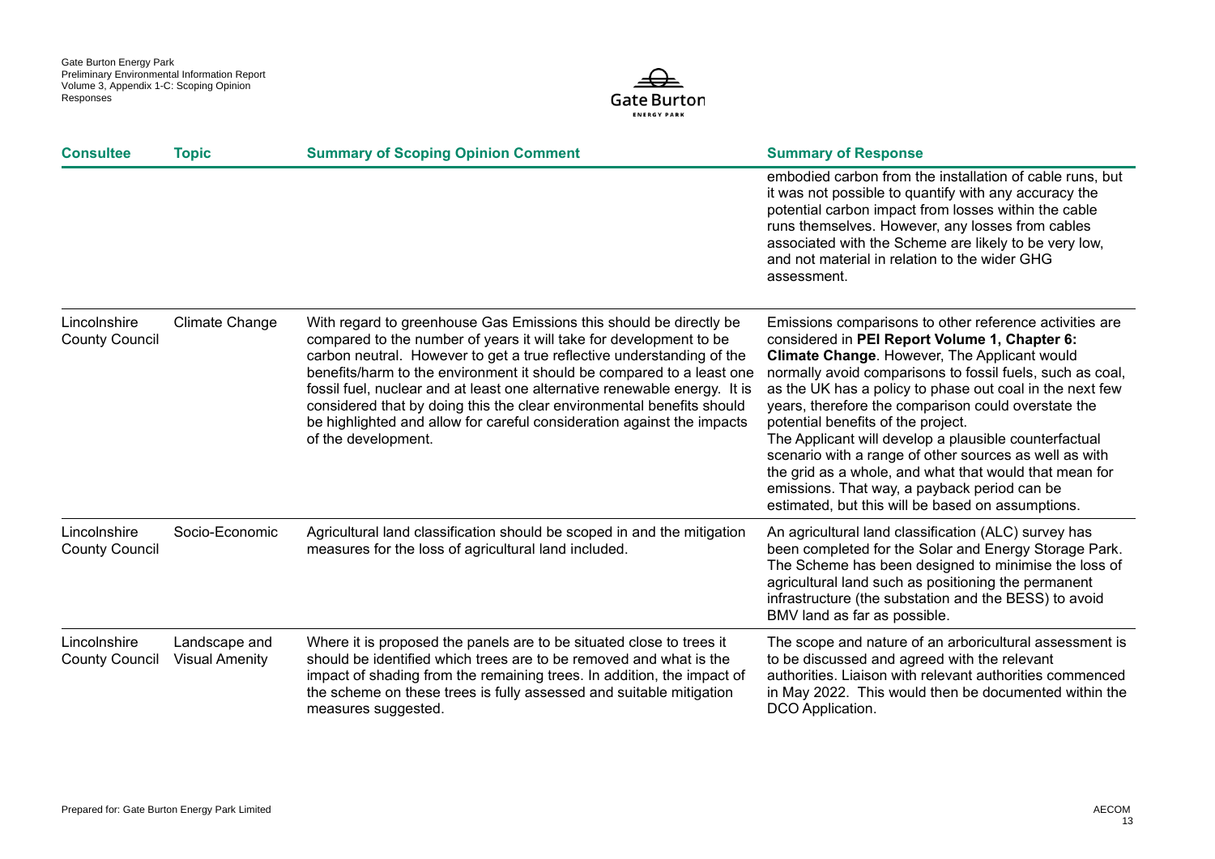| Consultee | Topic | Summary of Scoping Opinion Comment | Summary of Response |
| --- | --- | --- | --- |
| | | | embodied carbon from the installation of cable runs, but it was not possible to quantify with any accuracy the potential carbon impact from losses within the cable runs themselves. However, any losses from cables associated with the Scheme are likely to be very low, and not material in relation to the wider GHG assessment. |
| Lincolnshire County Council | Climate Change | With regard to greenhouse Gas Emissions this should be directly be compared to the number of years it will take for development to be carbon neutral. However to get a true reflective understanding of the benefits/harm to the environment it should be compared to a least one fossil fuel, nuclear and at least one alternative renewable energy. It is considered that by doing this the clear environmental benefits should be highlighted and allow for careful consideration against the impacts of the development. | Emissions comparisons to other reference activities are considered in **PEI Report Volume 1, Chapter 6: Climate Change**. However, The Applicant would normally avoid comparisons to fossil fuels, such as coal, as the UK has a policy to phase out coal in the next few years, therefore the comparison could overstate the potential benefits of the project. The Applicant will develop a plausible counterfactual scenario with a range of other sources as well as with the grid as a whole, and what that would that mean for emissions. That way, a payback period can be estimated, but this will be based on assumptions. |
| Lincolnshire County Council | Socio-Economic | Agricultural land classification should be scoped in and the mitigation measures for the loss of agricultural land included. | An agricultural land classification (ALC) survey has been completed for the Solar and Energy Storage Park. The Scheme has been designed to minimise the loss of agricultural land such as positioning the permanent infrastructure (the substation and the BESS) to avoid BMV land as far as possible. |
| Lincolnshire County Council | Landscape and Visual Amenity | Where it is proposed the panels are to be situated close to trees it should be identified which trees are to be removed and what is the impact of shading from the remaining trees. In addition, the impact of the scheme on these trees is fully assessed and suitable mitigation measures suggested. | The scope and nature of an arboricultural assessment is to be discussed and agreed with the relevant authorities. Liaison with relevant authorities commenced in May 2022. This would then be documented within the DCO Application. |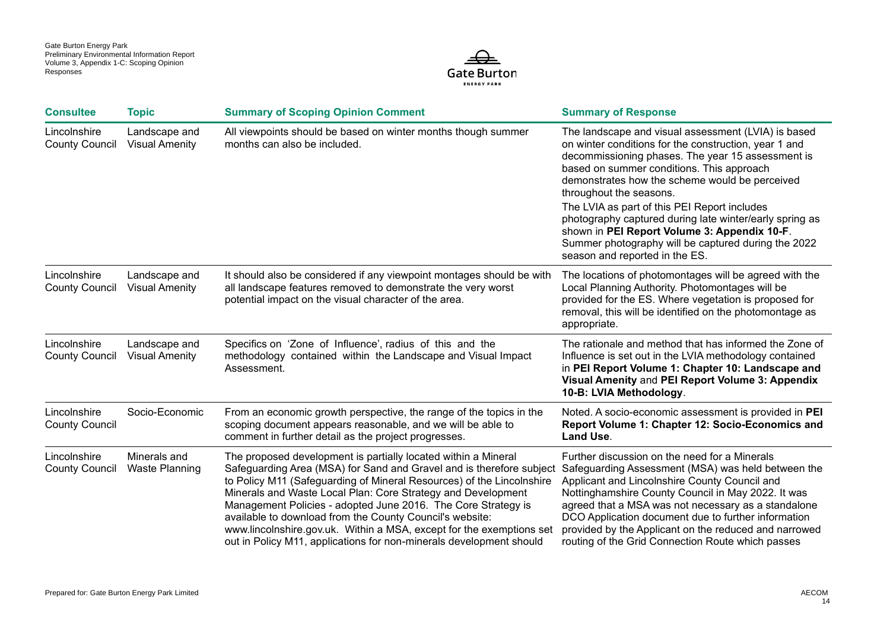| Consultee | Topic | Summary of Scoping Opinion Comment | Summary of Response |
| --- | --- | --- | --- |
| Lincolnshire County Council | Landscape and Visual Amenity | All viewpoints should be based on winter months though summer months can also be included. | The landscape and visual assessment (LVIA) is based on winter conditions for the construction, year 1 and decommissioning phases. The year 15 assessment is based on summer conditions. This approach demonstrates how the scheme would be perceived throughout the seasons.<br>The LVIA as part of this PEI Report includes photography captured during late winter/early spring as shown in **PEI Report Volume 3: Appendix 10-F**. Summer photography will be captured during the 2022 season and reported in the ES. |
| Lincolnshire County Council | Landscape and Visual Amenity | It should also be considered if any viewpoint montages should be with all landscape features removed to demonstrate the very worst potential impact on the visual character of the area. | The locations of photomontages will be agreed with the Local Planning Authority. Photomontages will be provided for the ES. Where vegetation is proposed for removal, this will be identified on the photomontage as appropriate. |
| Lincolnshire County Council | Landscape and Visual Amenity | Specifics on 'Zone of Influence', radius of this and the methodology contained within the Landscape and Visual Impact Assessment. | The rationale and method that has informed the Zone of Influence is set out in the LVIA methodology contained in **PEI Report Volume 1: Chapter 10: Landscape and Visual Amenity** and **PEI Report Volume 3: Appendix 10-B: LVIA Methodology**. |
| Lincolnshire County Council | Socio-Economic | From an economic growth perspective, the range of the topics in the scoping document appears reasonable, and we will be able to comment in further detail as the project progresses. | Noted. A socio-economic assessment is provided in **PEI Report Volume 1: Chapter 12: Socio-Economics and Land Use**. |
| Lincolnshire County Council | Minerals and Waste Planning | The proposed development is partially located within a Mineral Safeguarding Area (MSA) for Sand and Gravel and is therefore subject to Policy M11 (Safeguarding of Mineral Resources) of the Lincolnshire Minerals and Waste Local Plan: Core Strategy and Development Management Policies - adopted June 2016. The Core Strategy is available to download from the County Council's website: www.lincolnshire.gov.uk. Within a MSA, except for the exemptions set out in Policy M11, applications for non-minerals development should | Further discussion on the need for a Minerals Safeguarding Assessment (MSA) was held between the Applicant and Lincolnshire County Council and Nottinghamshire County Council in May 2022. It was agreed that a MSA was not necessary as a standalone DCO Application document due to further information provided by the Applicant on the reduced and narrowed routing of the Grid Connection Route which passes |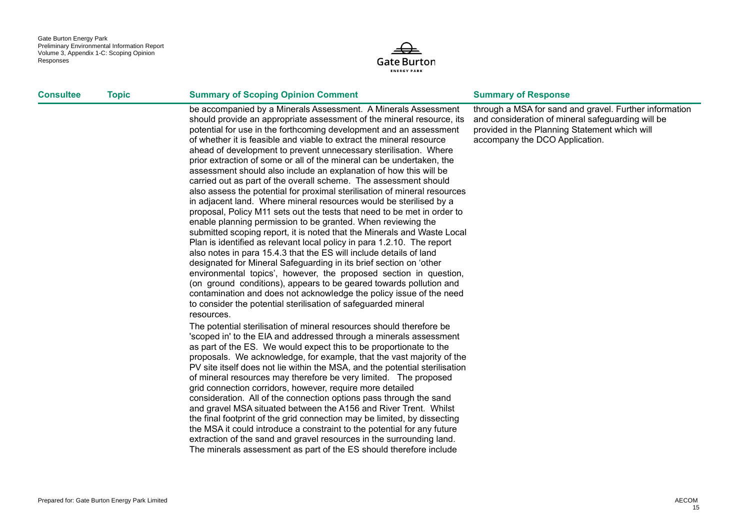| Consultee | Topic | Summary of Scoping Opinion Comment | Summary of Response |
|---|---|---|---|
| | | be accompanied by a Minerals Assessment. A Minerals Assessment should provide an appropriate assessment of the mineral resource, its potential for use in the forthcoming development and an assessment of whether it is feasible and viable to extract the mineral resource ahead of development to prevent unnecessary sterilisation. Where prior extraction of some or all of the mineral can be undertaken, the assessment should also include an explanation of how this will be carried out as part of the overall scheme. The assessment should also assess the potential for proximal sterilisation of mineral resources in adjacent land. Where mineral resources would be sterilised by a proposal, Policy M11 sets out the tests that need to be met in order to enable planning permission to be granted. When reviewing the submitted scoping report, it is noted that the Minerals and Waste Local Plan is identified as relevant local policy in para 1.2.10. The report also notes in para 15.4.3 that the ES will include details of land designated for Mineral Safeguarding in its brief section on 'other environmental topics', however, the proposed section in question, (on ground conditions), appears to be geared towards pollution and contamination and does not acknowledge the policy issue of the need to consider the potential sterilisation of safeguarded mineral resources.<br><br>The potential sterilisation of mineral resources should therefore be 'scoped in' to the EIA and addressed through a minerals assessment as part of the ES. We would expect this to be proportionate to the proposals. We acknowledge, for example, that the vast majority of the PV site itself does not lie within the MSA, and the potential sterilisation of mineral resources may therefore be very limited. The proposed grid connection corridors, however, require more detailed consideration. All of the connection options pass through the sand and gravel MSA situated between the A156 and River Trent. Whilst the final footprint of the grid connection may be limited, by dissecting the MSA it could introduce a constraint to the potential for any future extraction of the sand and gravel resources in the surrounding land. The minerals assessment as part of the ES should therefore include | through a MSA for sand and gravel. Further information and consideration of mineral safeguarding will be provided in the Planning Statement which will accompany the DCO Application. |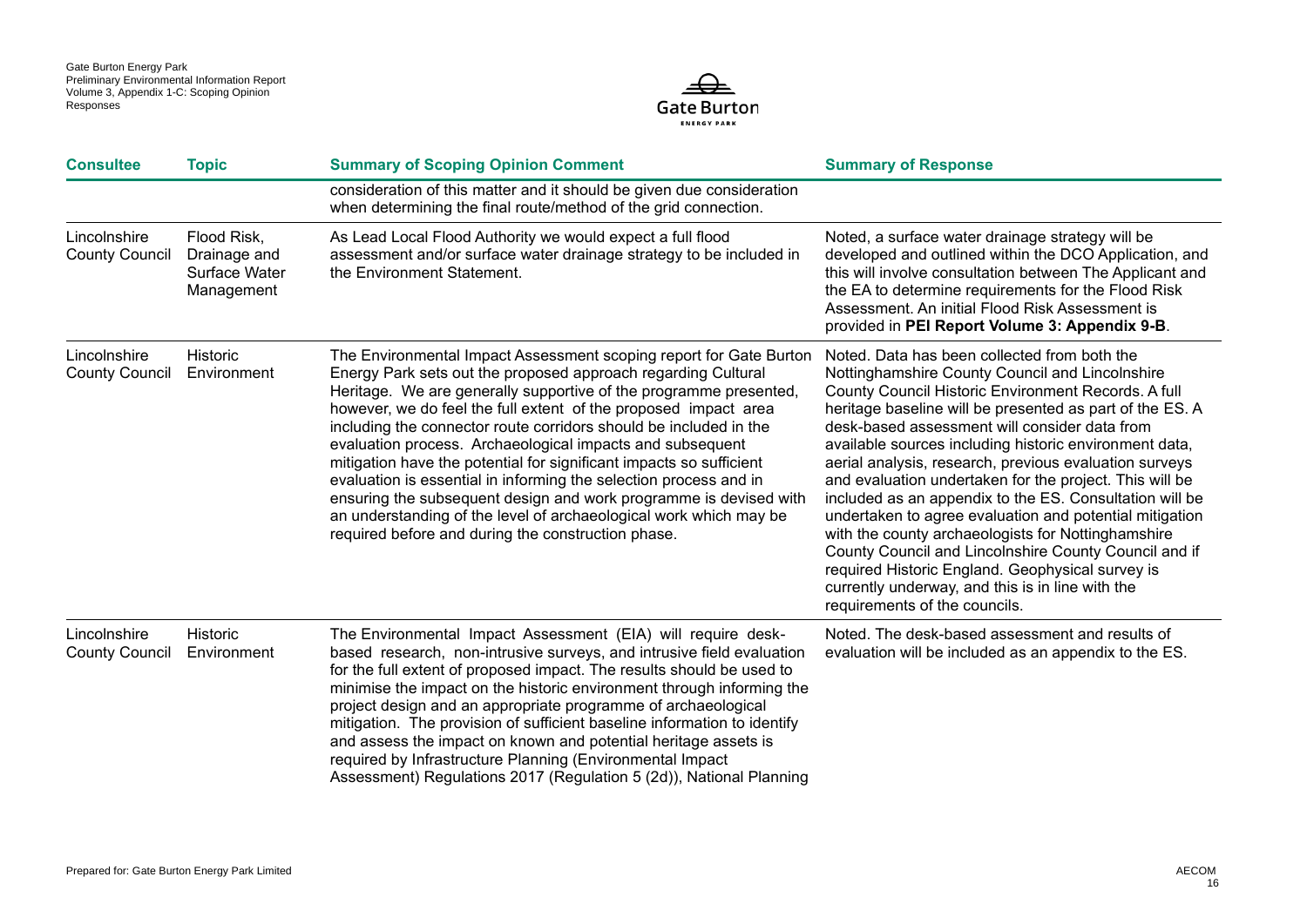| Consultee | Topic | Summary of Scoping Opinion Comment | Summary of Response |
|---|---|---|---|
| | | consideration of this matter and it should be given due consideration when determining the final route/method of the grid connection. | |
| Lincolnshire County Council | Flood Risk, Drainage and Surface Water Management | As Lead Local Flood Authority we would expect a full flood assessment and/or surface water drainage strategy to be included in the Environment Statement. | Noted, a surface water drainage strategy will be developed and outlined within the DCO Application, and this will involve consultation between The Applicant and the EA to determine requirements for the Flood Risk Assessment. An initial Flood Risk Assessment is provided in **PEI Report Volume 3: Appendix 9-B**. |
| Lincolnshire County Council | Historic Environment | The Environmental Impact Assessment scoping report for Gate Burton Energy Park sets out the proposed approach regarding Cultural Heritage. We are generally supportive of the programme presented, however, we do feel the full extent of the proposed impact area including the connector route corridors should be included in the evaluation process. Archaeological impacts and subsequent mitigation have the potential for significant impacts so sufficient evaluation is essential in informing the selection process and in ensuring the subsequent design and work programme is devised with an understanding of the level of archaeological work which may be required before and during the construction phase. | Noted. Data has been collected from both the Nottinghamshire County Council and Lincolnshire County Council Historic Environment Records. A full heritage baseline will be presented as part of the ES. A desk-based assessment will consider data from available sources including historic environment data, aerial analysis, research, previous evaluation surveys and evaluation undertaken for the project. This will be included as an appendix to the ES. Consultation will be undertaken to agree evaluation and potential mitigation with the county archaeologists for Nottinghamshire County Council and Lincolnshire County Council and if required Historic England. Geophysical survey is currently underway, and this is in line with the requirements of the councils. |
| Lincolnshire County Council | Historic Environment | The Environmental Impact Assessment (EIA) will require desk-based research, non-intrusive surveys, and intrusive field evaluation for the full extent of proposed impact. The results should be used to minimise the impact on the historic environment through informing the project design and an appropriate programme of archaeological mitigation. The provision of sufficient baseline information to identify and assess the impact on known and potential heritage assets is required by Infrastructure Planning (Environmental Impact Assessment) Regulations 2017 (Regulation 5 (2d)), National Planning | Noted. The desk-based assessment and results of evaluation will be included as an appendix to the ES. |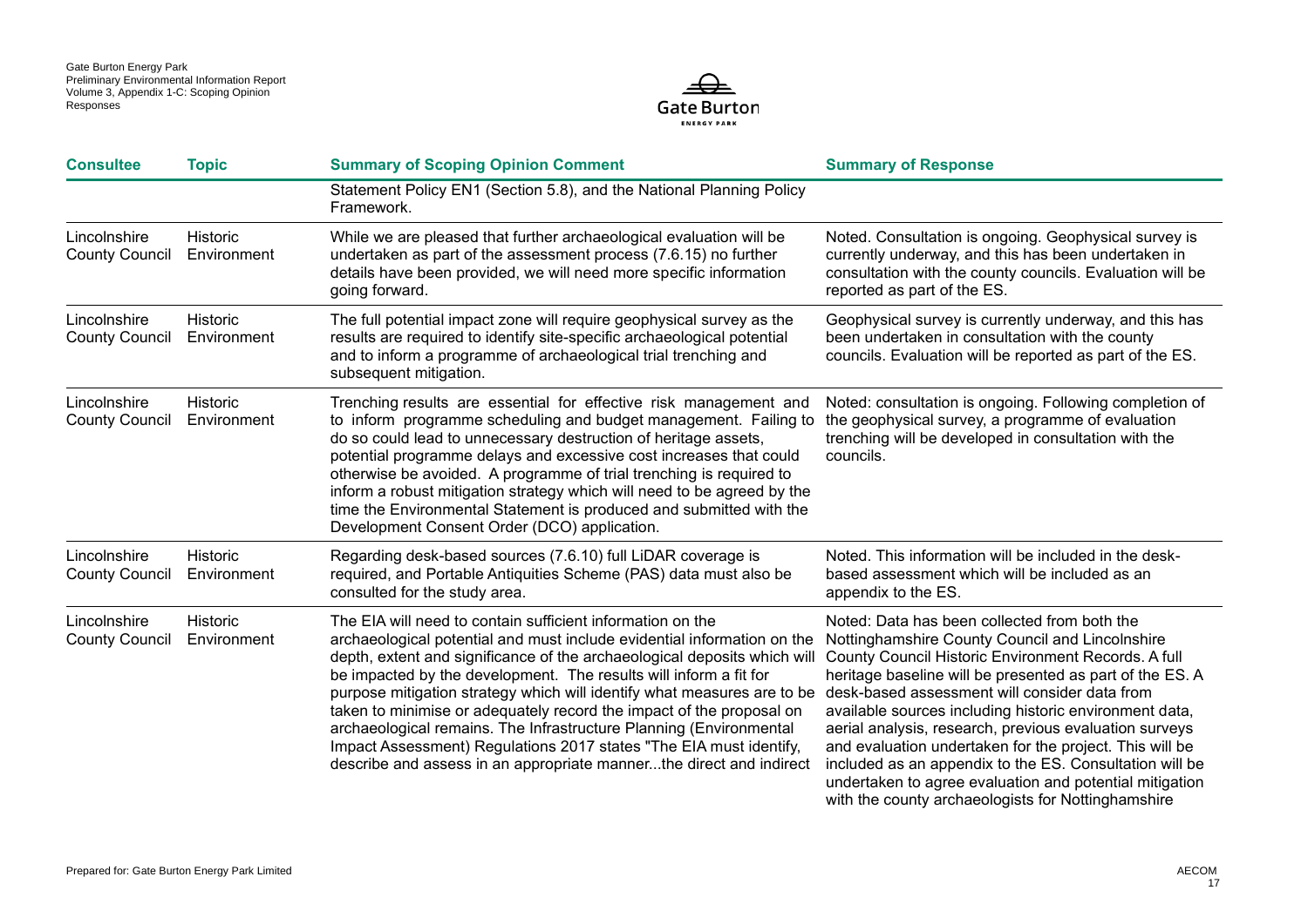| Consultee | Topic | Summary of Scoping Opinion Comment | Summary of Response |
|---|---|---|---|
| | | Statement Policy EN1 (Section 5.8), and the National Planning Policy Framework. | |
| Lincolnshire County Council | Historic Environment | While we are pleased that further archaeological evaluation will be undertaken as part of the assessment process (7.6.15) no further details have been provided, we will need more specific information going forward. | Noted. Consultation is ongoing. Geophysical survey is currently underway, and this has been undertaken in consultation with the county councils. Evaluation will be reported as part of the ES. |
| Lincolnshire County Council | Historic Environment | The full potential impact zone will require geophysical survey as the results are required to identify site-specific archaeological potential and to inform a programme of archaeological trial trenching and subsequent mitigation. | Geophysical survey is currently underway, and this has been undertaken in consultation with the county councils. Evaluation will be reported as part of the ES. |
| Lincolnshire County Council | Historic Environment | Trenching results are essential for effective risk management and to inform programme scheduling and budget management. Failing to do so could lead to unnecessary destruction of heritage assets, potential programme delays and excessive cost increases that could otherwise be avoided. A programme of trial trenching is required to inform a robust mitigation strategy which will need to be agreed by the time the Environmental Statement is produced and submitted with the Development Consent Order (DCO) application. | Noted: consultation is ongoing. Following completion of the geophysical survey, a programme of evaluation trenching will be developed in consultation with the councils. |
| Lincolnshire County Council | Historic Environment | Regarding desk-based sources (7.6.10) full LiDAR coverage is required, and Portable Antiquities Scheme (PAS) data must also be consulted for the study area. | Noted. This information will be included in the desk-based assessment which will be included as an appendix to the ES. |
| Lincolnshire County Council | Historic Environment | The EIA will need to contain sufficient information on the archaeological potential and must include evidential information on the depth, extent and significance of the archaeological deposits which will be impacted by the development. The results will inform a fit for purpose mitigation strategy which will identify what measures are to be taken to minimise or adequately record the impact of the proposal on archaeological remains. The Infrastructure Planning (Environmental Impact Assessment) Regulations 2017 states "The EIA must identify, describe and assess in an appropriate manner...the direct and indirect | Noted: Data has been collected from both the Nottinghamshire County Council and Lincolnshire County Council Historic Environment Records. A full heritage baseline will be presented as part of the ES. A desk-based assessment will consider data from available sources including historic environment data, aerial analysis, research, previous evaluation surveys and evaluation undertaken for the project. This will be included as an appendix to the ES. Consultation will be undertaken to agree evaluation and potential mitigation with the county archaeologists for Nottinghamshire |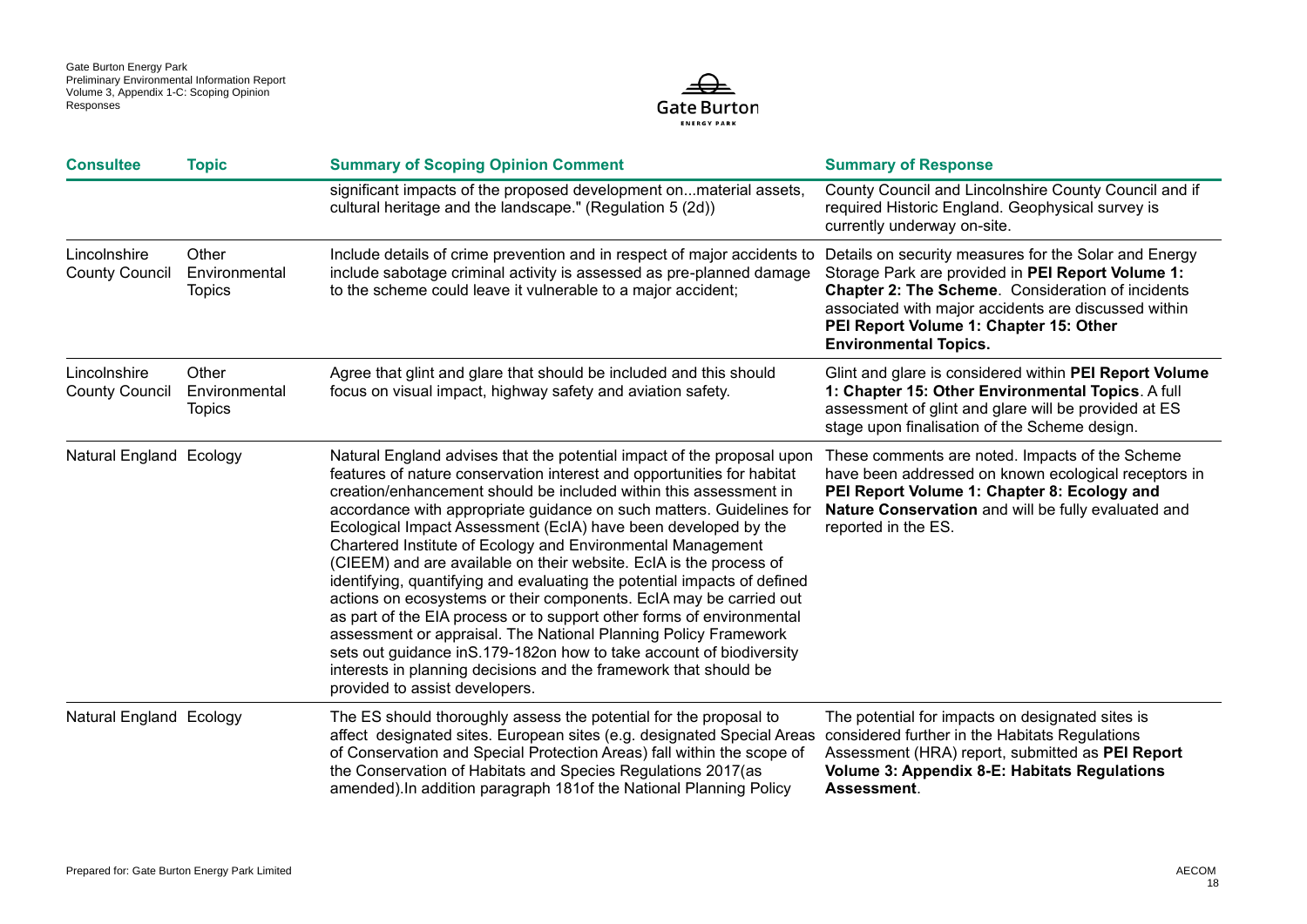| Consultee | Topic | Summary of Scoping Opinion Comment | Summary of Response |
|---|---|---|---|
| | | significant impacts of the proposed development on...material assets, cultural heritage and the landscape." (Regulation 5 (2d)) | County Council and Lincolnshire County Council and if required Historic England. Geophysical survey is currently underway on-site. |
| Lincolnshire County Council | Other Environmental Topics | Include details of crime prevention and in respect of major accidents to include sabotage criminal activity is assessed as pre-planned damage to the scheme could leave it vulnerable to a major accident; | Details on security measures for the Solar and Energy Storage Park are provided in **PEI Report Volume 1: Chapter 2: The Scheme**. Consideration of incidents associated with major accidents are discussed within **PEI Report Volume 1: Chapter 15: Other Environmental Topics.** |
| Lincolnshire County Council | Other Environmental Topics | Agree that glint and glare that should be included and this should focus on visual impact, highway safety and aviation safety. | Glint and glare is considered within **PEI Report Volume 1: Chapter 15: Other Environmental Topics**. A full assessment of glint and glare will be provided at ES stage upon finalisation of the Scheme design. |
| Natural England | Ecology | Natural England advises that the potential impact of the proposal upon features of nature conservation interest and opportunities for habitat creation/enhancement should be included within this assessment in accordance with appropriate guidance on such matters. Guidelines for Ecological Impact Assessment (EcIA) have been developed by the Chartered Institute of Ecology and Environmental Management (CIEEM) and are available on their website. EcIA is the process of identifying, quantifying and evaluating the potential impacts of defined actions on ecosystems or their components. EcIA may be carried out as part of the EIA process or to support other forms of environmental assessment or appraisal. The National Planning Policy Framework sets out guidance inS.179-182on how to take account of biodiversity interests in planning decisions and the framework that should be provided to assist developers. | These comments are noted. Impacts of the Scheme have been addressed on known ecological receptors in **PEI Report Volume 1: Chapter 8: Ecology and Nature Conservation** and will be fully evaluated and reported in the ES. |
| Natural England | Ecology | The ES should thoroughly assess the potential for the proposal to affect designated sites. European sites (e.g. designated Special Areas of Conservation and Special Protection Areas) fall within the scope of the Conservation of Habitats and Species Regulations 2017(as amended).In addition paragraph 181of the National Planning Policy | The potential for impacts on designated sites is considered further in the Habitats Regulations Assessment (HRA) report, submitted as **PEI Report Volume 3: Appendix 8-E: Habitats Regulations Assessment**. |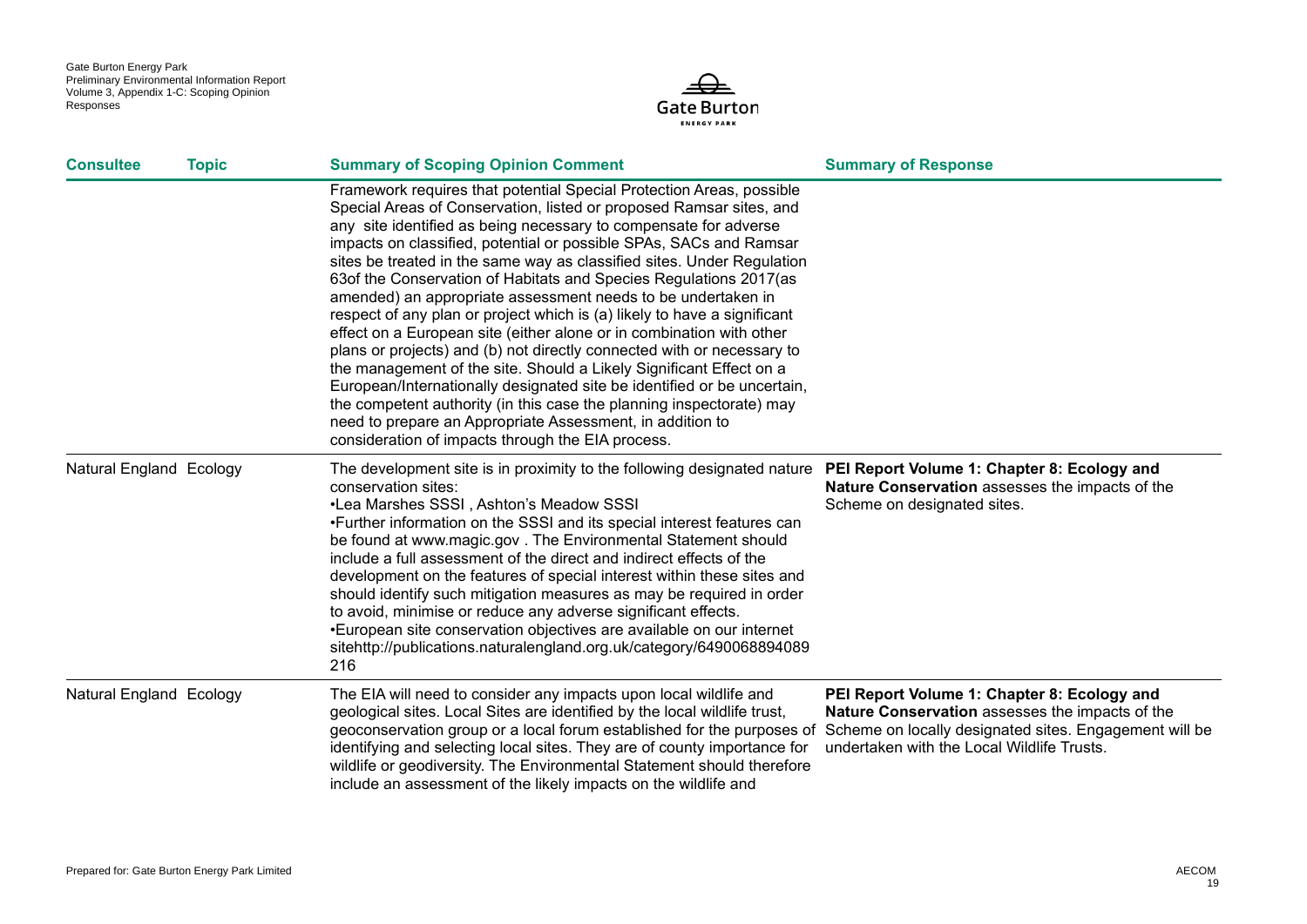| Consultee | Topic | Summary of Scoping Opinion Comment | Summary of Response |
|---|---|---|---|
| | | Framework requires that potential Special Protection Areas, possible Special Areas of Conservation, listed or proposed Ramsar sites, and any site identified as being necessary to compensate for adverse impacts on classified, potential or possible SPAs, SACs and Ramsar sites be treated in the same way as classified sites. Under Regulation 63of the Conservation of Habitats and Species Regulations 2017(as amended) an appropriate assessment needs to be undertaken in respect of any plan or project which is (a) likely to have a significant effect on a European site (either alone or in combination with other plans or projects) and (b) not directly connected with or necessary to the management of the site. Should a Likely Significant Effect on a European/Internationally designated site be identified or be uncertain, the competent authority (in this case the planning inspectorate) may need to prepare an Appropriate Assessment, in addition to consideration of impacts through the EIA process. | |
| Natural England | Ecology | The development site is in proximity to the following designated nature conservation sites:<br>•Lea Marshes SSSI , Ashton's Meadow SSSI<br>•Further information on the SSSI and its special interest features can be found at www.magic.gov . The Environmental Statement should include a full assessment of the direct and indirect effects of the development on the features of special interest within these sites and should identify such mitigation measures as may be required in order to avoid, minimise or reduce any adverse significant effects.<br>•European site conservation objectives are available on our internet sitehttp://publications.naturalengland.org.uk/category/6490068894089 216 | **PEI Report Volume 1: Chapter 8: Ecology and Nature Conservation** assesses the impacts of the Scheme on designated sites. |
| Natural England | Ecology | The EIA will need to consider any impacts upon local wildlife and geological sites. Local Sites are identified by the local wildlife trust, geoconservation group or a local forum established for the purposes of identifying and selecting local sites. They are of county importance for wildlife or geodiversity. The Environmental Statement should therefore include an assessment of the likely impacts on the wildlife and | **PEI Report Volume 1: Chapter 8: Ecology and Nature Conservation** assesses the impacts of the Scheme on locally designated sites. Engagement will be undertaken with the Local Wildlife Trusts. |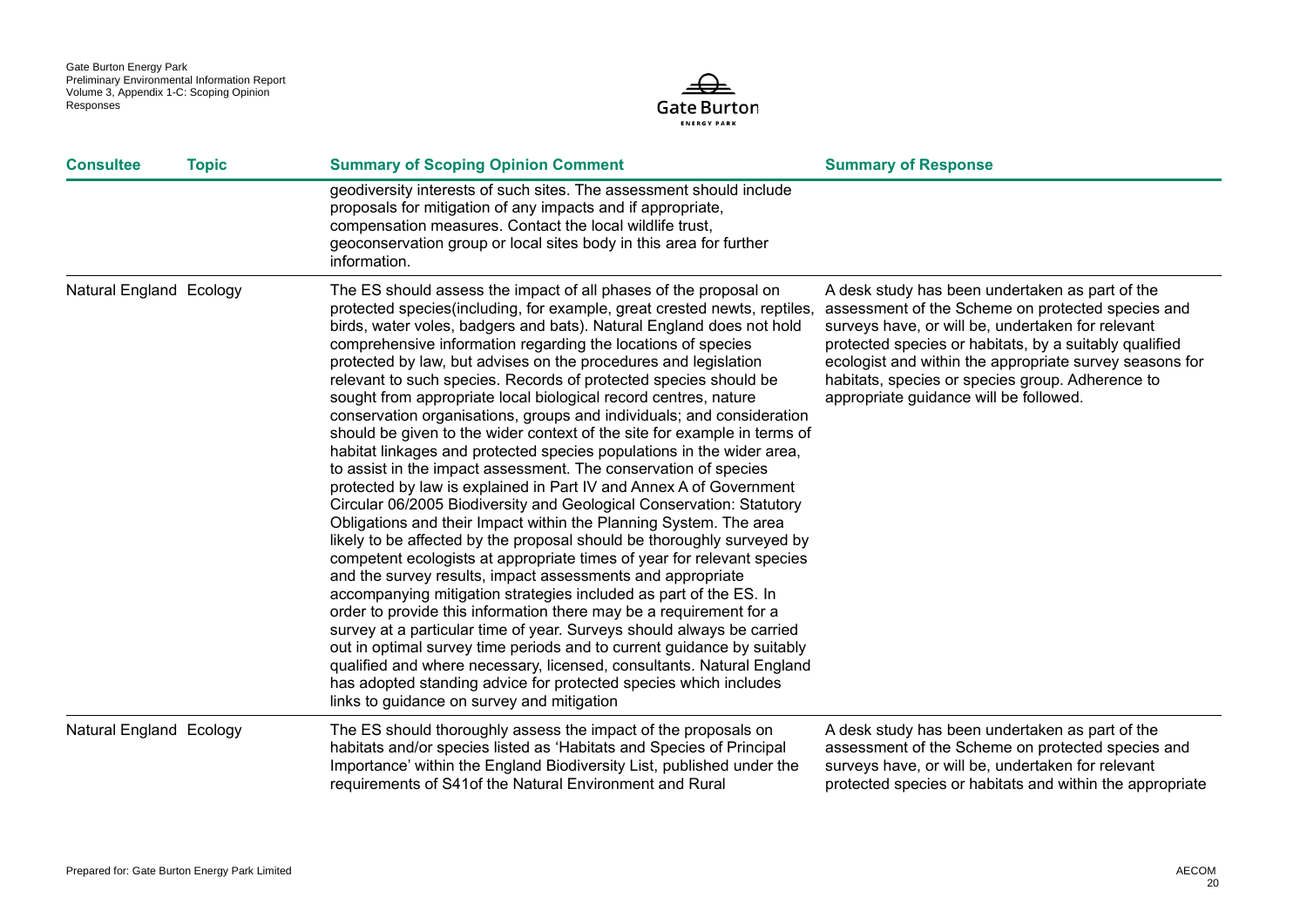| Consultee | Topic | Summary of Scoping Opinion Comment | Summary of Response |
|---|---|---|---|
| | | geodiversity interests of such sites. The assessment should include proposals for mitigation of any impacts and if appropriate, compensation measures. Contact the local wildlife trust, geoconservation group or local sites body in this area for further information. | |
| Natural England | Ecology | The ES should assess the impact of all phases of the proposal on protected species(including, for example, great crested newts, reptiles, birds, water voles, badgers and bats). Natural England does not hold comprehensive information regarding the locations of species protected by law, but advises on the procedures and legislation relevant to such species. Records of protected species should be sought from appropriate local biological record centres, nature conservation organisations, groups and individuals; and consideration should be given to the wider context of the site for example in terms of habitat linkages and protected species populations in the wider area, to assist in the impact assessment. The conservation of species protected by law is explained in Part IV and Annex A of Government Circular 06/2005 Biodiversity and Geological Conservation: Statutory Obligations and their Impact within the Planning System. The area likely to be affected by the proposal should be thoroughly surveyed by competent ecologists at appropriate times of year for relevant species and the survey results, impact assessments and appropriate accompanying mitigation strategies included as part of the ES. In order to provide this information there may be a requirement for a survey at a particular time of year. Surveys should always be carried out in optimal survey time periods and to current guidance by suitably qualified and where necessary, licensed, consultants. Natural England has adopted standing advice for protected species which includes links to guidance on survey and mitigation | A desk study has been undertaken as part of the assessment of the Scheme on protected species and surveys have, or will be, undertaken for relevant protected species or habitats, by a suitably qualified ecologist and within the appropriate survey seasons for habitats, species or species group. Adherence to appropriate guidance will be followed. |
| Natural England | Ecology | The ES should thoroughly assess the impact of the proposals on habitats and/or species listed as 'Habitats and Species of Principal Importance' within the England Biodiversity List, published under the requirements of S41of the Natural Environment and Rural | A desk study has been undertaken as part of the assessment of the Scheme on protected species and surveys have, or will be, undertaken for relevant protected species or habitats and within the appropriate |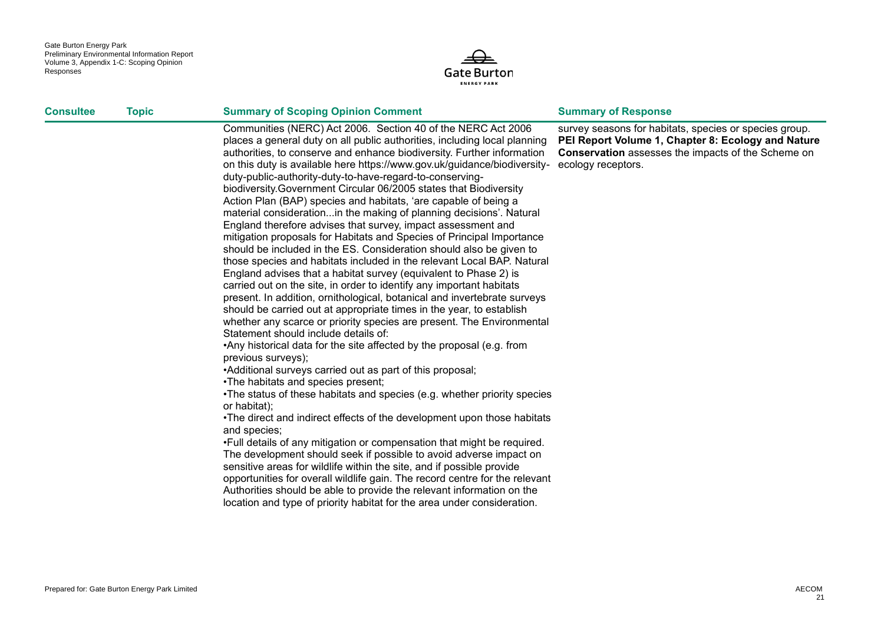| Consultee | Topic | Summary of Scoping Opinion Comment | Summary of Response |
|---|---|---|---|
| | | Communities (NERC) Act 2006. Section 40 of the NERC Act 2006 places a general duty on all public authorities, including local planning authorities, to conserve and enhance biodiversity. Further information on this duty is available here https://www.gov.uk/guidance/biodiversity-duty-public-authority-duty-to-have-regard-to-conserving-biodiversity.Government Circular 06/2005 states that Biodiversity Action Plan (BAP) species and habitats, 'are capable of being a material consideration...in the making of planning decisions'. Natural England therefore advises that survey, impact assessment and mitigation proposals for Habitats and Species of Principal Importance should be included in the ES. Consideration should also be given to those species and habitats included in the relevant Local BAP. Natural England advises that a habitat survey (equivalent to Phase 2) is carried out on the site, in order to identify any important habitats present. In addition, ornithological, botanical and invertebrate surveys should be carried out at appropriate times in the year, to establish whether any scarce or priority species are present. The Environmental Statement should include details of:<br>•Any historical data for the site affected by the proposal (e.g. from previous surveys);<br>•Additional surveys carried out as part of this proposal;<br>•The habitats and species present;<br>•The status of these habitats and species (e.g. whether priority species or habitat);<br>•The direct and indirect effects of the development upon those habitats and species;<br>•Full details of any mitigation or compensation that might be required.<br>The development should seek if possible to avoid adverse impact on sensitive areas for wildlife within the site, and if possible provide opportunities for overall wildlife gain. The record centre for the relevant Authorities should be able to provide the relevant information on the location and type of priority habitat for the area under consideration. | survey seasons for habitats, species or species group. **PEI Report Volume 1, Chapter 8: Ecology and Nature Conservation** assesses the impacts of the Scheme on ecology receptors. |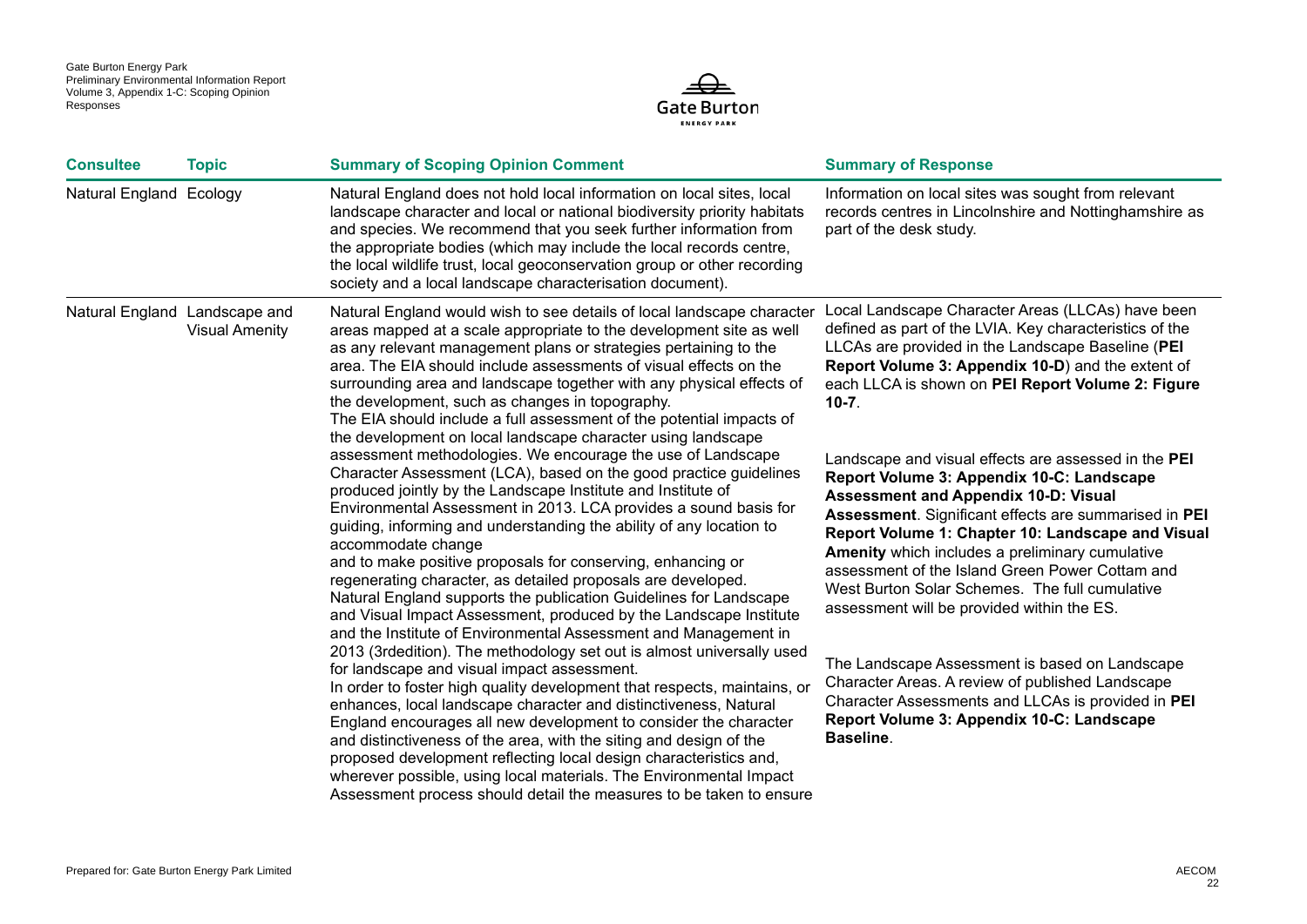| Consultee | Topic | Summary of Scoping Opinion Comment | Summary of Response |
|---|---|---|---|
| Natural England | Ecology | Natural England does not hold local information on local sites, local landscape character and local or national biodiversity priority habitats and species. We recommend that you seek further information from the appropriate bodies (which may include the local records centre, the local wildlife trust, local geoconservation group or other recording society and a local landscape characterisation document). | Information on local sites was sought from relevant records centres in Lincolnshire and Nottinghamshire as part of the desk study. |
| Natural England | Landscape and Visual Amenity | Natural England would wish to see details of local landscape character areas mapped at a scale appropriate to the development site as well as any relevant management plans or strategies pertaining to the area. The EIA should include assessments of visual effects on the surrounding area and landscape together with any physical effects of the development, such as changes in topography.<br>The EIA should include a full assessment of the potential impacts of the development on local landscape character using landscape assessment methodologies. We encourage the use of Landscape Character Assessment (LCA), based on the good practice guidelines produced jointly by the Landscape Institute and Institute of Environmental Assessment in 2013. LCA provides a sound basis for guiding, informing and understanding the ability of any location to accommodate change<br>and to make positive proposals for conserving, enhancing or regenerating character, as detailed proposals are developed.<br>Natural England supports the publication Guidelines for Landscape and Visual Impact Assessment, produced by the Landscape Institute and the Institute of Environmental Assessment and Management in 2013 (3rdedition). The methodology set out is almost universally used for landscape and visual impact assessment.<br>In order to foster high quality development that respects, maintains, or enhances, local landscape character and distinctiveness, Natural England encourages all new development to consider the character and distinctiveness of the area, with the siting and design of the proposed development reflecting local design characteristics and, wherever possible, using local materials. The Environmental Impact Assessment process should detail the measures to be taken to ensure | Local Landscape Character Areas (LLCAs) have been defined as part of the LVIA. Key characteristics of the LLCAs are provided in the Landscape Baseline (**PEI Report Volume 3: Appendix 10-D**) and the extent of each LLCA is shown on **PEI Report Volume 2: Figure 10-7**.<br><br>Landscape and visual effects are assessed in the **PEI Report Volume 3: Appendix 10-C: Landscape Assessment and Appendix 10-D: Visual Assessment**. Significant effects are summarised in **PEI Report Volume 1: Chapter 10: Landscape and Visual Amenity** which includes a preliminary cumulative assessment of the Island Green Power Cottam and West Burton Solar Schemes. The full cumulative assessment will be provided within the ES.<br><br>The Landscape Assessment is based on Landscape Character Areas. A review of published Landscape Character Assessments and LLCAs is provided in **PEI Report Volume 3: Appendix 10-C: Landscape Baseline**. |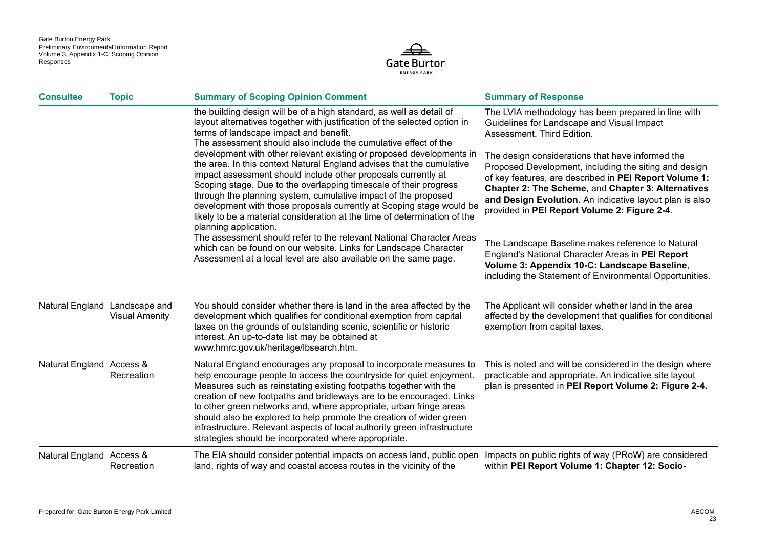| Consultee | Topic | Summary of Scoping Opinion Comment | Summary of Response |
|---|---|---|---|
| | | the building design will be of a high standard, as well as detail of layout alternatives together with justification of the selected option in terms of landscape impact and benefit.<br>The assessment should also include the cumulative effect of the development with other relevant existing or proposed developments in the area. In this context Natural England advises that the cumulative impact assessment should include other proposals currently at Scoping stage. Due to the overlapping timescale of their progress through the planning system, cumulative impact of the proposed development with those proposals currently at Scoping stage would be likely to be a material consideration at the time of determination of the planning application.<br>The assessment should refer to the relevant National Character Areas which can be found on our website. Links for Landscape Character Assessment at a local level are also available on the same page. | The LVIA methodology has been prepared in line with Guidelines for Landscape and Visual Impact Assessment, Third Edition.<br><br>The design considerations that have informed the Proposed Development, including the siting and design of key features, are described in **PEI Report Volume 1: Chapter 2: The Scheme,** and **Chapter 3: Alternatives and Design Evolution.** An indicative layout plan is also provided in **PEI Report Volume 2: Figure 2-4**.<br><br>The Landscape Baseline makes reference to Natural England's National Character Areas in **PEI Report Volume 3: Appendix 10-C: Landscape Baseline**, including the Statement of Environmental Opportunities. |
| Natural England | Landscape and Visual Amenity | You should consider whether there is land in the area affected by the development which qualifies for conditional exemption from capital taxes on the grounds of outstanding scenic, scientific or historic interest. An up-to-date list may be obtained at www.hmrc.gov.uk/heritage/lbsearch.htm. | The Applicant will consider whether land in the area affected by the development that qualifies for conditional exemption from capital taxes. |
| Natural England | Access & Recreation | Natural England encourages any proposal to incorporate measures to help encourage people to access the countryside for quiet enjoyment. Measures such as reinstating existing footpaths together with the creation of new footpaths and bridleways are to be encouraged. Links to other green networks and, where appropriate, urban fringe areas should also be explored to help promote the creation of wider green infrastructure. Relevant aspects of local authority green infrastructure strategies should be incorporated where appropriate. | This is noted and will be considered in the design where practicable and appropriate. An indicative site layout plan is presented in **PEI Report Volume 2: Figure 2-4.** |
| Natural England | Access & Recreation | The EIA should consider potential impacts on access land, public open land, rights of way and coastal access routes in the vicinity of the | Impacts on public rights of way (PRoW) are considered within **PEI Report Volume 1: Chapter 12: Socio-** |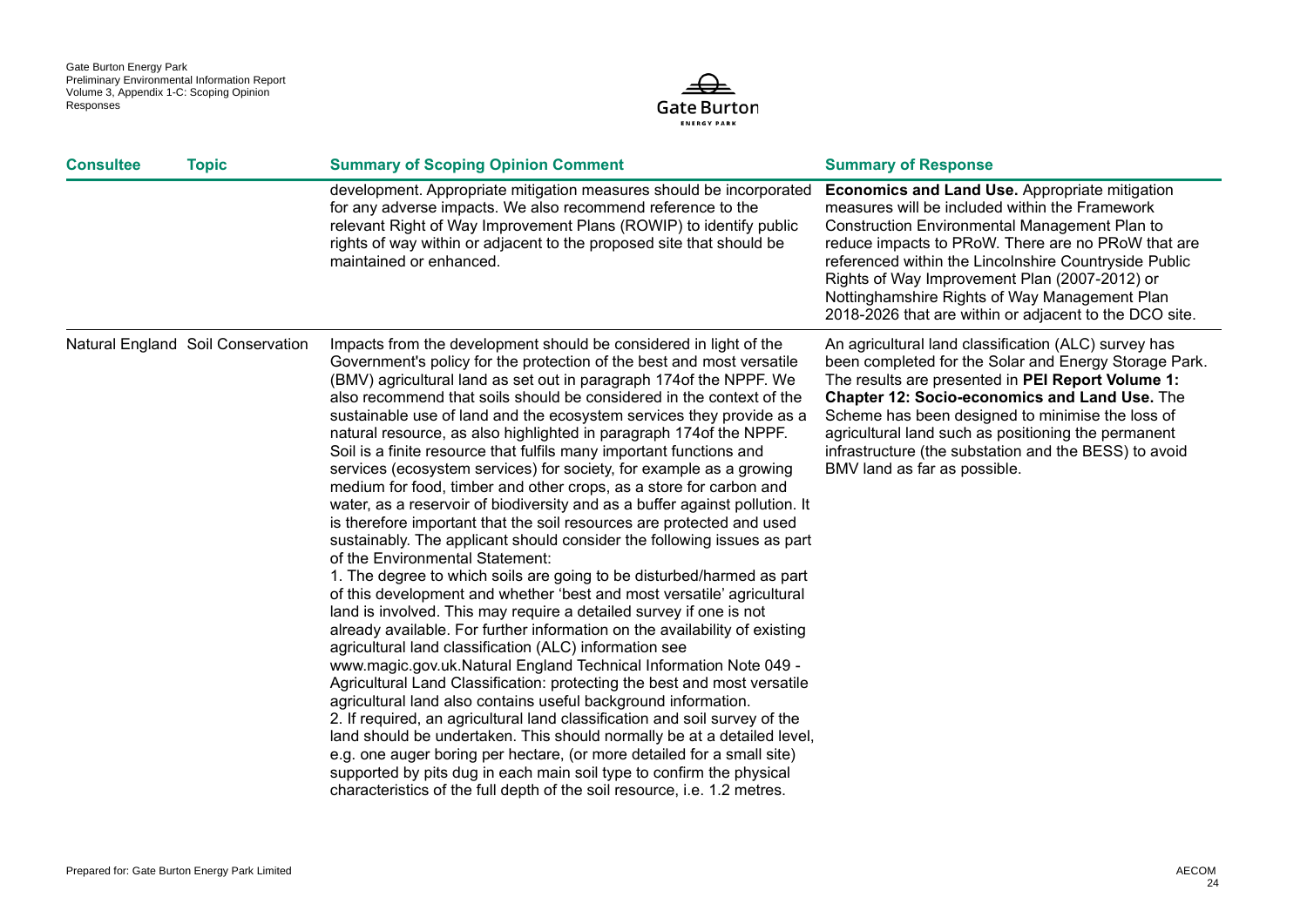| Consultee | Topic | Summary of Scoping Opinion Comment | Summary of Response |
|---|---|---|---|
| | | development. Appropriate mitigation measures should be incorporated for any adverse impacts. We also recommend reference to the relevant Right of Way Improvement Plans (ROWIP) to identify public rights of way within or adjacent to the proposed site that should be maintained or enhanced. | **Economics and Land Use.** Appropriate mitigation measures will be included within the Framework Construction Environmental Management Plan to reduce impacts to PRoW. There are no PRoW that are referenced within the Lincolnshire Countryside Public Rights of Way Improvement Plan (2007-2012) or Nottinghamshire Rights of Way Management Plan 2018-2026 that are within or adjacent to the DCO site. |
| Natural England | Soil Conservation | Impacts from the development should be considered in light of the Government's policy for the protection of the best and most versatile (BMV) agricultural land as set out in paragraph 174of the NPPF. We also recommend that soils should be considered in the context of the sustainable use of land and the ecosystem services they provide as a natural resource, as also highlighted in paragraph 174of the NPPF. Soil is a finite resource that fulfils many important functions and services (ecosystem services) for society, for example as a growing medium for food, timber and other crops, as a store for carbon and water, as a reservoir of biodiversity and as a buffer against pollution. It is therefore important that the soil resources are protected and used sustainably. The applicant should consider the following issues as part of the Environmental Statement:<br>1. The degree to which soils are going to be disturbed/harmed as part of this development and whether 'best and most versatile' agricultural land is involved. This may require a detailed survey if one is not already available. For further information on the availability of existing agricultural land classification (ALC) information see www.magic.gov.uk.Natural England Technical Information Note 049 - Agricultural Land Classification: protecting the best and most versatile agricultural land also contains useful background information.<br>2. If required, an agricultural land classification and soil survey of the land should be undertaken. This should normally be at a detailed level, e.g. one auger boring per hectare, (or more detailed for a small site) supported by pits dug in each main soil type to confirm the physical characteristics of the full depth of the soil resource, i.e. 1.2 metres. | An agricultural land classification (ALC) survey has been completed for the Solar and Energy Storage Park. The results are presented in **PEI Report Volume 1: Chapter 12: Socio-economics and Land Use.** The Scheme has been designed to minimise the loss of agricultural land such as positioning the permanent infrastructure (the substation and the BESS) to avoid BMV land as far as possible. |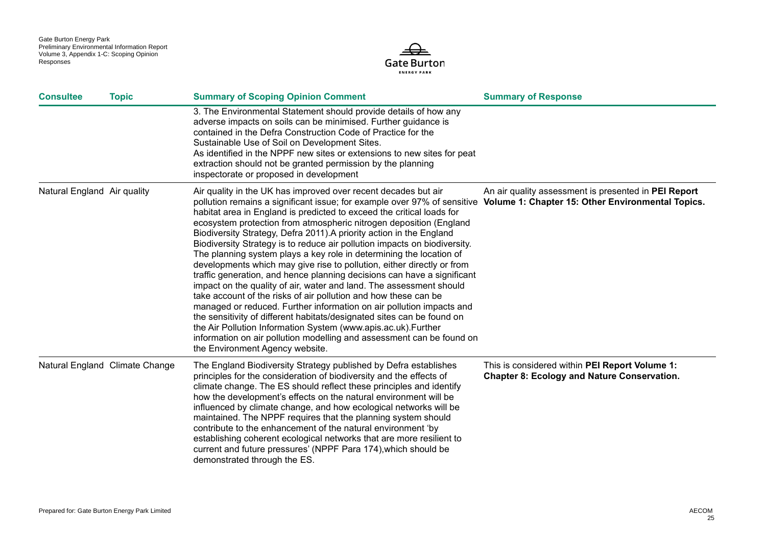| Consultee | Topic | Summary of Scoping Opinion Comment | Summary of Response |
|---|---|---|---|
| | | 3. The Environmental Statement should provide details of how any adverse impacts on soils can be minimised. Further guidance is contained in the Defra Construction Code of Practice for the Sustainable Use of Soil on Development Sites. As identified in the NPPF new sites or extensions to new sites for peat extraction should not be granted permission by the planning inspectorate or proposed in development | |
| Natural England | Air quality | Air quality in the UK has improved over recent decades but air pollution remains a significant issue; for example over 97% of sensitive habitat area in England is predicted to exceed the critical loads for ecosystem protection from atmospheric nitrogen deposition (England Biodiversity Strategy, Defra 2011).A priority action in the England Biodiversity Strategy is to reduce air pollution impacts on biodiversity. The planning system plays a key role in determining the location of developments which may give rise to pollution, either directly or from traffic generation, and hence planning decisions can have a significant impact on the quality of air, water and land. The assessment should take account of the risks of air pollution and how these can be managed or reduced. Further information on air pollution impacts and the sensitivity of different habitats/designated sites can be found on the Air Pollution Information System (www.apis.ac.uk).Further information on air pollution modelling and assessment can be found on the Environment Agency website. | An air quality assessment is presented in **PEI Report Volume 1: Chapter 15: Other Environmental Topics.** |
| Natural England | Climate Change | The England Biodiversity Strategy published by Defra establishes principles for the consideration of biodiversity and the effects of climate change. The ES should reflect these principles and identify how the development's effects on the natural environment will be influenced by climate change, and how ecological networks will be maintained. The NPPF requires that the planning system should contribute to the enhancement of the natural environment 'by establishing coherent ecological networks that are more resilient to current and future pressures' (NPPF Para 174),which should be demonstrated through the ES. | This is considered within **PEI Report Volume 1: Chapter 8: Ecology and Nature Conservation.** |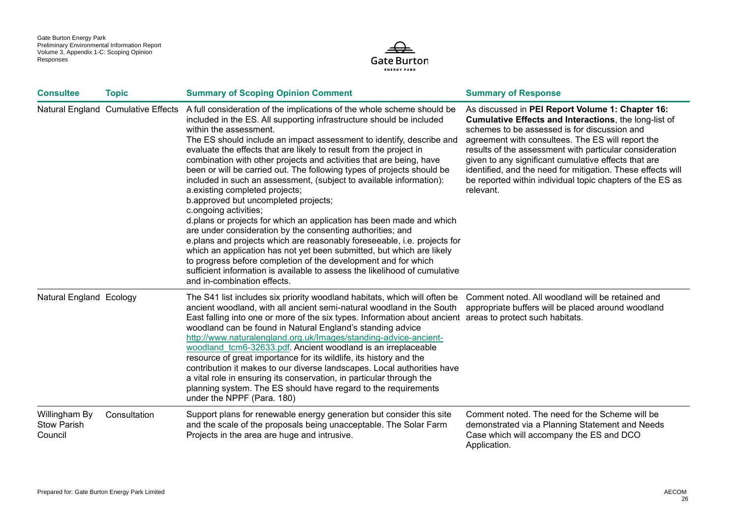| Consultee | Topic | Summary of Scoping Opinion Comment | Summary of Response |
| --- | --- | --- | --- |
| Natural England | Cumulative Effects | A full consideration of the implications of the whole scheme should be included in the ES. All supporting infrastructure should be included within the assessment.<br>The ES should include an impact assessment to identify, describe and evaluate the effects that are likely to result from the project in combination with other projects and activities that are being, have been or will be carried out. The following types of projects should be included in such an assessment, (subject to available information):<br>a.existing completed projects;<br>b.approved but uncompleted projects;<br>c.ongoing activities;<br>d.plans or projects for which an application has been made and which are under consideration by the consenting authorities; and<br>e.plans and projects which are reasonably foreseeable, i.e. projects for which an application has not yet been submitted, but which are likely to progress before completion of the development and for which sufficient information is available to assess the likelihood of cumulative and in-combination effects. | As discussed in **PEI Report Volume 1: Chapter 16: Cumulative Effects and Interactions**, the long-list of schemes to be assessed is for discussion and agreement with consultees. The ES will report the results of the assessment with particular consideration given to any significant cumulative effects that are identified, and the need for mitigation. These effects will be reported within individual topic chapters of the ES as relevant. |
| Natural England | Ecology | The S41 list includes six priority woodland habitats, which will often be ancient woodland, with all ancient semi-natural woodland in the South East falling into one or more of the six types. Information about ancient woodland can be found in Natural England's standing advice http://www.naturalengland.org.uk/Images/standing-advice-ancient-woodland_tcm6-32633.pdf. Ancient woodland is an irreplaceable resource of great importance for its wildlife, its history and the contribution it makes to our diverse landscapes. Local authorities have a vital role in ensuring its conservation, in particular through the planning system. The ES should have regard to the requirements under the NPPF (Para. 180) | Comment noted. All woodland will be retained and appropriate buffers will be placed around woodland areas to protect such habitats. |
| Willingham By Stow Parish Council | Consultation | Support plans for renewable energy generation but consider this site and the scale of the proposals being unacceptable. The Solar Farm Projects in the area are huge and intrusive. | Comment noted. The need for the Scheme will be demonstrated via a Planning Statement and Needs Case which will accompany the ES and DCO Application. |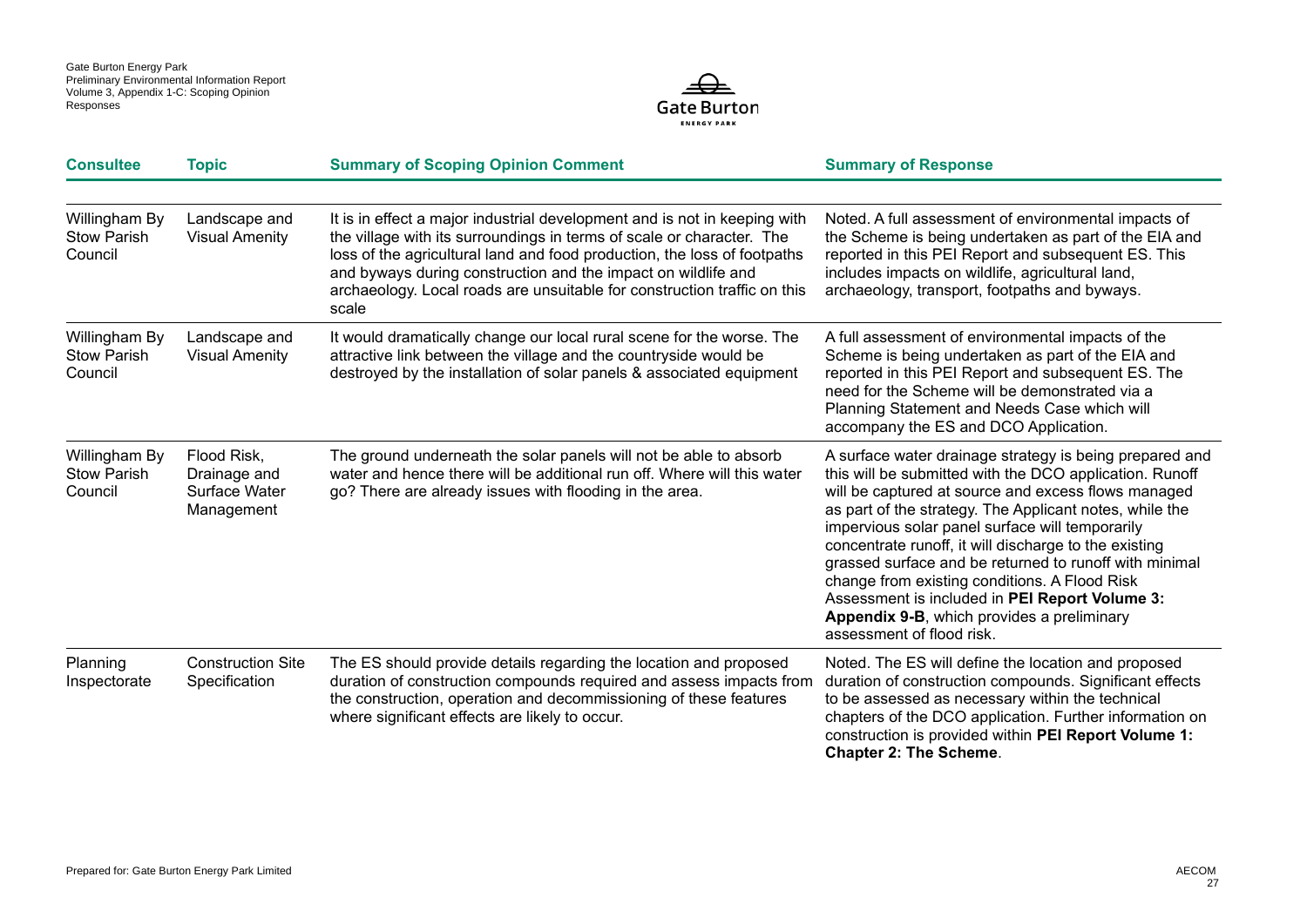| Consultee | Topic | Summary of Scoping Opinion Comment | Summary of Response |
|---|---|---|---|
| Willingham By Stow Parish Council | Landscape and Visual Amenity | It is in effect a major industrial development and is not in keeping with the village with its surroundings in terms of scale or character. The loss of the agricultural land and food production, the loss of footpaths and byways during construction and the impact on wildlife and archaeology. Local roads are unsuitable for construction traffic on this scale | Noted. A full assessment of environmental impacts of the Scheme is being undertaken as part of the EIA and reported in this PEI Report and subsequent ES. This includes impacts on wildlife, agricultural land, archaeology, transport, footpaths and byways. |
| Willingham By Stow Parish Council | Landscape and Visual Amenity | It would dramatically change our local rural scene for the worse. The attractive link between the village and the countryside would be destroyed by the installation of solar panels & associated equipment | A full assessment of environmental impacts of the Scheme is being undertaken as part of the EIA and reported in this PEI Report and subsequent ES. The need for the Scheme will be demonstrated via a Planning Statement and Needs Case which will accompany the ES and DCO Application. |
| Willingham By Stow Parish Council | Flood Risk, Drainage and Surface Water Management | The ground underneath the solar panels will not be able to absorb water and hence there will be additional run off. Where will this water go? There are already issues with flooding in the area. | A surface water drainage strategy is being prepared and this will be submitted with the DCO application. Runoff will be captured at source and excess flows managed as part of the strategy. The Applicant notes, while the impervious solar panel surface will temporarily concentrate runoff, it will discharge to the existing grassed surface and be returned to runoff with minimal change from existing conditions. A Flood Risk Assessment is included in **PEI Report Volume 3: Appendix 9-B**, which provides a preliminary assessment of flood risk. |
| Planning Inspectorate | Construction Site Specification | The ES should provide details regarding the location and proposed duration of construction compounds required and assess impacts from the construction, operation and decommissioning of these features where significant effects are likely to occur. | Noted. The ES will define the location and proposed duration of construction compounds. Significant effects to be assessed as necessary within the technical chapters of the DCO application. Further information on construction is provided within **PEI Report Volume 1: Chapter 2: The Scheme**. |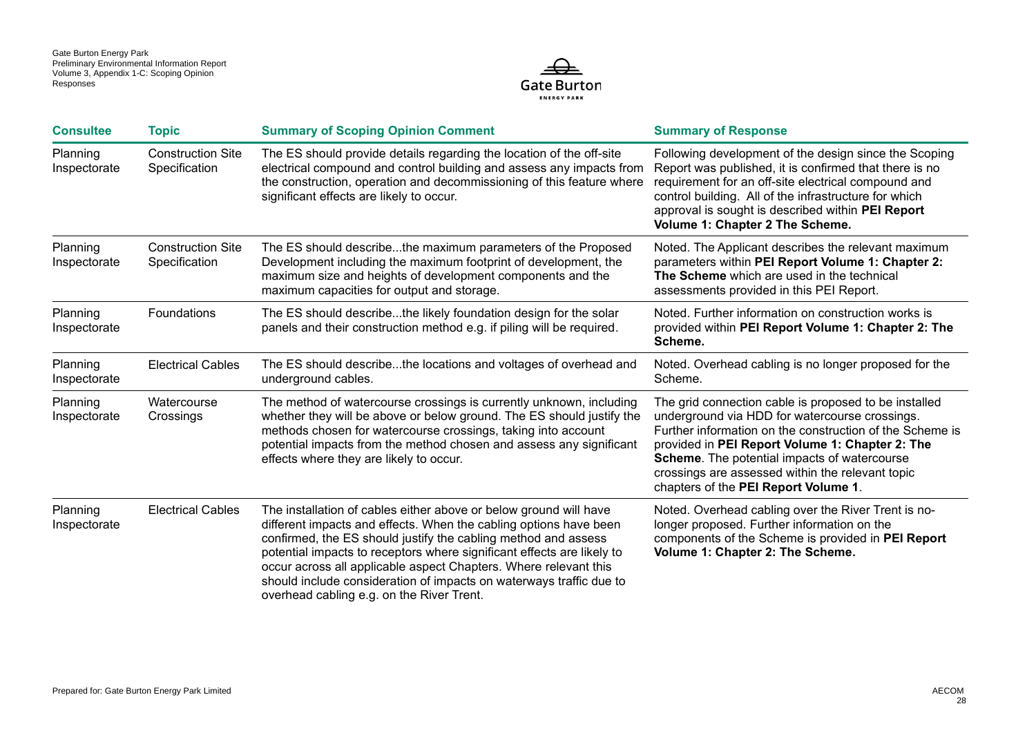| Consultee | Topic | Summary of Scoping Opinion Comment | Summary of Response |
|---|---|---|---|
| Planning Inspectorate | Construction Site Specification | The ES should provide details regarding the location of the off-site electrical compound and control building and assess any impacts from the construction, operation and decommissioning of this feature where significant effects are likely to occur. | Following development of the design since the Scoping Report was published, it is confirmed that there is no requirement for an off-site electrical compound and control building. All of the infrastructure for which approval is sought is described within **PEI Report Volume 1: Chapter 2 The Scheme.** |
| Planning Inspectorate | Construction Site Specification | The ES should describe...the maximum parameters of the Proposed Development including the maximum footprint of development, the maximum size and heights of development components and the maximum capacities for output and storage. | Noted. The Applicant describes the relevant maximum parameters within **PEI Report Volume 1: Chapter 2: The Scheme** which are used in the technical assessments provided in this PEI Report. |
| Planning Inspectorate | Foundations | The ES should describe...the likely foundation design for the solar panels and their construction method e.g. if piling will be required. | Noted. Further information on construction works is provided within **PEI Report Volume 1: Chapter 2: The Scheme.** |
| Planning Inspectorate | Electrical Cables | The ES should describe...the locations and voltages of overhead and underground cables. | Noted. Overhead cabling is no longer proposed for the Scheme. |
| Planning Inspectorate | Watercourse Crossings | The method of watercourse crossings is currently unknown, including whether they will be above or below ground. The ES should justify the methods chosen for watercourse crossings, taking into account potential impacts from the method chosen and assess any significant effects where they are likely to occur. | The grid connection cable is proposed to be installed underground via HDD for watercourse crossings. Further information on the construction of the Scheme is provided in **PEI Report Volume 1: Chapter 2: The Scheme**. The potential impacts of watercourse crossings are assessed within the relevant topic chapters of the **PEI Report Volume 1**. |
| Planning Inspectorate | Electrical Cables | The installation of cables either above or below ground will have different impacts and effects. When the cabling options have been confirmed, the ES should justify the cabling method and assess potential impacts to receptors where significant effects are likely to occur across all applicable aspect Chapters. Where relevant this should include consideration of impacts on waterways traffic due to overhead cabling e.g. on the River Trent. | Noted. Overhead cabling over the River Trent is no-longer proposed. Further information on the components of the Scheme is provided in **PEI Report Volume 1: Chapter 2: The Scheme.** |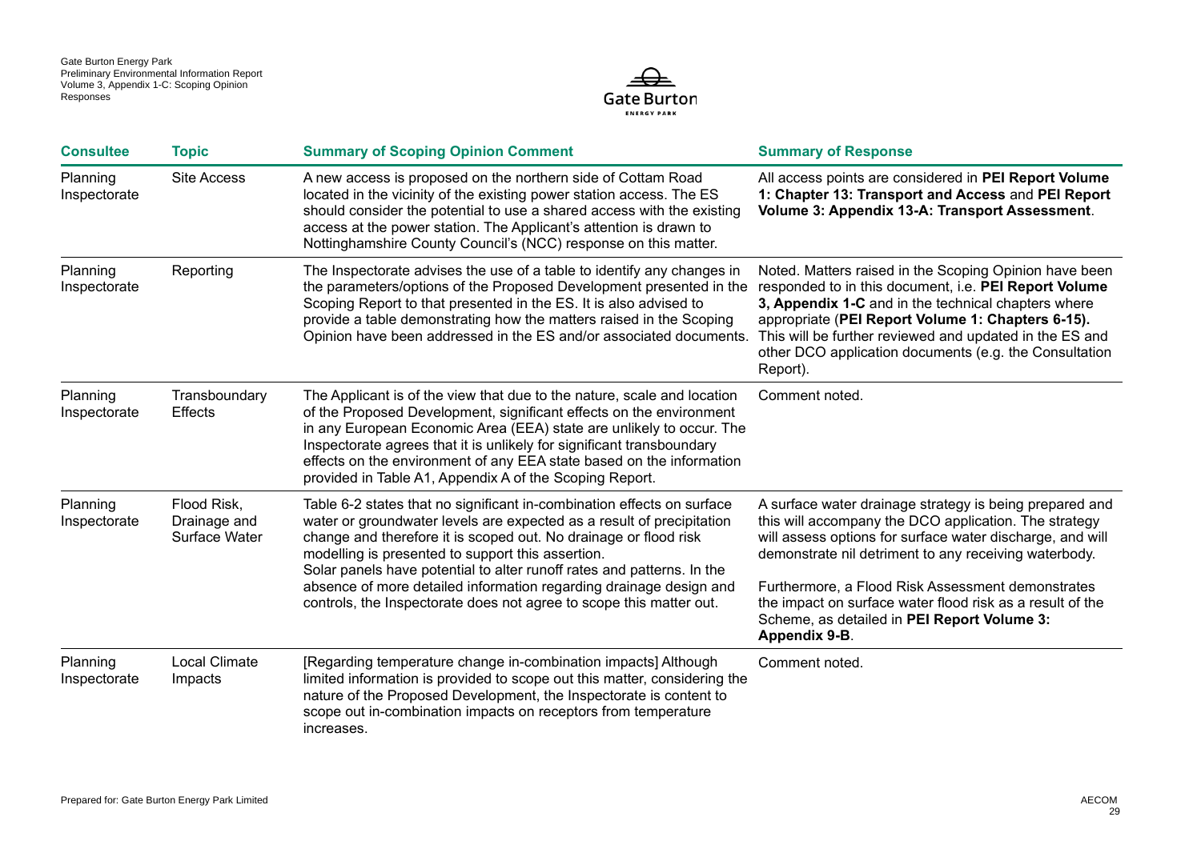| Consultee | Topic | Summary of Scoping Opinion Comment | Summary of Response |
|---|---|---|---|
| Planning Inspectorate | Site Access | A new access is proposed on the northern side of Cottam Road located in the vicinity of the existing power station access. The ES should consider the potential to use a shared access with the existing access at the power station. The Applicant's attention is drawn to Nottinghamshire County Council's (NCC) response on this matter. | All access points are considered in **PEI Report Volume 1: Chapter 13: Transport and Access** and **PEI Report Volume 3: Appendix 13-A: Transport Assessment**. |
| Planning Inspectorate | Reporting | The Inspectorate advises the use of a table to identify any changes in the parameters/options of the Proposed Development presented in the Scoping Report to that presented in the ES. It is also advised to provide a table demonstrating how the matters raised in the Scoping Opinion have been addressed in the ES and/or associated documents. | Noted. Matters raised in the Scoping Opinion have been responded to in this document, i.e. **PEI Report Volume 3, Appendix 1-C** and in the technical chapters where appropriate (**PEI Report Volume 1: Chapters 6-15).** This will be further reviewed and updated in the ES and other DCO application documents (e.g. the Consultation Report). |
| Planning Inspectorate | Transboundary Effects | The Applicant is of the view that due to the nature, scale and location of the Proposed Development, significant effects on the environment in any European Economic Area (EEA) state are unlikely to occur. The Inspectorate agrees that it is unlikely for significant transboundary effects on the environment of any EEA state based on the information provided in Table A1, Appendix A of the Scoping Report. | Comment noted. |
| Planning Inspectorate | Flood Risk, Drainage and Surface Water | Table 6-2 states that no significant in-combination effects on surface water or groundwater levels are expected as a result of precipitation change and therefore it is scoped out. No drainage or flood risk modelling is presented to support this assertion.<br>Solar panels have potential to alter runoff rates and patterns. In the absence of more detailed information regarding drainage design and controls, the Inspectorate does not agree to scope this matter out. | A surface water drainage strategy is being prepared and this will accompany the DCO application. The strategy will assess options for surface water discharge, and will demonstrate nil detriment to any receiving waterbody.<br><br>Furthermore, a Flood Risk Assessment demonstrates the impact on surface water flood risk as a result of the Scheme, as detailed in **PEI Report Volume 3: Appendix 9-B**. |
| Planning Inspectorate | Local Climate Impacts | [Regarding temperature change in-combination impacts] Although limited information is provided to scope out this matter, considering the nature of the Proposed Development, the Inspectorate is content to scope out in-combination impacts on receptors from temperature increases. | Comment noted. |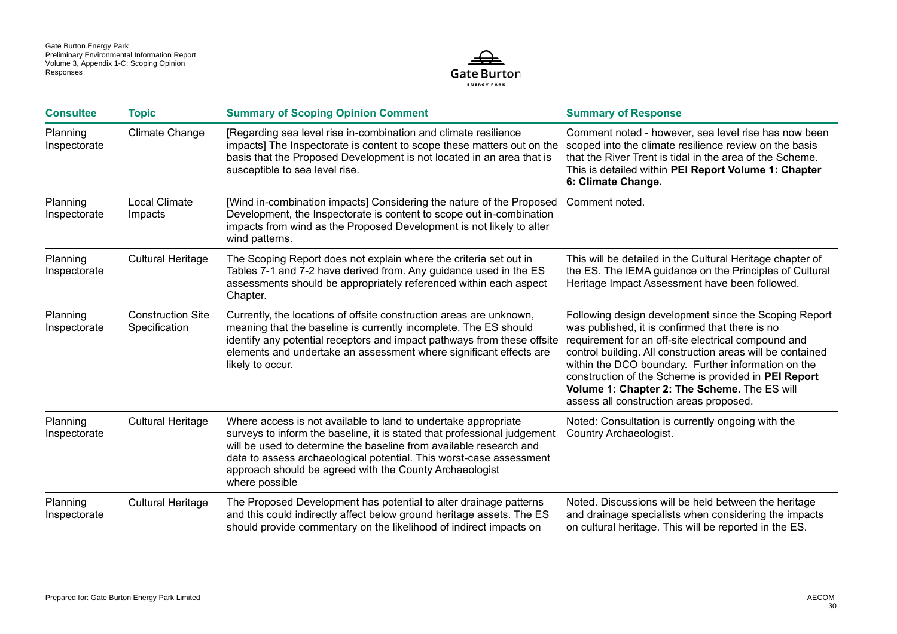| Consultee | Topic | Summary of Scoping Opinion Comment | Summary of Response |
|---|---|---|---|
| Planning Inspectorate | Climate Change | [Regarding sea level rise in-combination and climate resilience impacts] The Inspectorate is content to scope these matters out on the basis that the Proposed Development is not located in an area that is susceptible to sea level rise. | Comment noted - however, sea level rise has now been scoped into the climate resilience review on the basis that the River Trent is tidal in the area of the Scheme. This is detailed within **PEI Report Volume 1: Chapter 6: Climate Change.** |
| Planning Inspectorate | Local Climate Impacts | [Wind in-combination impacts] Considering the nature of the Proposed Development, the Inspectorate is content to scope out in-combination impacts from wind as the Proposed Development is not likely to alter wind patterns. | Comment noted. |
| Planning Inspectorate | Cultural Heritage | The Scoping Report does not explain where the criteria set out in Tables 7-1 and 7-2 have derived from. Any guidance used in the ES assessments should be appropriately referenced within each aspect Chapter. | This will be detailed in the Cultural Heritage chapter of the ES. The IEMA guidance on the Principles of Cultural Heritage Impact Assessment have been followed. |
| Planning Inspectorate | Construction Site Specification | Currently, the locations of offsite construction areas are unknown, meaning that the baseline is currently incomplete. The ES should identify any potential receptors and impact pathways from these offsite elements and undertake an assessment where significant effects are likely to occur. | Following design development since the Scoping Report was published, it is confirmed that there is no requirement for an off-site electrical compound and control building. All construction areas will be contained within the DCO boundary. Further information on the construction of the Scheme is provided in **PEI Report Volume 1: Chapter 2: The Scheme.** The ES will assess all construction areas proposed. |
| Planning Inspectorate | Cultural Heritage | Where access is not available to land to undertake appropriate surveys to inform the baseline, it is stated that professional judgement will be used to determine the baseline from available research and data to assess archaeological potential. This worst-case assessment approach should be agreed with the County Archaeologist where possible | Noted: Consultation is currently ongoing with the Country Archaeologist. |
| Planning Inspectorate | Cultural Heritage | The Proposed Development has potential to alter drainage patterns and this could indirectly affect below ground heritage assets. The ES should provide commentary on the likelihood of indirect impacts on | Noted. Discussions will be held between the heritage and drainage specialists when considering the impacts on cultural heritage. This will be reported in the ES. |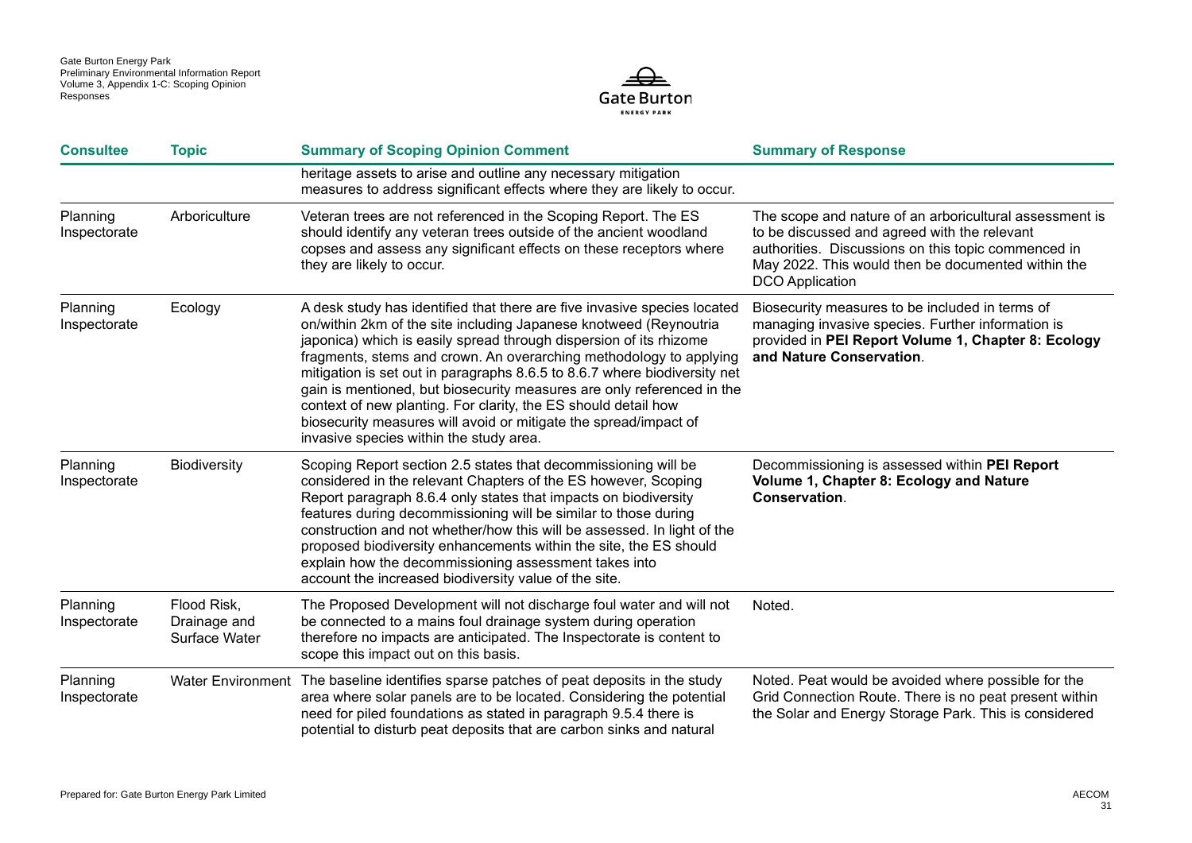| Consultee | Topic | Summary of Scoping Opinion Comment | Summary of Response |
|---|---|---|---|
| | | heritage assets to arise and outline any necessary mitigation measures to address significant effects where they are likely to occur. | |
| Planning Inspectorate | Arboriculture | Veteran trees are not referenced in the Scoping Report. The ES should identify any veteran trees outside of the ancient woodland copses and assess any significant effects on these receptors where they are likely to occur. | The scope and nature of an arboricultural assessment is to be discussed and agreed with the relevant authorities. Discussions on this topic commenced in May 2022. This would then be documented within the DCO Application |
| Planning Inspectorate | Ecology | A desk study has identified that there are five invasive species located on/within 2km of the site including Japanese knotweed (Reynoutria japonica) which is easily spread through dispersion of its rhizome fragments, stems and crown. An overarching methodology to applying mitigation is set out in paragraphs 8.6.5 to 8.6.7 where biodiversity net gain is mentioned, but biosecurity measures are only referenced in the context of new planting. For clarity, the ES should detail how biosecurity measures will avoid or mitigate the spread/impact of invasive species within the study area. | Biosecurity measures to be included in terms of managing invasive species. Further information is provided in **PEI Report Volume 1, Chapter 8: Ecology and Nature Conservation**. |
| Planning Inspectorate | Biodiversity | Scoping Report section 2.5 states that decommissioning will be considered in the relevant Chapters of the ES however, Scoping Report paragraph 8.6.4 only states that impacts on biodiversity features during decommissioning will be similar to those during construction and not whether/how this will be assessed. In light of the proposed biodiversity enhancements within the site, the ES should explain how the decommissioning assessment takes into account the increased biodiversity value of the site. | Decommissioning is assessed within **PEI Report Volume 1, Chapter 8: Ecology and Nature Conservation**. |
| Planning Inspectorate | Flood Risk, Drainage and Surface Water | The Proposed Development will not discharge foul water and will not be connected to a mains foul drainage system during operation therefore no impacts are anticipated. The Inspectorate is content to scope this impact out on this basis. | Noted. |
| Planning Inspectorate | Water Environment | The baseline identifies sparse patches of peat deposits in the study area where solar panels are to be located. Considering the potential need for piled foundations as stated in paragraph 9.5.4 there is potential to disturb peat deposits that are carbon sinks and natural | Noted. Peat would be avoided where possible for the Grid Connection Route. There is no peat present within the Solar and Energy Storage Park. This is considered |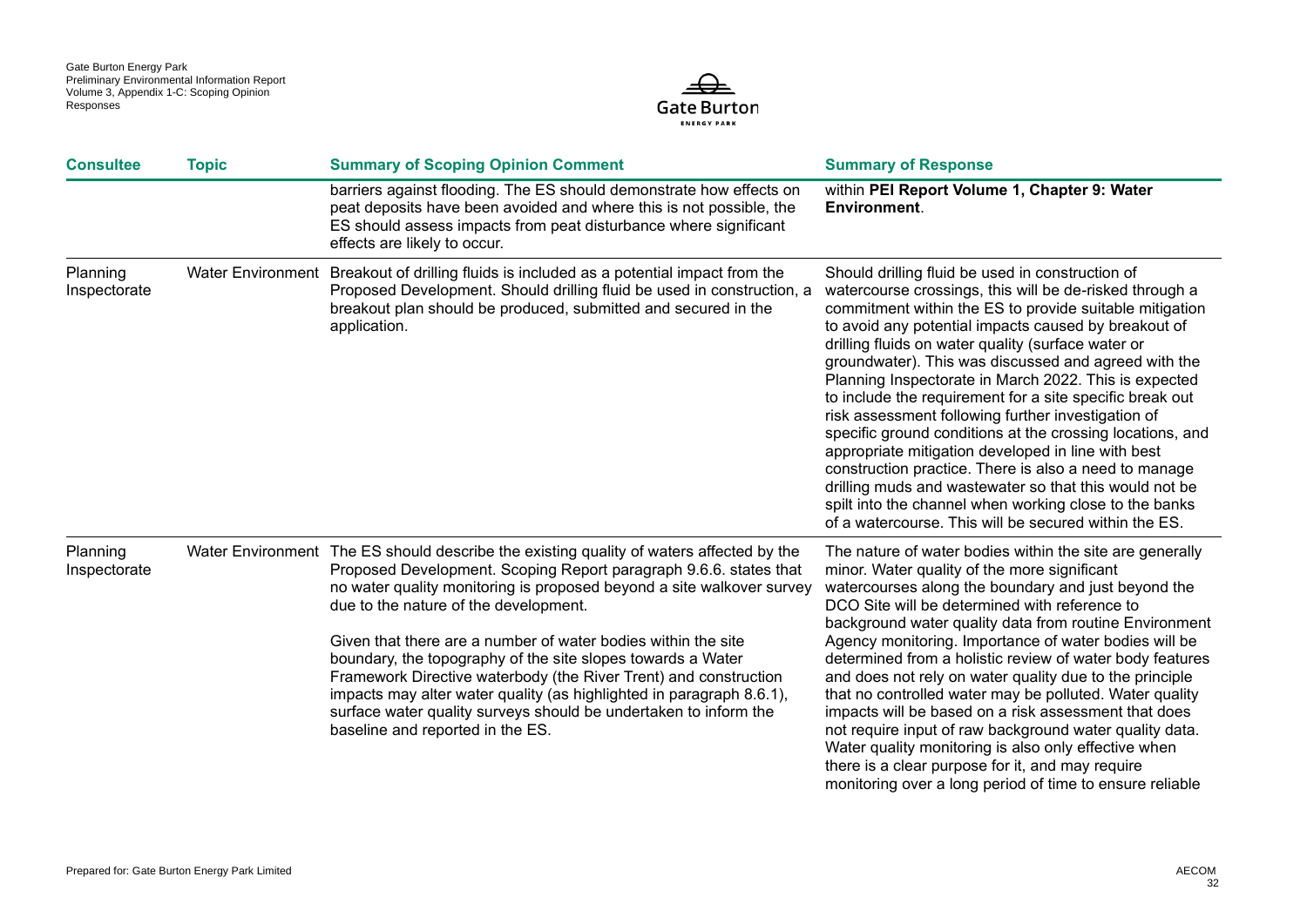| Consultee | Topic | Summary of Scoping Opinion Comment | Summary of Response |
| --- | --- | --- | --- |
| | | barriers against flooding. The ES should demonstrate how effects on peat deposits have been avoided and where this is not possible, the ES should assess impacts from peat disturbance where significant effects are likely to occur. | within **PEI Report Volume 1, Chapter 9: Water Environment**. |
| Planning Inspectorate | Water Environment | Breakout of drilling fluids is included as a potential impact from the Proposed Development. Should drilling fluid be used in construction, a breakout plan should be produced, submitted and secured in the application. | Should drilling fluid be used in construction of watercourse crossings, this will be de-risked through a commitment within the ES to provide suitable mitigation to avoid any potential impacts caused by breakout of drilling fluids on water quality (surface water or groundwater). This was discussed and agreed with the Planning Inspectorate in March 2022. This is expected to include the requirement for a site specific break out risk assessment following further investigation of specific ground conditions at the crossing locations, and appropriate mitigation developed in line with best construction practice. There is also a need to manage drilling muds and wastewater so that this would not be spilt into the channel when working close to the banks of a watercourse. This will be secured within the ES. |
| Planning Inspectorate | Water Environment | The ES should describe the existing quality of waters affected by the Proposed Development. Scoping Report paragraph 9.6.6. states that no water quality monitoring is proposed beyond a site walkover survey due to the nature of the development.<br><br>Given that there are a number of water bodies within the site boundary, the topography of the site slopes towards a Water Framework Directive waterbody (the River Trent) and construction impacts may alter water quality (as highlighted in paragraph 8.6.1), surface water quality surveys should be undertaken to inform the baseline and reported in the ES. | The nature of water bodies within the site are generally minor. Water quality of the more significant watercourses along the boundary and just beyond the DCO Site will be determined with reference to background water quality data from routine Environment Agency monitoring. Importance of water bodies will be determined from a holistic review of water body features and does not rely on water quality due to the principle that no controlled water may be polluted. Water quality impacts will be based on a risk assessment that does not require input of raw background water quality data. Water quality monitoring is also only effective when there is a clear purpose for it, and may require monitoring over a long period of time to ensure reliable |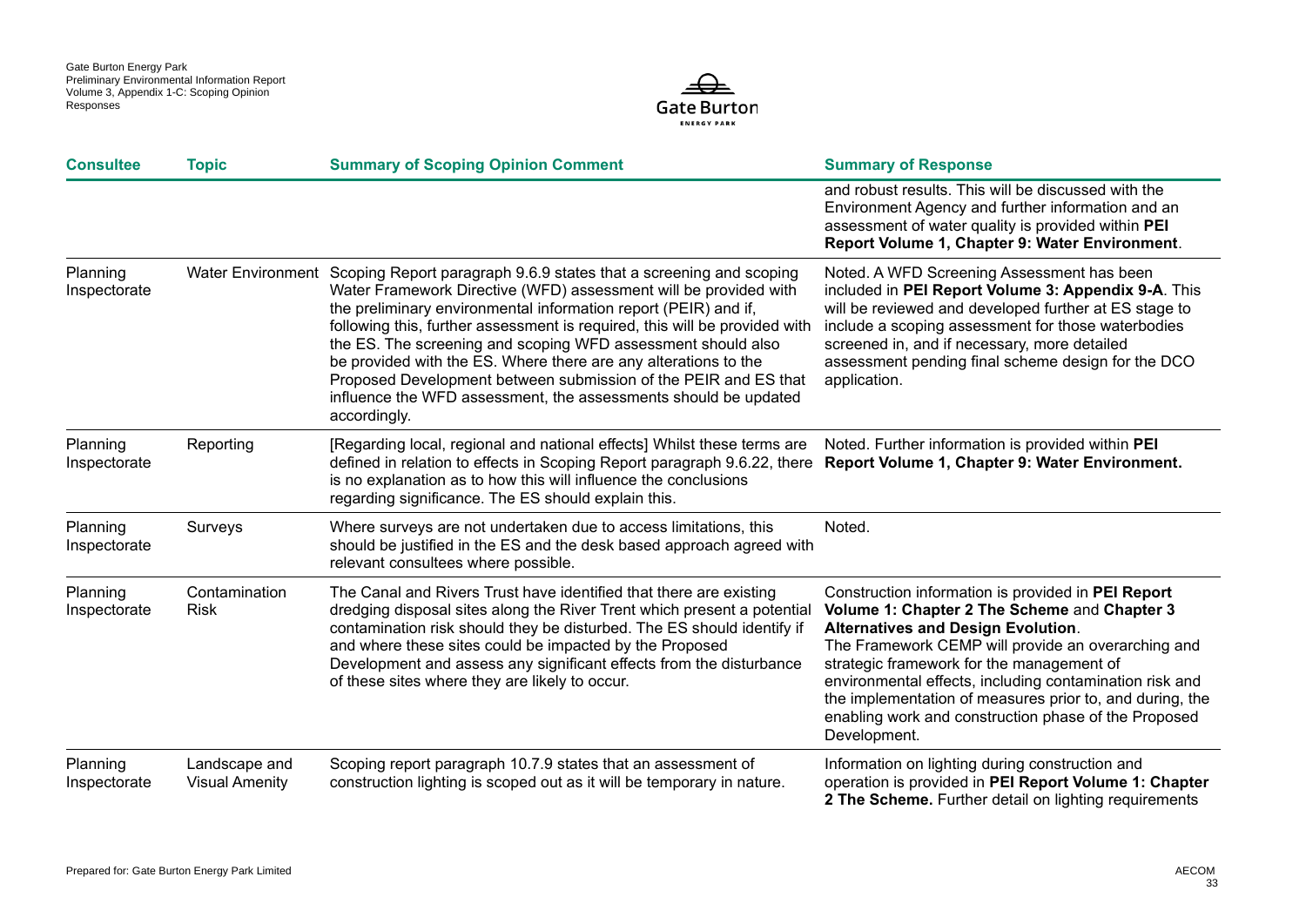| Consultee | Topic | Summary of Scoping Opinion Comment | Summary of Response |
|---|---|---|---|
| | | | and robust results. This will be discussed with the Environment Agency and further information and an assessment of water quality is provided within **PEI Report Volume 1, Chapter 9: Water Environment**. |
| Planning Inspectorate | Water Environment | Scoping Report paragraph 9.6.9 states that a screening and scoping Water Framework Directive (WFD) assessment will be provided with the preliminary environmental information report (PEIR) and if, following this, further assessment is required, this will be provided with the ES. The screening and scoping WFD assessment should also be provided with the ES. Where there are any alterations to the Proposed Development between submission of the PEIR and ES that influence the WFD assessment, the assessments should be updated accordingly. | Noted. A WFD Screening Assessment has been included in **PEI Report Volume 3: Appendix 9-A**. This will be reviewed and developed further at ES stage to include a scoping assessment for those waterbodies screened in, and if necessary, more detailed assessment pending final scheme design for the DCO application. |
| Planning Inspectorate | Reporting | [Regarding local, regional and national effects] Whilst these terms are defined in relation to effects in Scoping Report paragraph 9.6.22, there is no explanation as to how this will influence the conclusions regarding significance. The ES should explain this. | Noted. Further information is provided within **PEI Report Volume 1, Chapter 9: Water Environment.** |
| Planning Inspectorate | Surveys | Where surveys are not undertaken due to access limitations, this should be justified in the ES and the desk based approach agreed with relevant consultees where possible. | Noted. |
| Planning Inspectorate | Contamination Risk | The Canal and Rivers Trust have identified that there are existing dredging disposal sites along the River Trent which present a potential contamination risk should they be disturbed. The ES should identify if and where these sites could be impacted by the Proposed Development and assess any significant effects from the disturbance of these sites where they are likely to occur. | Construction information is provided in **PEI Report Volume 1: Chapter 2 The Scheme** and **Chapter 3 Alternatives and Design Evolution**.<br>The Framework CEMP will provide an overarching and strategic framework for the management of environmental effects, including contamination risk and the implementation of measures prior to, and during, the enabling work and construction phase of the Proposed Development. |
| Planning Inspectorate | Landscape and Visual Amenity | Scoping report paragraph 10.7.9 states that an assessment of construction lighting is scoped out as it will be temporary in nature. | Information on lighting during construction and operation is provided in **PEI Report Volume 1: Chapter 2 The Scheme.** Further detail on lighting requirements |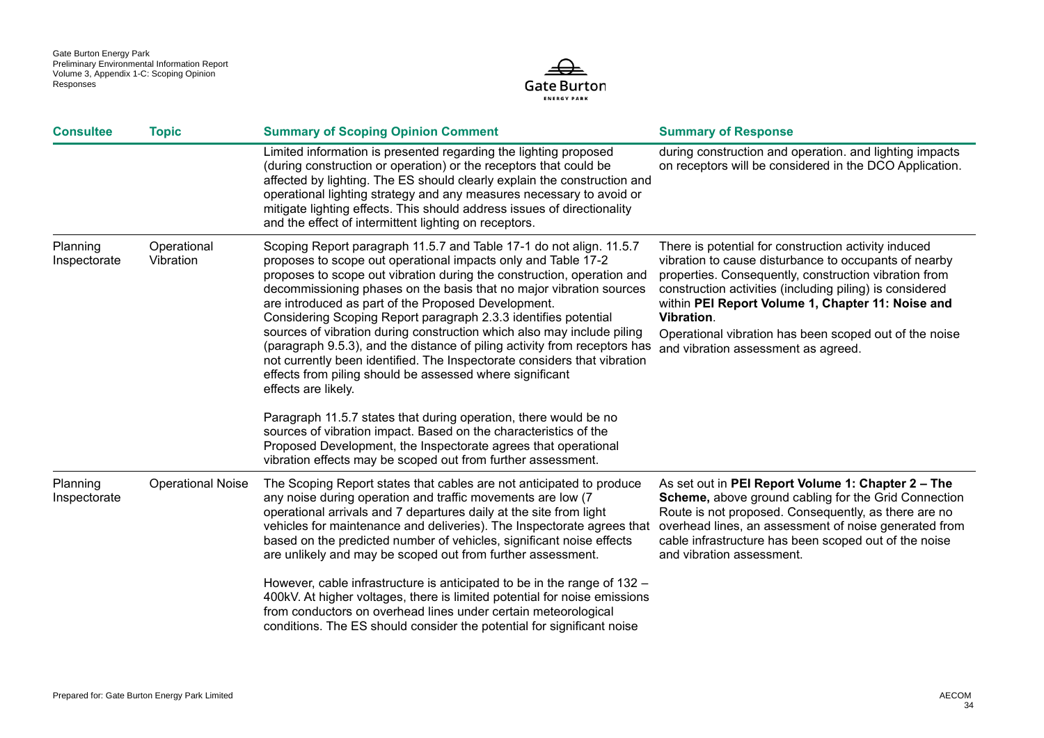| Consultee | Topic | Summary of Scoping Opinion Comment | Summary of Response |
|---|---|---|---|
| | | Limited information is presented regarding the lighting proposed (during construction or operation) or the receptors that could be affected by lighting. The ES should clearly explain the construction and operational lighting strategy and any measures necessary to avoid or mitigate lighting effects. This should address issues of directionality and the effect of intermittent lighting on receptors. | during construction and operation. and lighting impacts on receptors will be considered in the DCO Application. |
| Planning Inspectorate | Operational Vibration | Scoping Report paragraph 11.5.7 and Table 17-1 do not align. 11.5.7 proposes to scope out operational impacts only and Table 17-2 proposes to scope out vibration during the construction, operation and decommissioning phases on the basis that no major vibration sources are introduced as part of the Proposed Development. Considering Scoping Report paragraph 2.3.3 identifies potential sources of vibration during construction which also may include piling (paragraph 9.5.3), and the distance of piling activity from receptors has not currently been identified. The Inspectorate considers that vibration effects from piling should be assessed where significant effects are likely.<br><br>Paragraph 11.5.7 states that during operation, there would be no sources of vibration impact. Based on the characteristics of the Proposed Development, the Inspectorate agrees that operational vibration effects may be scoped out from further assessment. | There is potential for construction activity induced vibration to cause disturbance to occupants of nearby properties. Consequently, construction vibration from construction activities (including piling) is considered within **PEI Report Volume 1, Chapter 11: Noise and Vibration**.<br><br>Operational vibration has been scoped out of the noise and vibration assessment as agreed. |
| Planning Inspectorate | Operational Noise | The Scoping Report states that cables are not anticipated to produce any noise during operation and traffic movements are low (7 operational arrivals and 7 departures daily at the site from light vehicles for maintenance and deliveries). The Inspectorate agrees that based on the predicted number of vehicles, significant noise effects are unlikely and may be scoped out from further assessment.<br><br>However, cable infrastructure is anticipated to be in the range of 132 – 400kV. At higher voltages, there is limited potential for noise emissions from conductors on overhead lines under certain meteorological conditions. The ES should consider the potential for significant noise | As set out in **PEI Report Volume 1: Chapter 2 – The Scheme,** above ground cabling for the Grid Connection Route is not proposed. Consequently, as there are no overhead lines, an assessment of noise generated from cable infrastructure has been scoped out of the noise and vibration assessment. |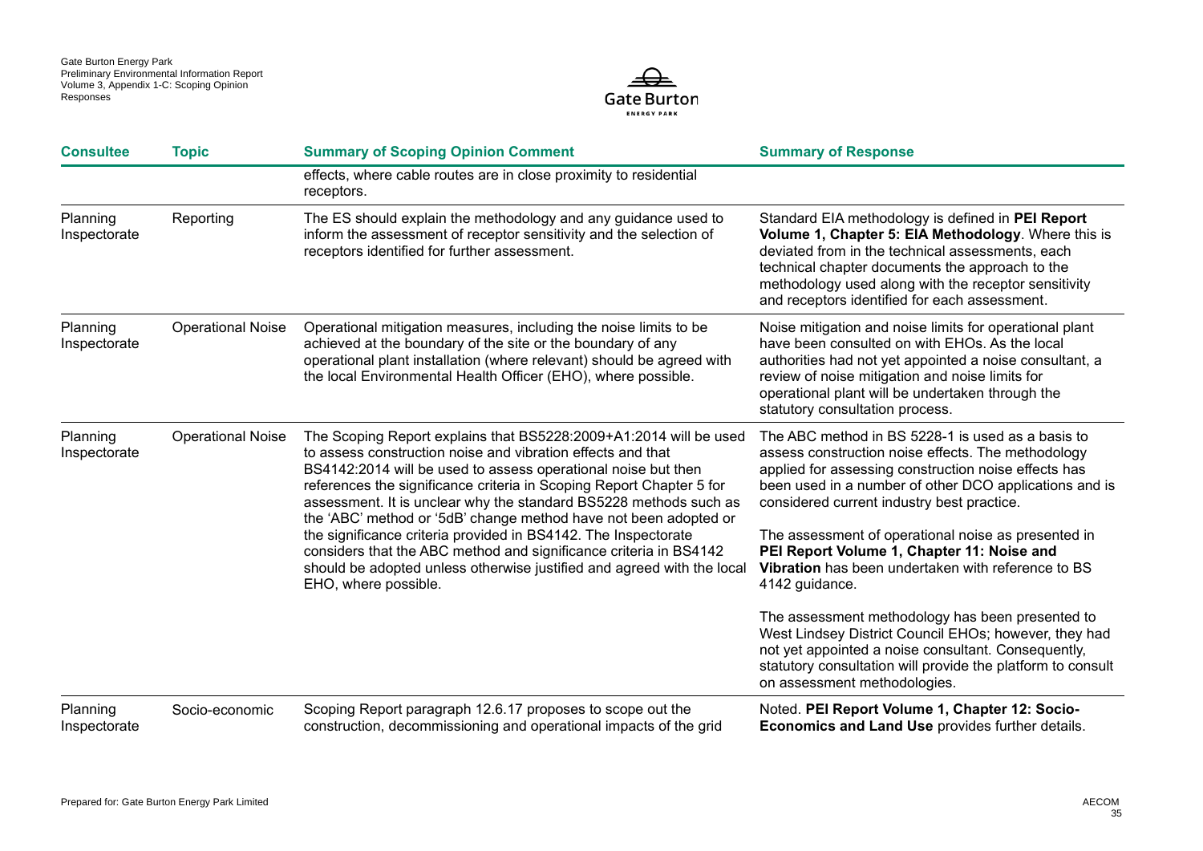| Consultee | Topic | Summary of Scoping Opinion Comment | Summary of Response |
|---|---|---|---|
| | | effects, where cable routes are in close proximity to residential receptors. | |
| Planning Inspectorate | Reporting | The ES should explain the methodology and any guidance used to inform the assessment of receptor sensitivity and the selection of receptors identified for further assessment. | Standard EIA methodology is defined in **PEI Report Volume 1, Chapter 5: EIA Methodology**. Where this is deviated from in the technical assessments, each technical chapter documents the approach to the methodology used along with the receptor sensitivity and receptors identified for each assessment. |
| Planning Inspectorate | Operational Noise | Operational mitigation measures, including the noise limits to be achieved at the boundary of the site or the boundary of any operational plant installation (where relevant) should be agreed with the local Environmental Health Officer (EHO), where possible. | Noise mitigation and noise limits for operational plant have been consulted on with EHOs. As the local authorities had not yet appointed a noise consultant, a review of noise mitigation and noise limits for operational plant will be undertaken through the statutory consultation process. |
| Planning Inspectorate | Operational Noise | The Scoping Report explains that BS5228:2009+A1:2014 will be used to assess construction noise and vibration effects and that BS4142:2014 will be used to assess operational noise but then references the significance criteria in Scoping Report Chapter 5 for assessment. It is unclear why the standard BS5228 methods such as the 'ABC' method or '5dB' change method have not been adopted or the significance criteria provided in BS4142. The Inspectorate considers that the ABC method and significance criteria in BS4142 should be adopted unless otherwise justified and agreed with the local EHO, where possible. | The ABC method in BS 5228-1 is used as a basis to assess construction noise effects. The methodology applied for assessing construction noise effects has been used in a number of other DCO applications and is considered current industry best practice.<br><br>The assessment of operational noise as presented in **PEI Report Volume 1, Chapter 11: Noise and Vibration** has been undertaken with reference to BS 4142 guidance.<br><br>The assessment methodology has been presented to West Lindsey District Council EHOs; however, they had not yet appointed a noise consultant. Consequently, statutory consultation will provide the platform to consult on assessment methodologies. |
| Planning Inspectorate | Socio-economic | Scoping Report paragraph 12.6.17 proposes to scope out the construction, decommissioning and operational impacts of the grid | Noted. **PEI Report Volume 1, Chapter 12: Socio-Economics and Land Use** provides further details. |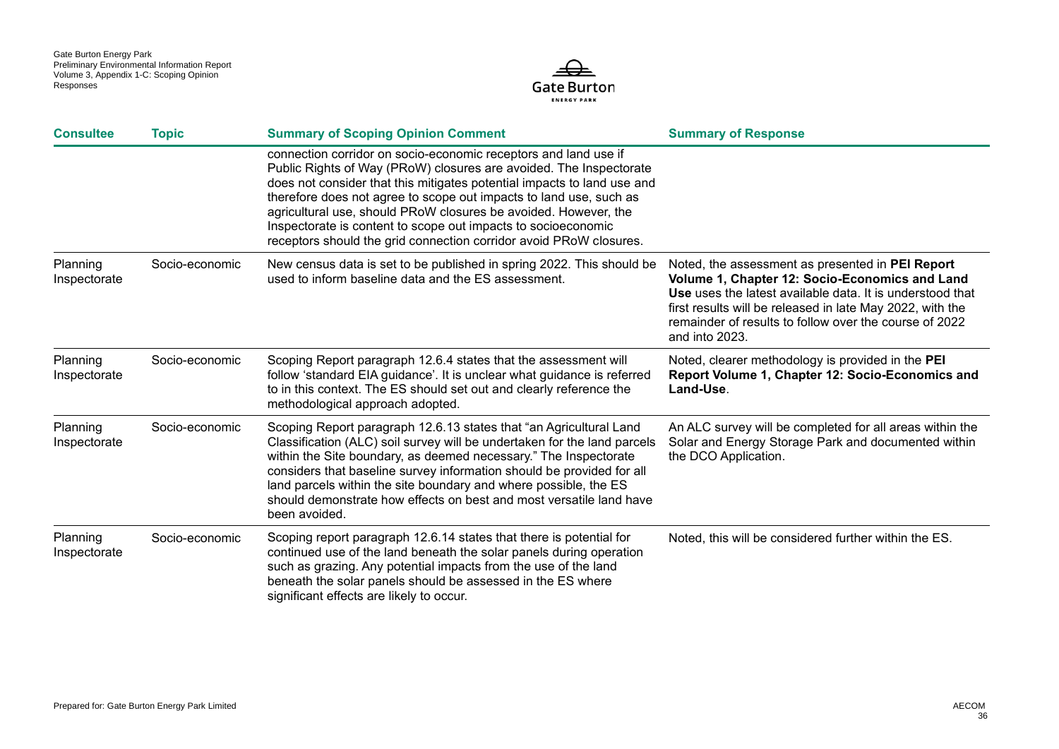| Consultee | Topic | Summary of Scoping Opinion Comment | Summary of Response |
|---|---|---|---|
| | | connection corridor on socio-economic receptors and land use if Public Rights of Way (PRoW) closures are avoided. The Inspectorate does not consider that this mitigates potential impacts to land use and therefore does not agree to scope out impacts to land use, such as agricultural use, should PRoW closures be avoided. However, the Inspectorate is content to scope out impacts to socioeconomic receptors should the grid connection corridor avoid PRoW closures. | |
| Planning Inspectorate | Socio-economic | New census data is set to be published in spring 2022. This should be used to inform baseline data and the ES assessment. | Noted, the assessment as presented in **PEI Report Volume 1, Chapter 12: Socio-Economics and Land Use** uses the latest available data. It is understood that first results will be released in late May 2022, with the remainder of results to follow over the course of 2022 and into 2023. |
| Planning Inspectorate | Socio-economic | Scoping Report paragraph 12.6.4 states that the assessment will follow 'standard EIA guidance'. It is unclear what guidance is referred to in this context. The ES should set out and clearly reference the methodological approach adopted. | Noted, clearer methodology is provided in the **PEI Report Volume 1, Chapter 12: Socio-Economics and Land-Use**. |
| Planning Inspectorate | Socio-economic | Scoping Report paragraph 12.6.13 states that "an Agricultural Land Classification (ALC) soil survey will be undertaken for the land parcels within the Site boundary, as deemed necessary." The Inspectorate considers that baseline survey information should be provided for all land parcels within the site boundary and where possible, the ES should demonstrate how effects on best and most versatile land have been avoided. | An ALC survey will be completed for all areas within the Solar and Energy Storage Park and documented within the DCO Application. |
| Planning Inspectorate | Socio-economic | Scoping report paragraph 12.6.14 states that there is potential for continued use of the land beneath the solar panels during operation such as grazing. Any potential impacts from the use of the land beneath the solar panels should be assessed in the ES where significant effects are likely to occur. | Noted, this will be considered further within the ES. |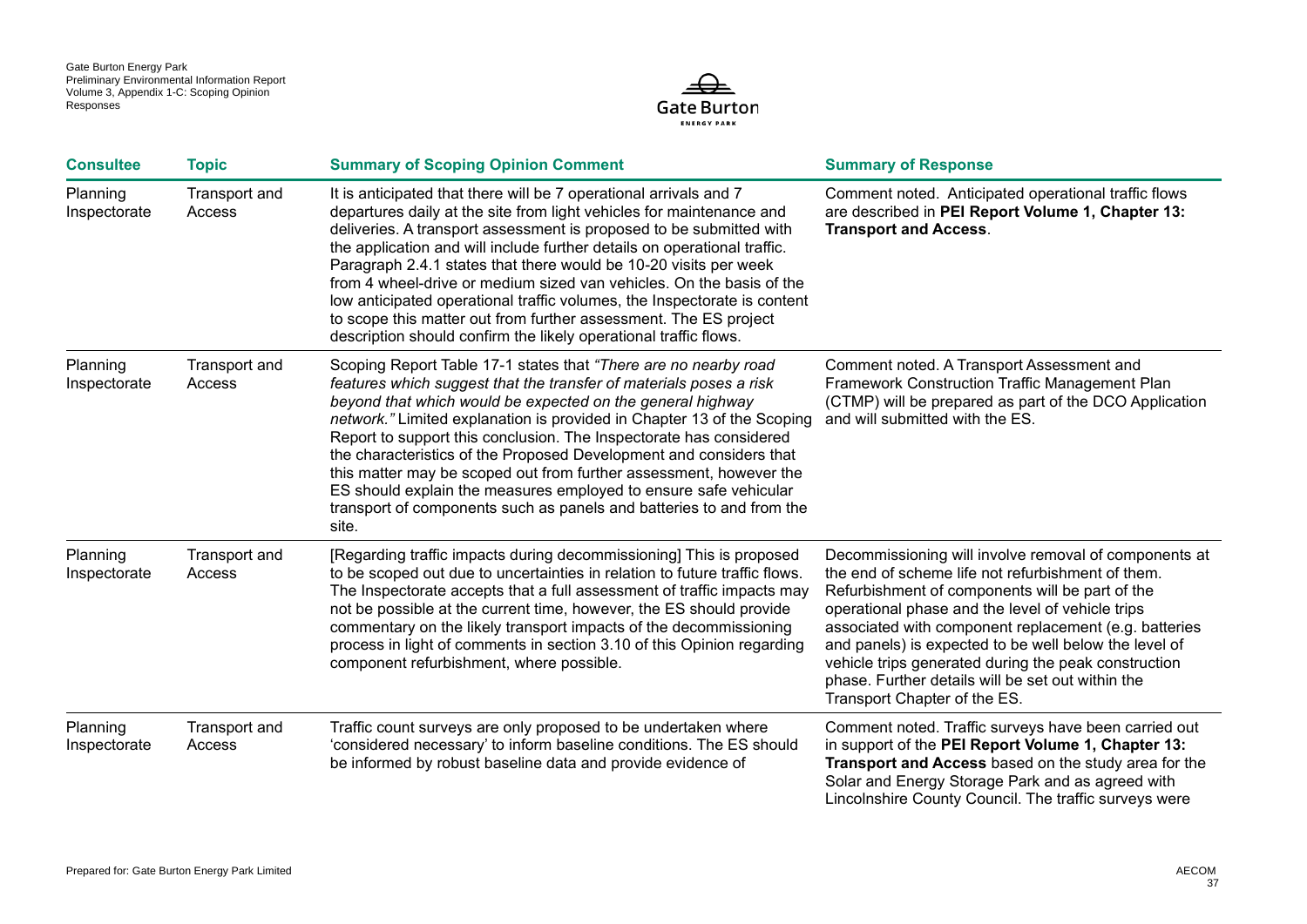| Consultee | Topic | Summary of Scoping Opinion Comment | Summary of Response |
|---|---|---|---|
| Planning Inspectorate | Transport and Access | It is anticipated that there will be 7 operational arrivals and 7 departures daily at the site from light vehicles for maintenance and deliveries. A transport assessment is proposed to be submitted with the application and will include further details on operational traffic. Paragraph 2.4.1 states that there would be 10-20 visits per week from 4 wheel-drive or medium sized van vehicles. On the basis of the low anticipated operational traffic volumes, the Inspectorate is content to scope this matter out from further assessment. The ES project description should confirm the likely operational traffic flows. | Comment noted. Anticipated operational traffic flows are described in **PEI Report Volume 1, Chapter 13: Transport and Access**. |
| Planning Inspectorate | Transport and Access | Scoping Report Table 17-1 states that *"There are no nearby road features which suggest that the transfer of materials poses a risk beyond that which would be expected on the general highway network."* Limited explanation is provided in Chapter 13 of the Scoping Report to support this conclusion. The Inspectorate has considered the characteristics of the Proposed Development and considers that this matter may be scoped out from further assessment, however the ES should explain the measures employed to ensure safe vehicular transport of components such as panels and batteries to and from the site. | Comment noted. A Transport Assessment and Framework Construction Traffic Management Plan (CTMP) will be prepared as part of the DCO Application and will submitted with the ES. |
| Planning Inspectorate | Transport and Access | [Regarding traffic impacts during decommissioning] This is proposed to be scoped out due to uncertainties in relation to future traffic flows. The Inspectorate accepts that a full assessment of traffic impacts may not be possible at the current time, however, the ES should provide commentary on the likely transport impacts of the decommissioning process in light of comments in section 3.10 of this Opinion regarding component refurbishment, where possible. | Decommissioning will involve removal of components at the end of scheme life not refurbishment of them. Refurbishment of components will be part of the operational phase and the level of vehicle trips associated with component replacement (e.g. batteries and panels) is expected to be well below the level of vehicle trips generated during the peak construction phase. Further details will be set out within the Transport Chapter of the ES. |
| Planning Inspectorate | Transport and Access | Traffic count surveys are only proposed to be undertaken where 'considered necessary' to inform baseline conditions. The ES should be informed by robust baseline data and provide evidence of | Comment noted. Traffic surveys have been carried out in support of the **PEI Report Volume 1, Chapter 13: Transport and Access** based on the study area for the Solar and Energy Storage Park and as agreed with Lincolnshire County Council. The traffic surveys were |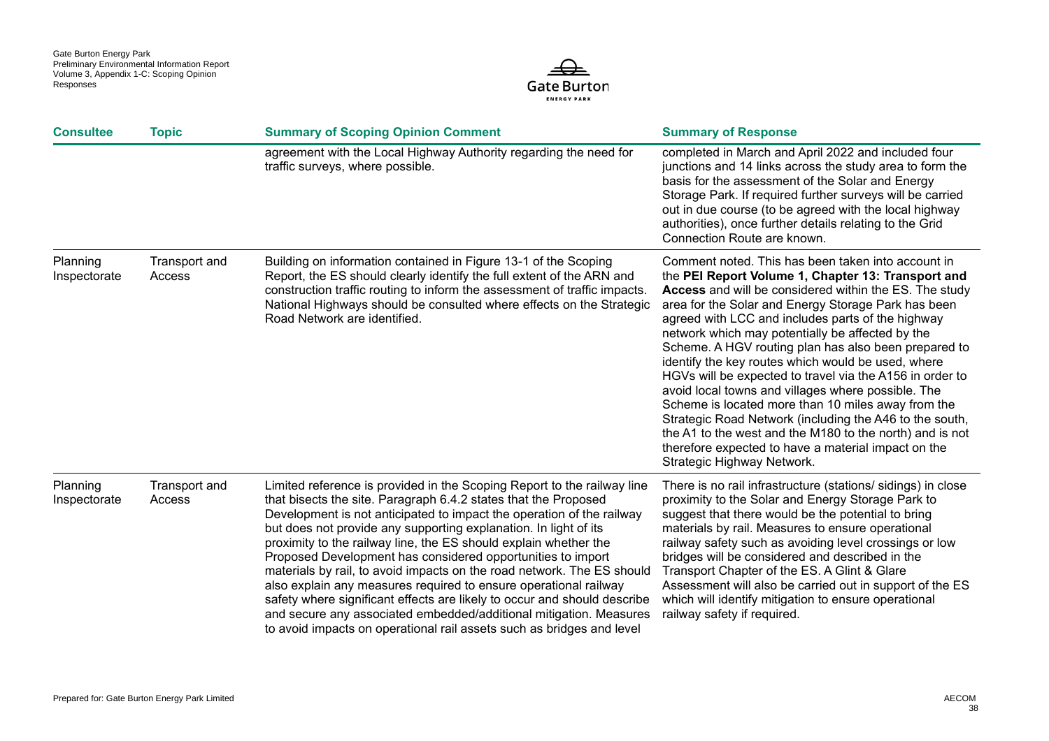| Consultee | Topic | Summary of Scoping Opinion Comment | Summary of Response |
|---|---|---|---|
| | | agreement with the Local Highway Authority regarding the need for traffic surveys, where possible. | completed in March and April 2022 and included four junctions and 14 links across the study area to form the basis for the assessment of the Solar and Energy Storage Park. If required further surveys will be carried out in due course (to be agreed with the local highway authorities), once further details relating to the Grid Connection Route are known. |
| Planning Inspectorate | Transport and Access | Building on information contained in Figure 13-1 of the Scoping Report, the ES should clearly identify the full extent of the ARN and construction traffic routing to inform the assessment of traffic impacts. National Highways should be consulted where effects on the Strategic Road Network are identified. | Comment noted. This has been taken into account in the **PEI Report Volume 1, Chapter 13: Transport and Access** and will be considered within the ES. The study area for the Solar and Energy Storage Park has been agreed with LCC and includes parts of the highway network which may potentially be affected by the Scheme. A HGV routing plan has also been prepared to identify the key routes which would be used, where HGVs will be expected to travel via the A156 in order to avoid local towns and villages where possible. The Scheme is located more than 10 miles away from the Strategic Road Network (including the A46 to the south, the A1 to the west and the M180 to the north) and is not therefore expected to have a material impact on the Strategic Highway Network. |
| Planning Inspectorate | Transport and Access | Limited reference is provided in the Scoping Report to the railway line that bisects the site. Paragraph 6.4.2 states that the Proposed Development is not anticipated to impact the operation of the railway but does not provide any supporting explanation. In light of its proximity to the railway line, the ES should explain whether the Proposed Development has considered opportunities to import materials by rail, to avoid impacts on the road network. The ES should also explain any measures required to ensure operational railway safety where significant effects are likely to occur and should describe and secure any associated embedded/additional mitigation. Measures to avoid impacts on operational rail assets such as bridges and level | There is no rail infrastructure (stations/ sidings) in close proximity to the Solar and Energy Storage Park to suggest that there would be the potential to bring materials by rail. Measures to ensure operational railway safety such as avoiding level crossings or low bridges will be considered and described in the Transport Chapter of the ES. A Glint & Glare Assessment will also be carried out in support of the ES which will identify mitigation to ensure operational railway safety if required. |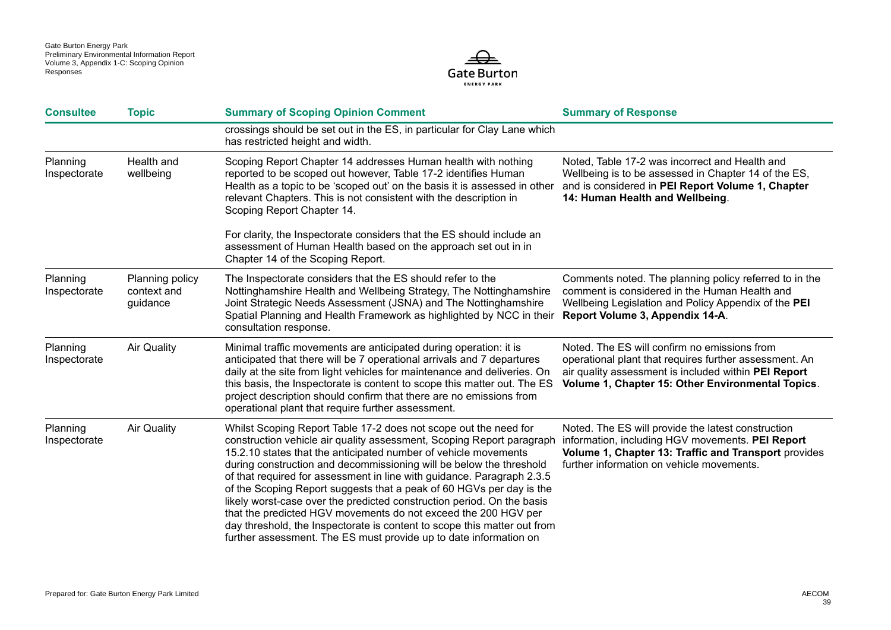| Consultee | Topic | Summary of Scoping Opinion Comment | Summary of Response |
|---|---|---|---|
| | | crossings should be set out in the ES, in particular for Clay Lane which has restricted height and width. | |
| Planning Inspectorate | Health and wellbeing | Scoping Report Chapter 14 addresses Human health with nothing reported to be scoped out however, Table 17-2 identifies Human Health as a topic to be 'scoped out' on the basis it is assessed in other relevant Chapters. This is not consistent with the description in Scoping Report Chapter 14.<br><br>For clarity, the Inspectorate considers that the ES should include an assessment of Human Health based on the approach set out in in Chapter 14 of the Scoping Report. | Noted, Table 17-2 was incorrect and Health and Wellbeing is to be assessed in Chapter 14 of the ES, and is considered in **PEI Report Volume 1, Chapter 14: Human Health and Wellbeing**. |
| Planning Inspectorate | Planning policy context and guidance | The Inspectorate considers that the ES should refer to the Nottinghamshire Health and Wellbeing Strategy, The Nottinghamshire Joint Strategic Needs Assessment (JSNA) and The Nottinghamshire Spatial Planning and Health Framework as highlighted by NCC in their consultation response. | Comments noted. The planning policy referred to in the comment is considered in the Human Health and Wellbeing Legislation and Policy Appendix of the **PEI Report Volume 3, Appendix 14-A**. |
| Planning Inspectorate | Air Quality | Minimal traffic movements are anticipated during operation: it is anticipated that there will be 7 operational arrivals and 7 departures daily at the site from light vehicles for maintenance and deliveries. On this basis, the Inspectorate is content to scope this matter out. The ES project description should confirm that there are no emissions from operational plant that require further assessment. | Noted. The ES will confirm no emissions from operational plant that requires further assessment. An air quality assessment is included within **PEI Report Volume 1, Chapter 15: Other Environmental Topics**. |
| Planning Inspectorate | Air Quality | Whilst Scoping Report Table 17-2 does not scope out the need for construction vehicle air quality assessment, Scoping Report paragraph 15.2.10 states that the anticipated number of vehicle movements during construction and decommissioning will be below the threshold of that required for assessment in line with guidance. Paragraph 2.3.5 of the Scoping Report suggests that a peak of 60 HGVs per day is the likely worst-case over the predicted construction period. On the basis that the predicted HGV movements do not exceed the 200 HGV per day threshold, the Inspectorate is content to scope this matter out from further assessment. The ES must provide up to date information on | Noted. The ES will provide the latest construction information, including HGV movements. **PEI Report Volume 1, Chapter 13: Traffic and Transport** provides further information on vehicle movements. |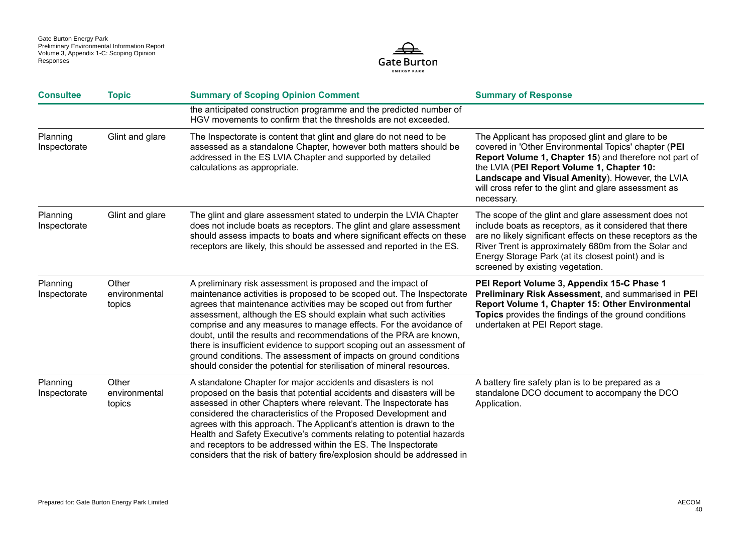| Consultee | Topic | Summary of Scoping Opinion Comment | Summary of Response |
|---|---|---|---|
| | | the anticipated construction programme and the predicted number of HGV movements to confirm that the thresholds are not exceeded. | |
| Planning Inspectorate | Glint and glare | The Inspectorate is content that glint and glare do not need to be assessed as a standalone Chapter, however both matters should be addressed in the ES LVIA Chapter and supported by detailed calculations as appropriate. | The Applicant has proposed glint and glare to be covered in 'Other Environmental Topics' chapter (**PEI Report Volume 1, Chapter 15**) and therefore not part of the LVIA (**PEI Report Volume 1, Chapter 10: Landscape and Visual Amenity**). However, the LVIA will cross refer to the glint and glare assessment as necessary. |
| Planning Inspectorate | Glint and glare | The glint and glare assessment stated to underpin the LVIA Chapter does not include boats as receptors. The glint and glare assessment should assess impacts to boats and where significant effects on these receptors are likely, this should be assessed and reported in the ES. | The scope of the glint and glare assessment does not include boats as receptors, as it considered that there are no likely significant effects on these receptors as the River Trent is approximately 680m from the Solar and Energy Storage Park (at its closest point) and is screened by existing vegetation. |
| Planning Inspectorate | Other environmental topics | A preliminary risk assessment is proposed and the impact of maintenance activities is proposed to be scoped out. The Inspectorate agrees that maintenance activities may be scoped out from further assessment, although the ES should explain what such activities comprise and any measures to manage effects. For the avoidance of doubt, until the results and recommendations of the PRA are known, there is insufficient evidence to support scoping out an assessment of ground conditions. The assessment of impacts on ground conditions should consider the potential for sterilisation of mineral resources. | **PEI Report Volume 3, Appendix 15-C Phase 1 Preliminary Risk Assessment**, and summarised in **PEI Report Volume 1, Chapter 15: Other Environmental Topics** provides the findings of the ground conditions undertaken at PEI Report stage. |
| Planning Inspectorate | Other environmental topics | A standalone Chapter for major accidents and disasters is not proposed on the basis that potential accidents and disasters will be assessed in other Chapters where relevant. The Inspectorate has considered the characteristics of the Proposed Development and agrees with this approach. The Applicant's attention is drawn to the Health and Safety Executive's comments relating to potential hazards and receptors to be addressed within the ES. The Inspectorate considers that the risk of battery fire/explosion should be addressed in | A battery fire safety plan is to be prepared as a standalone DCO document to accompany the DCO Application. |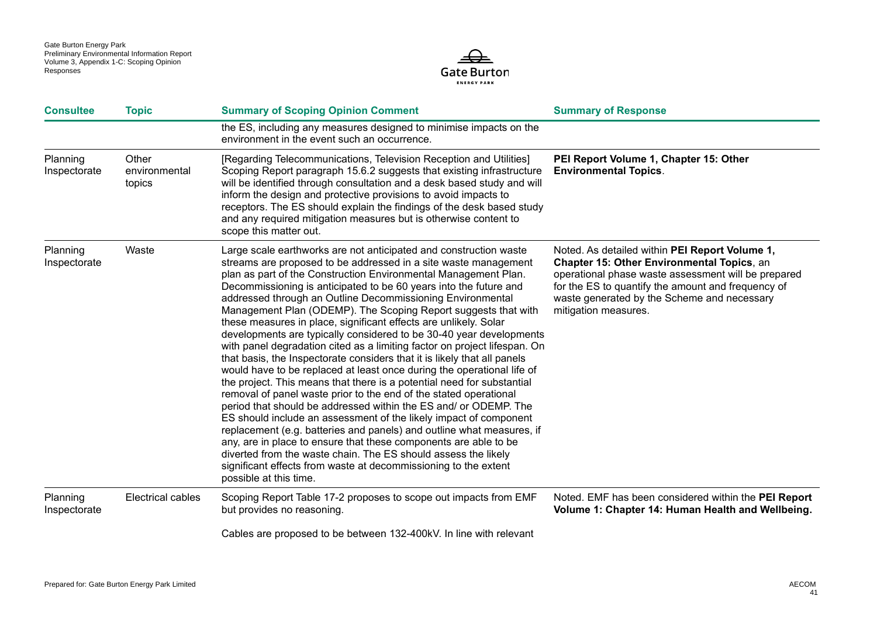| Consultee | Topic | Summary of Scoping Opinion Comment | Summary of Response |
|---|---|---|---|
| | | the ES, including any measures designed to minimise impacts on the environment in the event such an occurrence. | |
| Planning Inspectorate | Other environmental topics | [Regarding Telecommunications, Television Reception and Utilities] Scoping Report paragraph 15.6.2 suggests that existing infrastructure will be identified through consultation and a desk based study and will inform the design and protective provisions to avoid impacts to receptors. The ES should explain the findings of the desk based study and any required mitigation measures but is otherwise content to scope this matter out. | **PEI Report Volume 1, Chapter 15: Other Environmental Topics**. |
| Planning Inspectorate | Waste | Large scale earthworks are not anticipated and construction waste streams are proposed to be addressed in a site waste management plan as part of the Construction Environmental Management Plan. Decommissioning is anticipated to be 60 years into the future and addressed through an Outline Decommissioning Environmental Management Plan (ODEMP). The Scoping Report suggests that with these measures in place, significant effects are unlikely. Solar developments are typically considered to be 30-40 year developments with panel degradation cited as a limiting factor on project lifespan. On that basis, the Inspectorate considers that it is likely that all panels would have to be replaced at least once during the operational life of the project. This means that there is a potential need for substantial removal of panel waste prior to the end of the stated operational period that should be addressed within the ES and/ or ODEMP. The ES should include an assessment of the likely impact of component replacement (e.g. batteries and panels) and outline what measures, if any, are in place to ensure that these components are able to be diverted from the waste chain. The ES should assess the likely significant effects from waste at decommissioning to the extent possible at this time. | Noted. As detailed within **PEI Report Volume 1, Chapter 15: Other Environmental Topics**, an operational phase waste assessment will be prepared for the ES to quantify the amount and frequency of waste generated by the Scheme and necessary mitigation measures. |
| Planning Inspectorate | Electrical cables | Scoping Report Table 17-2 proposes to scope out impacts from EMF but provides no reasoning.<br><br>Cables are proposed to be between 132-400kV. In line with relevant | Noted. EMF has been considered within the **PEI Report Volume 1: Chapter 14: Human Health and Wellbeing.** |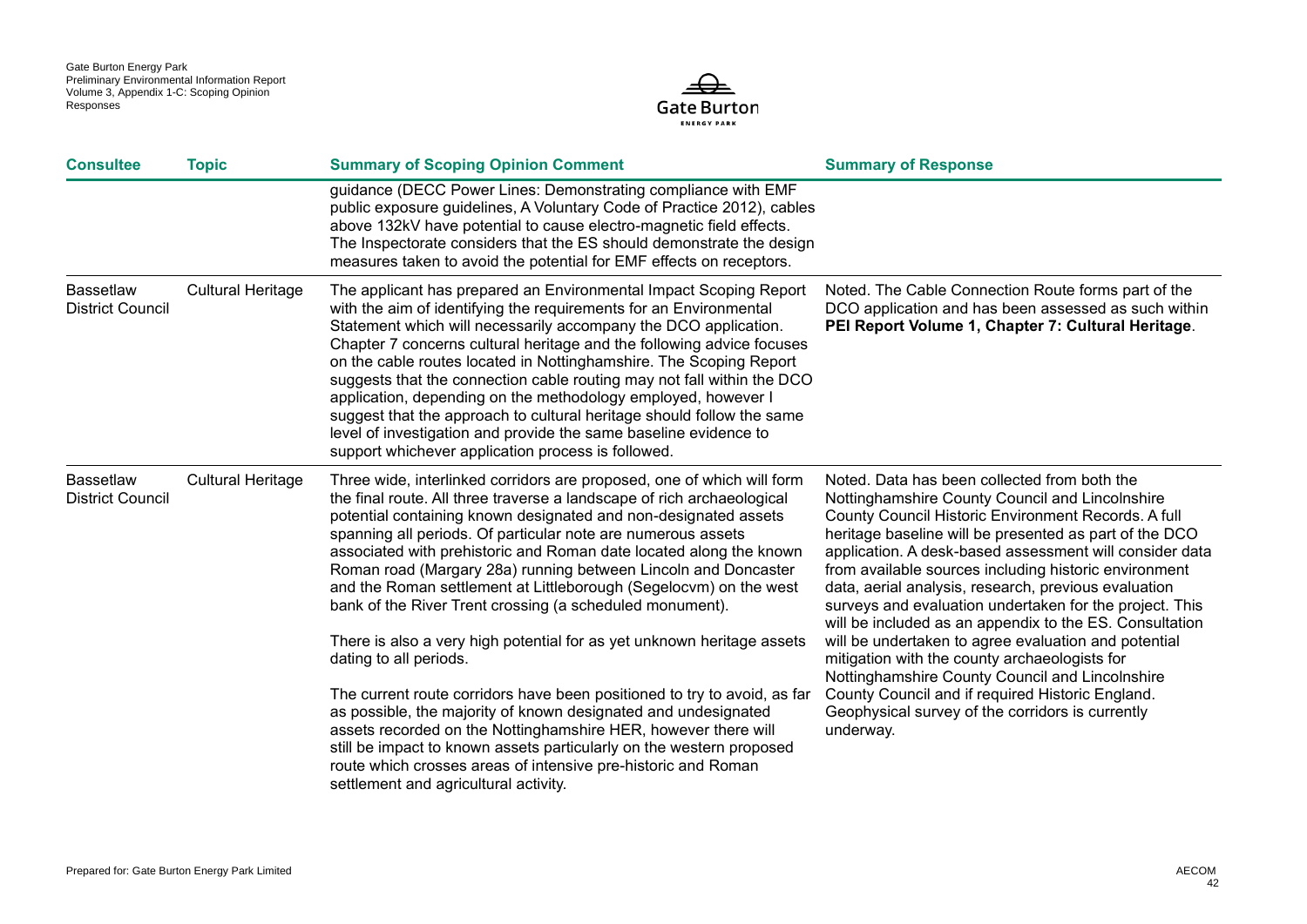| Consultee | Topic | Summary of Scoping Opinion Comment | Summary of Response |
|---|---|---|---|
| | | guidance (DECC Power Lines: Demonstrating compliance with EMF public exposure guidelines, A Voluntary Code of Practice 2012), cables above 132kV have potential to cause electro-magnetic field effects. The Inspectorate considers that the ES should demonstrate the design measures taken to avoid the potential for EMF effects on receptors. | |
| Bassetlaw District Council | Cultural Heritage | The applicant has prepared an Environmental Impact Scoping Report with the aim of identifying the requirements for an Environmental Statement which will necessarily accompany the DCO application. Chapter 7 concerns cultural heritage and the following advice focuses on the cable routes located in Nottinghamshire. The Scoping Report suggests that the connection cable routing may not fall within the DCO application, depending on the methodology employed, however I suggest that the approach to cultural heritage should follow the same level of investigation and provide the same baseline evidence to support whichever application process is followed. | Noted. The Cable Connection Route forms part of the DCO application and has been assessed as such within **PEI Report Volume 1, Chapter 7: Cultural Heritage**. |
| Bassetlaw District Council | Cultural Heritage | Three wide, interlinked corridors are proposed, one of which will form the final route. All three traverse a landscape of rich archaeological potential containing known designated and non-designated assets spanning all periods. Of particular note are numerous assets associated with prehistoric and Roman date located along the known Roman road (Margary 28a) running between Lincoln and Doncaster and the Roman settlement at Littleborough (Segelocvm) on the west bank of the River Trent crossing (a scheduled monument).<br><br>There is also a very high potential for as yet unknown heritage assets dating to all periods.<br><br>The current route corridors have been positioned to try to avoid, as far as possible, the majority of known designated and undesignated assets recorded on the Nottinghamshire HER, however there will still be impact to known assets particularly on the western proposed route which crosses areas of intensive pre-historic and Roman settlement and agricultural activity. | Noted. Data has been collected from both the Nottinghamshire County Council and Lincolnshire County Council Historic Environment Records. A full heritage baseline will be presented as part of the DCO application. A desk-based assessment will consider data from available sources including historic environment data, aerial analysis, research, previous evaluation surveys and evaluation undertaken for the project. This will be included as an appendix to the ES. Consultation will be undertaken to agree evaluation and potential mitigation with the county archaeologists for Nottinghamshire County Council and Lincolnshire County Council and if required Historic England. Geophysical survey of the corridors is currently underway. |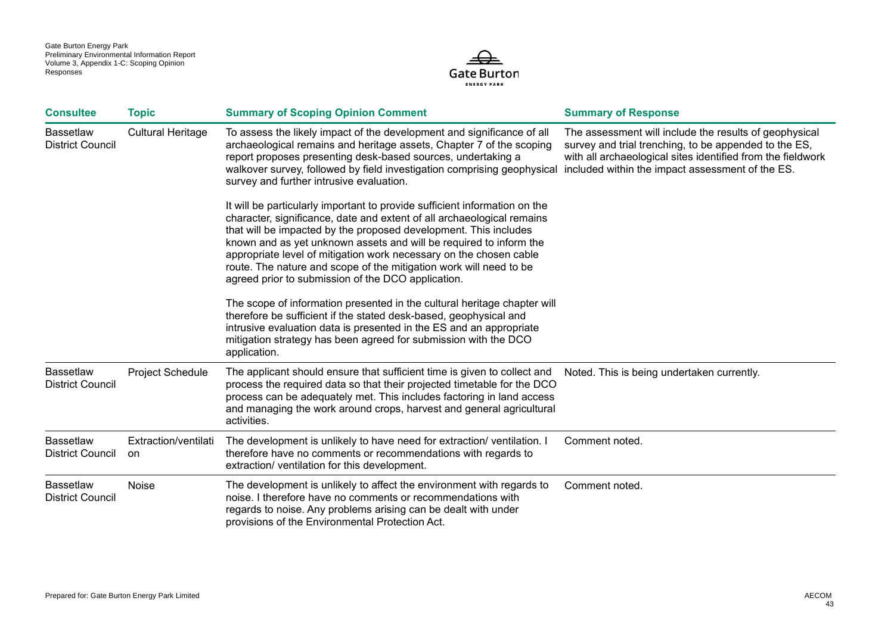| Consultee | Topic | Summary of Scoping Opinion Comment | Summary of Response |
|---|---|---|---|
| Bassetlaw District Council | Cultural Heritage | To assess the likely impact of the development and significance of all archaeological remains and heritage assets, Chapter 7 of the scoping report proposes presenting desk-based sources, undertaking a walkover survey, followed by field investigation comprising geophysical survey and further intrusive evaluation.<br><br>It will be particularly important to provide sufficient information on the character, significance, date and extent of all archaeological remains that will be impacted by the proposed development. This includes known and as yet unknown assets and will be required to inform the appropriate level of mitigation work necessary on the chosen cable route. The nature and scope of the mitigation work will need to be agreed prior to submission of the DCO application.<br><br>The scope of information presented in the cultural heritage chapter will therefore be sufficient if the stated desk-based, geophysical and intrusive evaluation data is presented in the ES and an appropriate mitigation strategy has been agreed for submission with the DCO application. | The assessment will include the results of geophysical survey and trial trenching, to be appended to the ES, with all archaeological sites identified from the fieldwork included within the impact assessment of the ES. |
| Bassetlaw District Council | Project Schedule | The applicant should ensure that sufficient time is given to collect and process the required data so that their projected timetable for the DCO process can be adequately met. This includes factoring in land access and managing the work around crops, harvest and general agricultural activities. | Noted. This is being undertaken currently. |
| Bassetlaw District Council | Extraction/ventilation | The development is unlikely to have need for extraction/ ventilation. I therefore have no comments or recommendations with regards to extraction/ ventilation for this development. | Comment noted. |
| Bassetlaw District Council | Noise | The development is unlikely to affect the environment with regards to noise. I therefore have no comments or recommendations with regards to noise. Any problems arising can be dealt with under provisions of the Environmental Protection Act. | Comment noted. |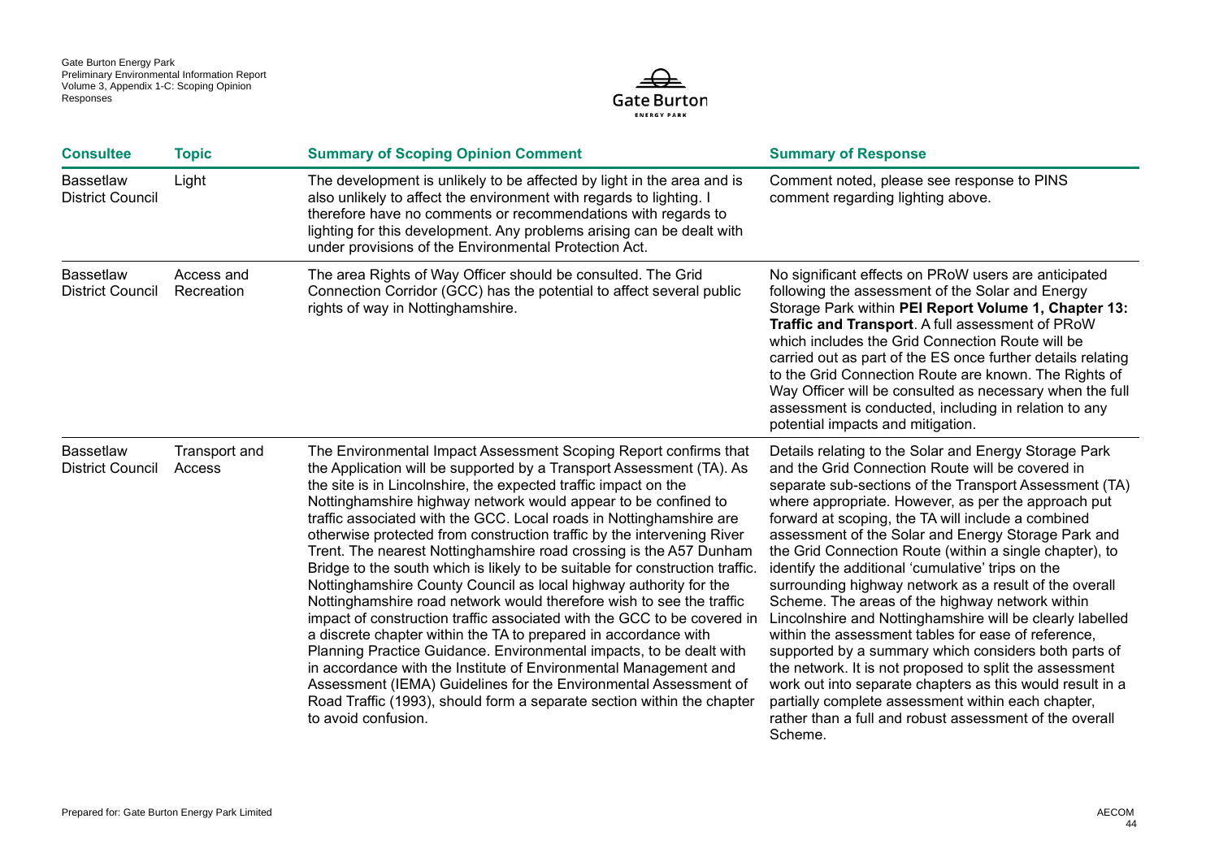| Consultee | Topic | Summary of Scoping Opinion Comment | Summary of Response |
|---|---|---|---|
| Bassetlaw District Council | Light | The development is unlikely to be affected by light in the area and is also unlikely to affect the environment with regards to lighting. I therefore have no comments or recommendations with regards to lighting for this development. Any problems arising can be dealt with under provisions of the Environmental Protection Act. | Comment noted, please see response to PINS comment regarding lighting above. |
| Bassetlaw District Council | Access and Recreation | The area Rights of Way Officer should be consulted. The Grid Connection Corridor (GCC) has the potential to affect several public rights of way in Nottinghamshire. | No significant effects on PRoW users are anticipated following the assessment of the Solar and Energy Storage Park within **PEI Report Volume 1, Chapter 13: Traffic and Transport**. A full assessment of PRoW which includes the Grid Connection Route will be carried out as part of the ES once further details relating to the Grid Connection Route are known. The Rights of Way Officer will be consulted as necessary when the full assessment is conducted, including in relation to any potential impacts and mitigation. |
| Bassetlaw District Council | Transport and Access | The Environmental Impact Assessment Scoping Report confirms that the Application will be supported by a Transport Assessment (TA). As the site is in Lincolnshire, the expected traffic impact on the Nottinghamshire highway network would appear to be confined to traffic associated with the GCC. Local roads in Nottinghamshire are otherwise protected from construction traffic by the intervening River Trent. The nearest Nottinghamshire road crossing is the A57 Dunham Bridge to the south which is likely to be suitable for construction traffic. Nottinghamshire County Council as local highway authority for the Nottinghamshire road network would therefore wish to see the traffic impact of construction traffic associated with the GCC to be covered in a discrete chapter within the TA to prepared in accordance with Planning Practice Guidance. Environmental impacts, to be dealt with in accordance with the Institute of Environmental Management and Assessment (IEMA) Guidelines for the Environmental Assessment of Road Traffic (1993), should form a separate section within the chapter to avoid confusion. | Details relating to the Solar and Energy Storage Park and the Grid Connection Route will be covered in separate sub-sections of the Transport Assessment (TA) where appropriate. However, as per the approach put forward at scoping, the TA will include a combined assessment of the Solar and Energy Storage Park and the Grid Connection Route (within a single chapter), to identify the additional 'cumulative' trips on the surrounding highway network as a result of the overall Scheme. The areas of the highway network within Lincolnshire and Nottinghamshire will be clearly labelled within the assessment tables for ease of reference, supported by a summary which considers both parts of the network. It is not proposed to split the assessment work out into separate chapters as this would result in a partially complete assessment within each chapter, rather than a full and robust assessment of the overall Scheme. |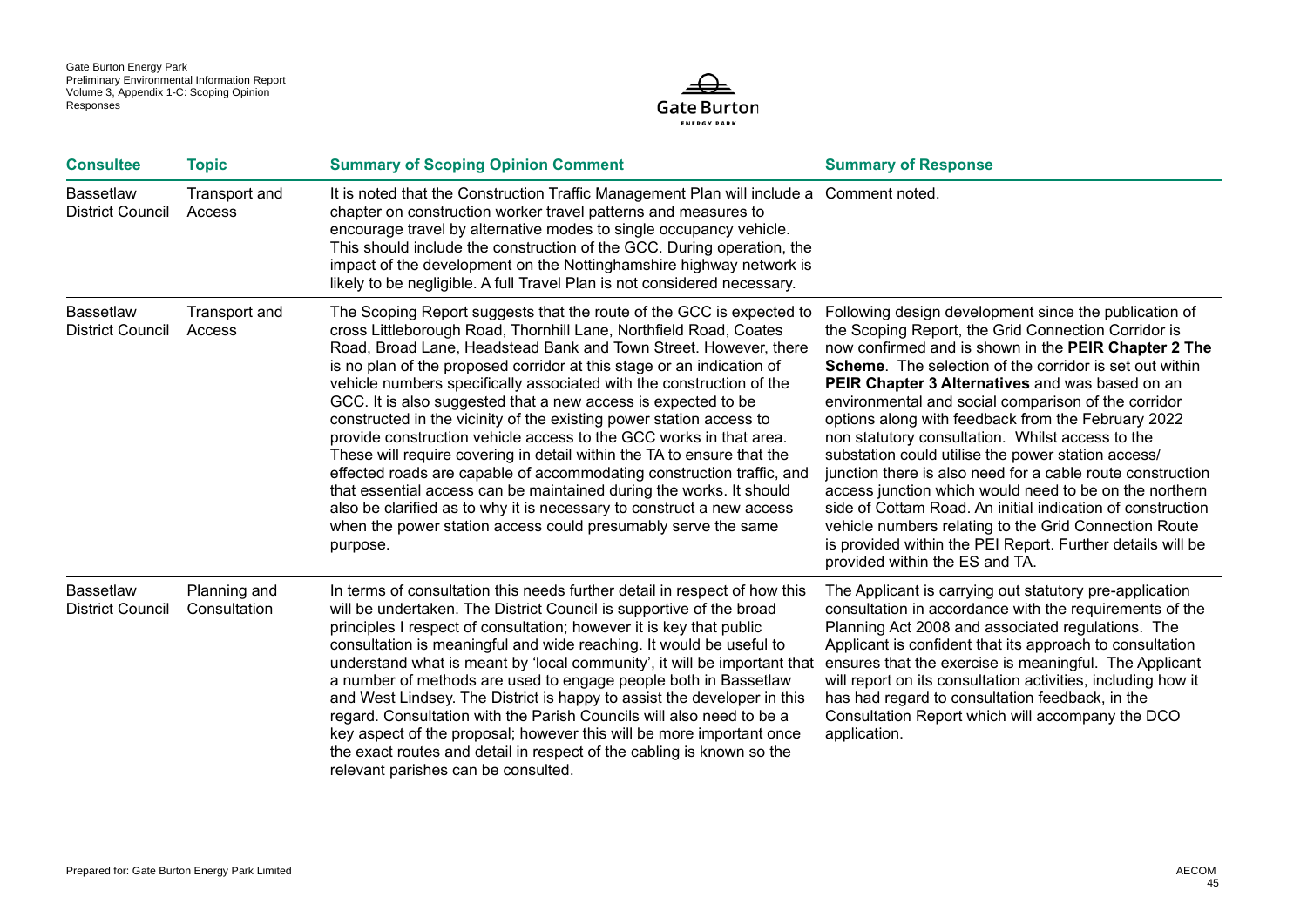| Consultee | Topic | Summary of Scoping Opinion Comment | Summary of Response |
|---|---|---|---|
| Bassetlaw District Council | Transport and Access | It is noted that the Construction Traffic Management Plan will include a chapter on construction worker travel patterns and measures to encourage travel by alternative modes to single occupancy vehicle. This should include the construction of the GCC. During operation, the impact of the development on the Nottinghamshire highway network is likely to be negligible. A full Travel Plan is not considered necessary. | Comment noted. |
| Bassetlaw District Council | Transport and Access | The Scoping Report suggests that the route of the GCC is expected to cross Littleborough Road, Thornhill Lane, Northfield Road, Coates Road, Broad Lane, Headstead Bank and Town Street. However, there is no plan of the proposed corridor at this stage or an indication of vehicle numbers specifically associated with the construction of the GCC. It is also suggested that a new access is expected to be constructed in the vicinity of the existing power station access to provide construction vehicle access to the GCC works in that area. These will require covering in detail within the TA to ensure that the effected roads are capable of accommodating construction traffic, and that essential access can be maintained during the works. It should also be clarified as to why it is necessary to construct a new access when the power station access could presumably serve the same purpose. | Following design development since the publication of the Scoping Report, the Grid Connection Corridor is now confirmed and is shown in the **PEIR Chapter 2 The Scheme**. The selection of the corridor is set out within **PEIR Chapter 3 Alternatives** and was based on an environmental and social comparison of the corridor options along with feedback from the February 2022 non statutory consultation. Whilst access to the substation could utilise the power station access/ junction there is also need for a cable route construction access junction which would need to be on the northern side of Cottam Road. An initial indication of construction vehicle numbers relating to the Grid Connection Route is provided within the PEI Report. Further details will be provided within the ES and TA. |
| Bassetlaw District Council | Planning and Consultation | In terms of consultation this needs further detail in respect of how this will be undertaken. The District Council is supportive of the broad principles I respect of consultation; however it is key that public consultation is meaningful and wide reaching. It would be useful to understand what is meant by 'local community', it will be important that a number of methods are used to engage people both in Bassetlaw and West Lindsey. The District is happy to assist the developer in this regard. Consultation with the Parish Councils will also need to be a key aspect of the proposal; however this will be more important once the exact routes and detail in respect of the cabling is known so the relevant parishes can be consulted. | The Applicant is carrying out statutory pre-application consultation in accordance with the requirements of the Planning Act 2008 and associated regulations. The Applicant is confident that its approach to consultation ensures that the exercise is meaningful. The Applicant will report on its consultation activities, including how it has had regard to consultation feedback, in the Consultation Report which will accompany the DCO application. |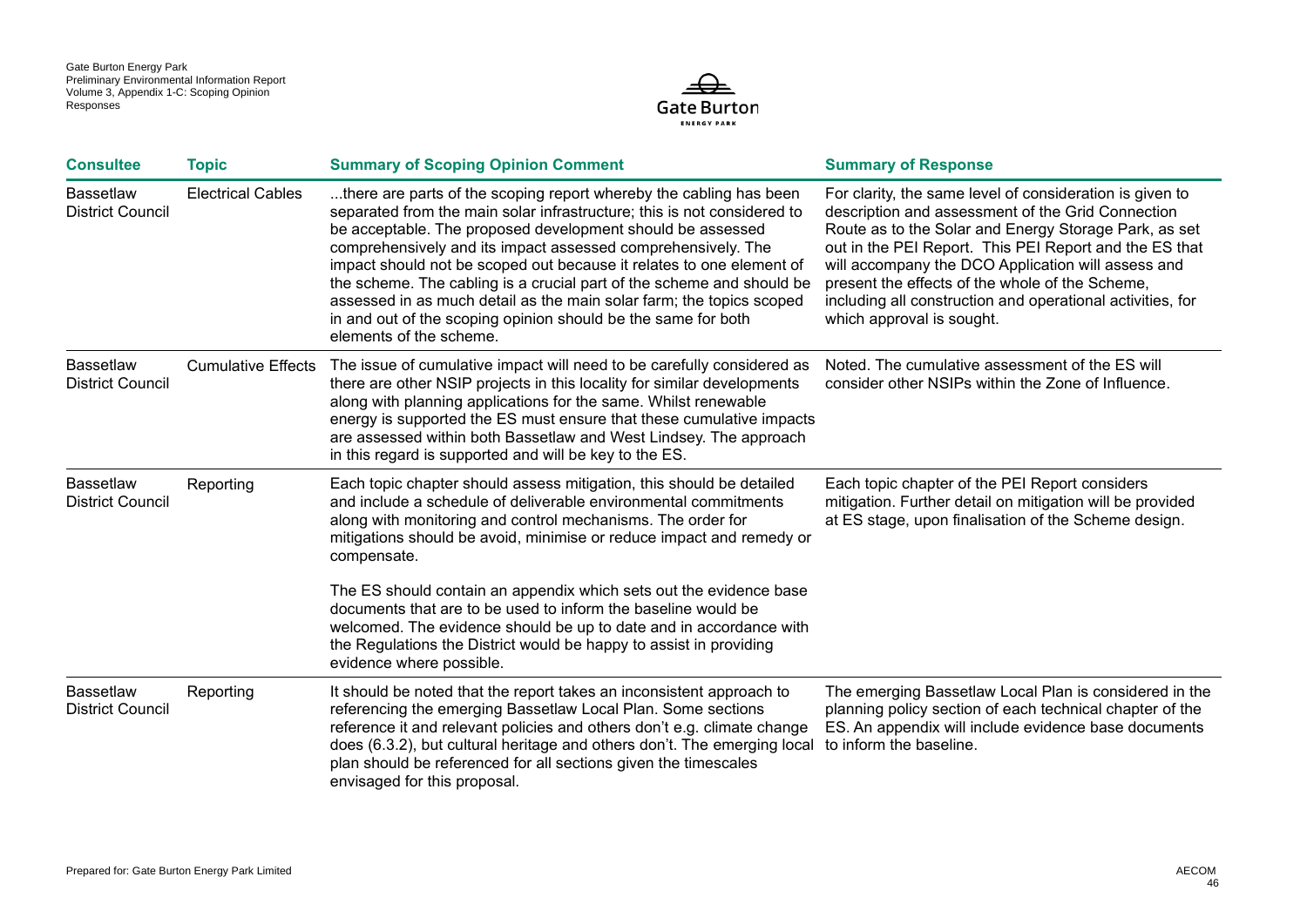| Consultee | Topic | Summary of Scoping Opinion Comment | Summary of Response |
|---|---|---|---|
| Bassetlaw District Council | Electrical Cables | ...there are parts of the scoping report whereby the cabling has been separated from the main solar infrastructure; this is not considered to be acceptable. The proposed development should be assessed comprehensively and its impact assessed comprehensively. The impact should not be scoped out because it relates to one element of the scheme. The cabling is a crucial part of the scheme and should be assessed in as much detail as the main solar farm; the topics scoped in and out of the scoping opinion should be the same for both elements of the scheme. | For clarity, the same level of consideration is given to description and assessment of the Grid Connection Route as to the Solar and Energy Storage Park, as set out in the PEI Report. This PEI Report and the ES that will accompany the DCO Application will assess and present the effects of the whole of the Scheme, including all construction and operational activities, for which approval is sought. |
| Bassetlaw District Council | Cumulative Effects | The issue of cumulative impact will need to be carefully considered as there are other NSIP projects in this locality for similar developments along with planning applications for the same. Whilst renewable energy is supported the ES must ensure that these cumulative impacts are assessed within both Bassetlaw and West Lindsey. The approach in this regard is supported and will be key to the ES. | Noted. The cumulative assessment of the ES will consider other NSIPs within the Zone of Influence. |
| Bassetlaw District Council | Reporting | Each topic chapter should assess mitigation, this should be detailed and include a schedule of deliverable environmental commitments along with monitoring and control mechanisms. The order for mitigations should be avoid, minimise or reduce impact and remedy or compensate.<br><br>The ES should contain an appendix which sets out the evidence base documents that are to be used to inform the baseline would be welcomed. The evidence should be up to date and in accordance with the Regulations the District would be happy to assist in providing evidence where possible. | Each topic chapter of the PEI Report considers mitigation. Further detail on mitigation will be provided at ES stage, upon finalisation of the Scheme design. |
| Bassetlaw District Council | Reporting | It should be noted that the report takes an inconsistent approach to referencing the emerging Bassetlaw Local Plan. Some sections reference it and relevant policies and others don't e.g. climate change does (6.3.2), but cultural heritage and others don't. The emerging local plan should be referenced for all sections given the timescales envisaged for this proposal. | The emerging Bassetlaw Local Plan is considered in the planning policy section of each technical chapter of the ES. An appendix will include evidence base documents to inform the baseline. |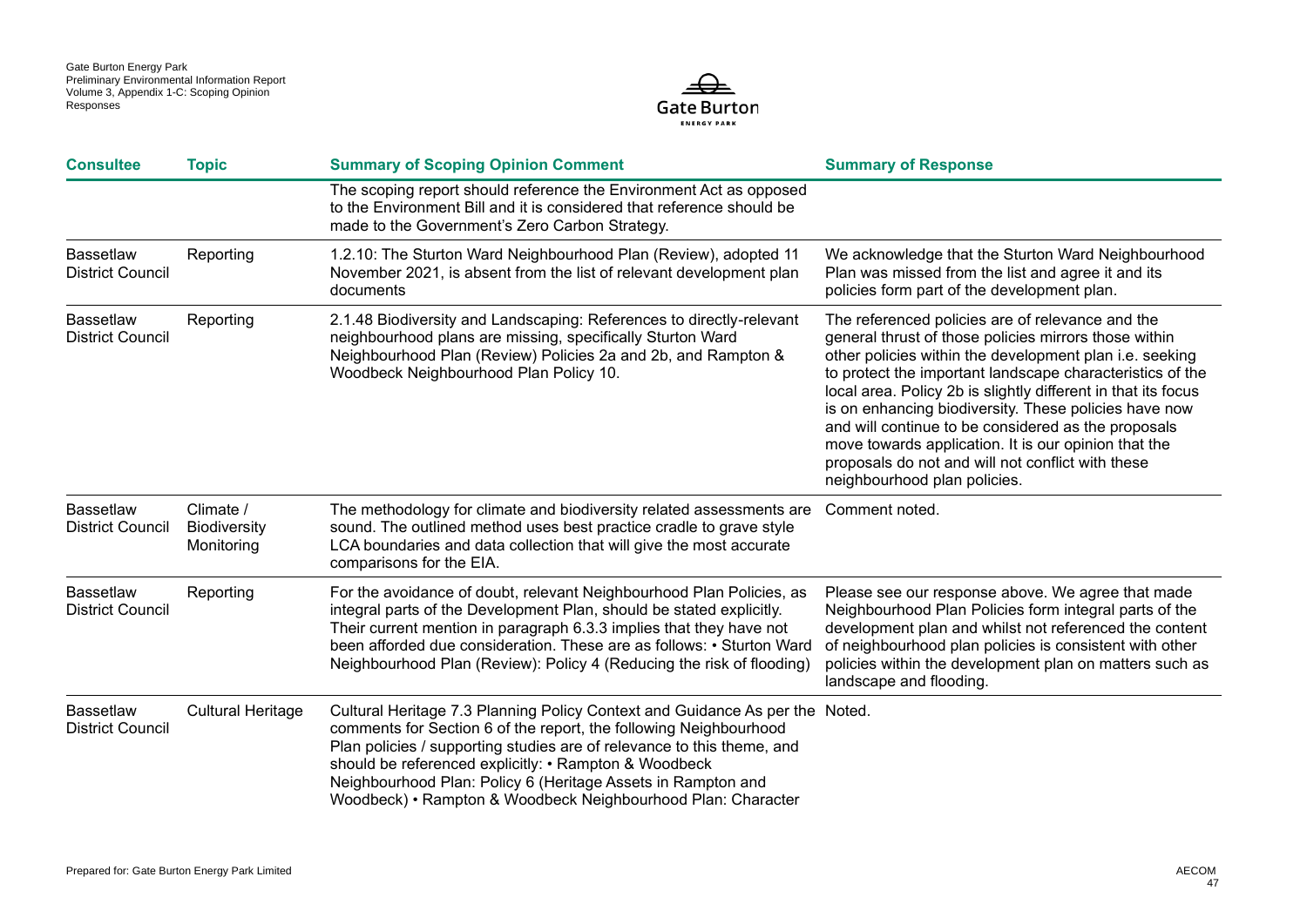| Consultee | Topic | Summary of Scoping Opinion Comment | Summary of Response |
|---|---|---|---|
| | | The scoping report should reference the Environment Act as opposed to the Environment Bill and it is considered that reference should be made to the Government's Zero Carbon Strategy. | |
| Bassetlaw District Council | Reporting | 1.2.10: The Sturton Ward Neighbourhood Plan (Review), adopted 11 November 2021, is absent from the list of relevant development plan documents | We acknowledge that the Sturton Ward Neighbourhood Plan was missed from the list and agree it and its policies form part of the development plan. |
| Bassetlaw District Council | Reporting | 2.1.48 Biodiversity and Landscaping: References to directly-relevant neighbourhood plans are missing, specifically Sturton Ward Neighbourhood Plan (Review) Policies 2a and 2b, and Rampton & Woodbeck Neighbourhood Plan Policy 10. | The referenced policies are of relevance and the general thrust of those policies mirrors those within other policies within the development plan i.e. seeking to protect the important landscape characteristics of the local area. Policy 2b is slightly different in that its focus is on enhancing biodiversity. These policies have now and will continue to be considered as the proposals move towards application. It is our opinion that the proposals do not and will not conflict with these neighbourhood plan policies. |
| Bassetlaw District Council | Climate / Biodiversity Monitoring | The methodology for climate and biodiversity related assessments are sound. The outlined method uses best practice cradle to grave style LCA boundaries and data collection that will give the most accurate comparisons for the EIA. | Comment noted. |
| Bassetlaw District Council | Reporting | For the avoidance of doubt, relevant Neighbourhood Plan Policies, as integral parts of the Development Plan, should be stated explicitly. Their current mention in paragraph 6.3.3 implies that they have not been afforded due consideration. These are as follows: • Sturton Ward Neighbourhood Plan (Review): Policy 4 (Reducing the risk of flooding) | Please see our response above. We agree that made Neighbourhood Plan Policies form integral parts of the development plan and whilst not referenced the content of neighbourhood plan policies is consistent with other policies within the development plan on matters such as landscape and flooding. |
| Bassetlaw District Council | Cultural Heritage | Cultural Heritage 7.3 Planning Policy Context and Guidance As per the comments for Section 6 of the report, the following Neighbourhood Plan policies / supporting studies are of relevance to this theme, and should be referenced explicitly: • Rampton & Woodbeck Neighbourhood Plan: Policy 6 (Heritage Assets in Rampton and Woodbeck) • Rampton & Woodbeck Neighbourhood Plan: Character | Noted. |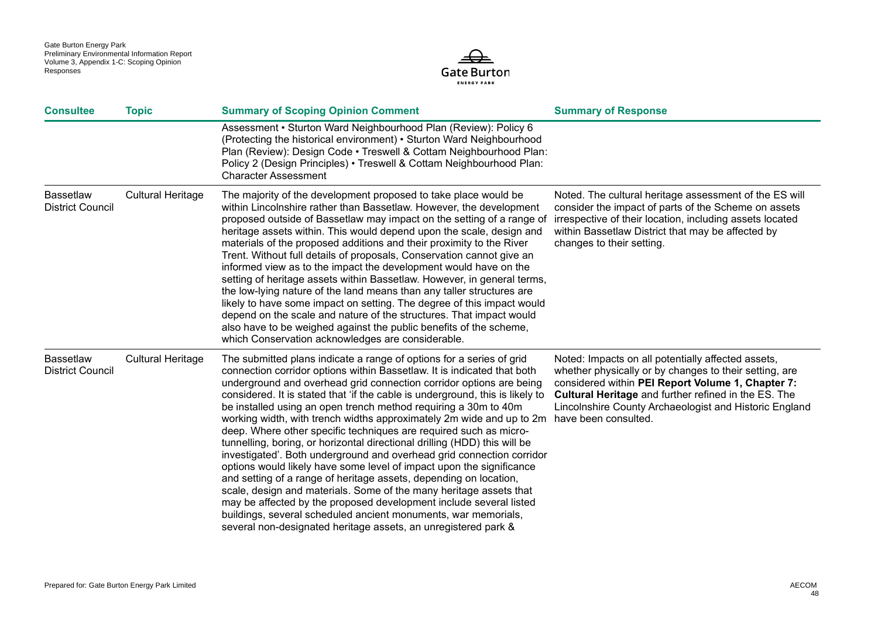| Consultee | Topic | Summary of Scoping Opinion Comment | Summary of Response |
|---|---|---|---|
| | | Assessment • Sturton Ward Neighbourhood Plan (Review): Policy 6 (Protecting the historical environment) • Sturton Ward Neighbourhood Plan (Review): Design Code • Treswell & Cottam Neighbourhood Plan: Policy 2 (Design Principles) • Treswell & Cottam Neighbourhood Plan: Character Assessment | |
| Bassetlaw District Council | Cultural Heritage | The majority of the development proposed to take place would be within Lincolnshire rather than Bassetlaw. However, the development proposed outside of Bassetlaw may impact on the setting of a range of heritage assets within. This would depend upon the scale, design and materials of the proposed additions and their proximity to the River Trent. Without full details of proposals, Conservation cannot give an informed view as to the impact the development would have on the setting of heritage assets within Bassetlaw. However, in general terms, the low-lying nature of the land means than any taller structures are likely to have some impact on setting. The degree of this impact would depend on the scale and nature of the structures. That impact would also have to be weighed against the public benefits of the scheme, which Conservation acknowledges are considerable. | Noted. The cultural heritage assessment of the ES will consider the impact of parts of the Scheme on assets irrespective of their location, including assets located within Bassetlaw District that may be affected by changes to their setting. |
| Bassetlaw District Council | Cultural Heritage | The submitted plans indicate a range of options for a series of grid connection corridor options within Bassetlaw. It is indicated that both underground and overhead grid connection corridor options are being considered. It is stated that 'if the cable is underground, this is likely to be installed using an open trench method requiring a 30m to 40m working width, with trench widths approximately 2m wide and up to 2m deep. Where other specific techniques are required such as micro-tunnelling, boring, or horizontal directional drilling (HDD) this will be investigated'. Both underground and overhead grid connection corridor options would likely have some level of impact upon the significance and setting of a range of heritage assets, depending on location, scale, design and materials. Some of the many heritage assets that may be affected by the proposed development include several listed buildings, several scheduled ancient monuments, war memorials, several non-designated heritage assets, an unregistered park & | Noted: Impacts on all potentially affected assets, whether physically or by changes to their setting, are considered within **PEI Report Volume 1, Chapter 7: Cultural Heritage** and further refined in the ES. The Lincolnshire County Archaeologist and Historic England have been consulted. |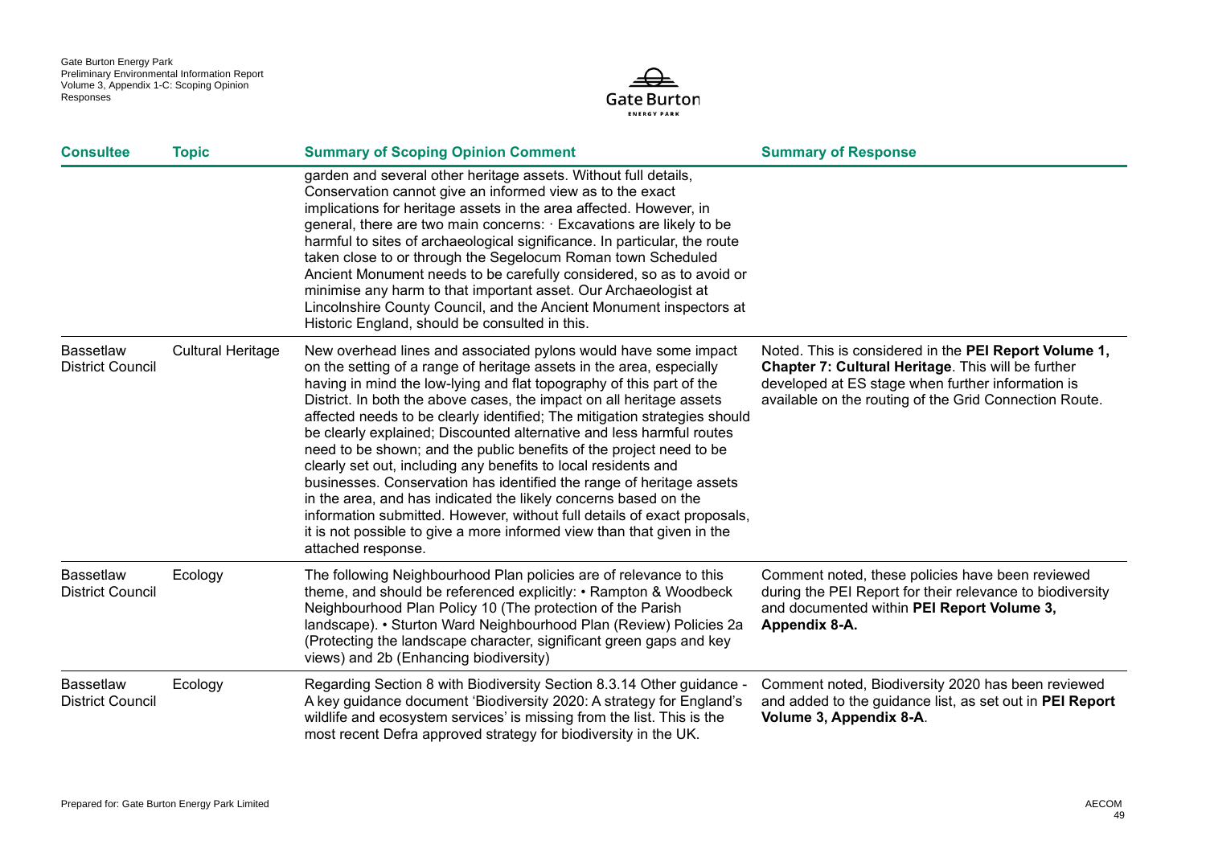| Consultee | Topic | Summary of Scoping Opinion Comment | Summary of Response |
|---|---|---|---|
| | | garden and several other heritage assets. Without full details, Conservation cannot give an informed view as to the exact implications for heritage assets in the area affected. However, in general, there are two main concerns: · Excavations are likely to be harmful to sites of archaeological significance. In particular, the route taken close to or through the Segelocum Roman town Scheduled Ancient Monument needs to be carefully considered, so as to avoid or minimise any harm to that important asset. Our Archaeologist at Lincolnshire County Council, and the Ancient Monument inspectors at Historic England, should be consulted in this. | |
| Bassetlaw District Council | Cultural Heritage | New overhead lines and associated pylons would have some impact on the setting of a range of heritage assets in the area, especially having in mind the low-lying and flat topography of this part of the District. In both the above cases, the impact on all heritage assets affected needs to be clearly identified; The mitigation strategies should be clearly explained; Discounted alternative and less harmful routes need to be shown; and the public benefits of the project need to be clearly set out, including any benefits to local residents and businesses. Conservation has identified the range of heritage assets in the area, and has indicated the likely concerns based on the information submitted. However, without full details of exact proposals, it is not possible to give a more informed view than that given in the attached response. | Noted. This is considered in the **PEI Report Volume 1, Chapter 7: Cultural Heritage**. This will be further developed at ES stage when further information is available on the routing of the Grid Connection Route. |
| Bassetlaw District Council | Ecology | The following Neighbourhood Plan policies are of relevance to this theme, and should be referenced explicitly: • Rampton & Woodbeck Neighbourhood Plan Policy 10 (The protection of the Parish landscape). • Sturton Ward Neighbourhood Plan (Review) Policies 2a (Protecting the landscape character, significant green gaps and key views) and 2b (Enhancing biodiversity) | Comment noted, these policies have been reviewed during the PEI Report for their relevance to biodiversity and documented within **PEI Report Volume 3, Appendix 8-A.** |
| Bassetlaw District Council | Ecology | Regarding Section 8 with Biodiversity Section 8.3.14 Other guidance - A key guidance document 'Biodiversity 2020: A strategy for England's wildlife and ecosystem services' is missing from the list. This is the most recent Defra approved strategy for biodiversity in the UK. | Comment noted, Biodiversity 2020 has been reviewed and added to the guidance list, as set out in **PEI Report Volume 3, Appendix 8-A**. |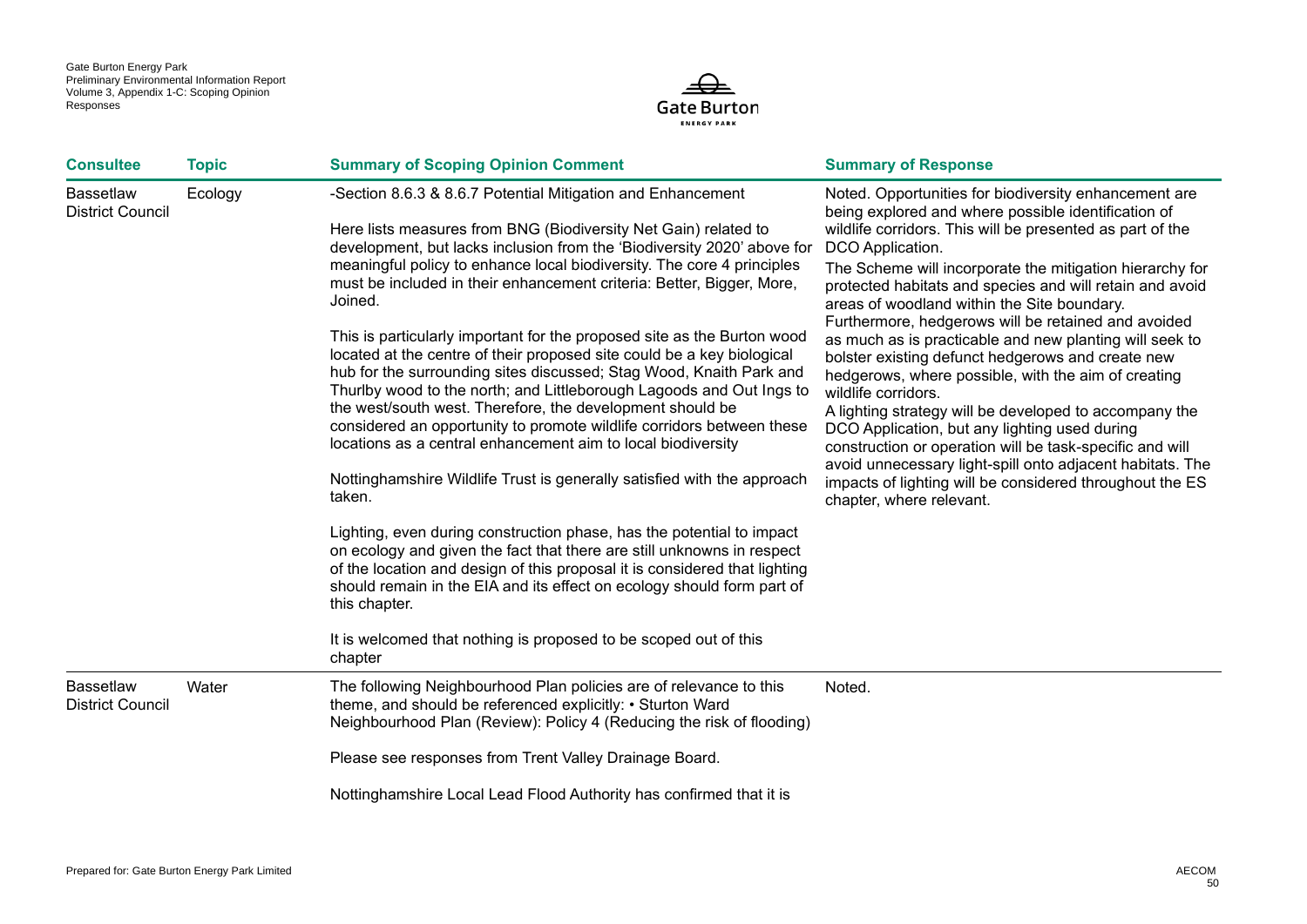| Consultee | Topic | Summary of Scoping Opinion Comment | Summary of Response |
|---|---|---|---|
| Bassetlaw District Council | Ecology | -Section 8.6.3 & 8.6.7 Potential Mitigation and Enhancement<br><br>Here lists measures from BNG (Biodiversity Net Gain) related to development, but lacks inclusion from the 'Biodiversity 2020' above for meaningful policy to enhance local biodiversity. The core 4 principles must be included in their enhancement criteria: Better, Bigger, More, Joined.<br><br>This is particularly important for the proposed site as the Burton wood located at the centre of their proposed site could be a key biological hub for the surrounding sites discussed; Stag Wood, Knaith Park and Thurlby wood to the north; and Littleborough Lagoods and Out Ings to the west/south west. Therefore, the development should be considered an opportunity to promote wildlife corridors between these locations as a central enhancement aim to local biodiversity<br><br>Nottinghamshire Wildlife Trust is generally satisfied with the approach taken.<br><br>Lighting, even during construction phase, has the potential to impact on ecology and given the fact that there are still unknowns in respect of the location and design of this proposal it is considered that lighting should remain in the EIA and its effect on ecology should form part of this chapter.<br><br>It is welcomed that nothing is proposed to be scoped out of this chapter | Noted. Opportunities for biodiversity enhancement are being explored and where possible identification of wildlife corridors. This will be presented as part of the DCO Application.<br><br>The Scheme will incorporate the mitigation hierarchy for protected habitats and species and will retain and avoid areas of woodland within the Site boundary. Furthermore, hedgerows will be retained and avoided as much as is practicable and new planting will seek to bolster existing defunct hedgerows and create new hedgerows, where possible, with the aim of creating wildlife corridors.<br><br>A lighting strategy will be developed to accompany the DCO Application, but any lighting used during construction or operation will be task-specific and will avoid unnecessary light-spill onto adjacent habitats. The impacts of lighting will be considered throughout the ES chapter, where relevant. |
| Bassetlaw District Council | Water | The following Neighbourhood Plan policies are of relevance to this theme, and should be referenced explicitly: • Sturton Ward Neighbourhood Plan (Review): Policy 4 (Reducing the risk of flooding)<br><br>Please see responses from Trent Valley Drainage Board.<br><br>Nottinghamshire Local Lead Flood Authority has confirmed that it is | Noted. |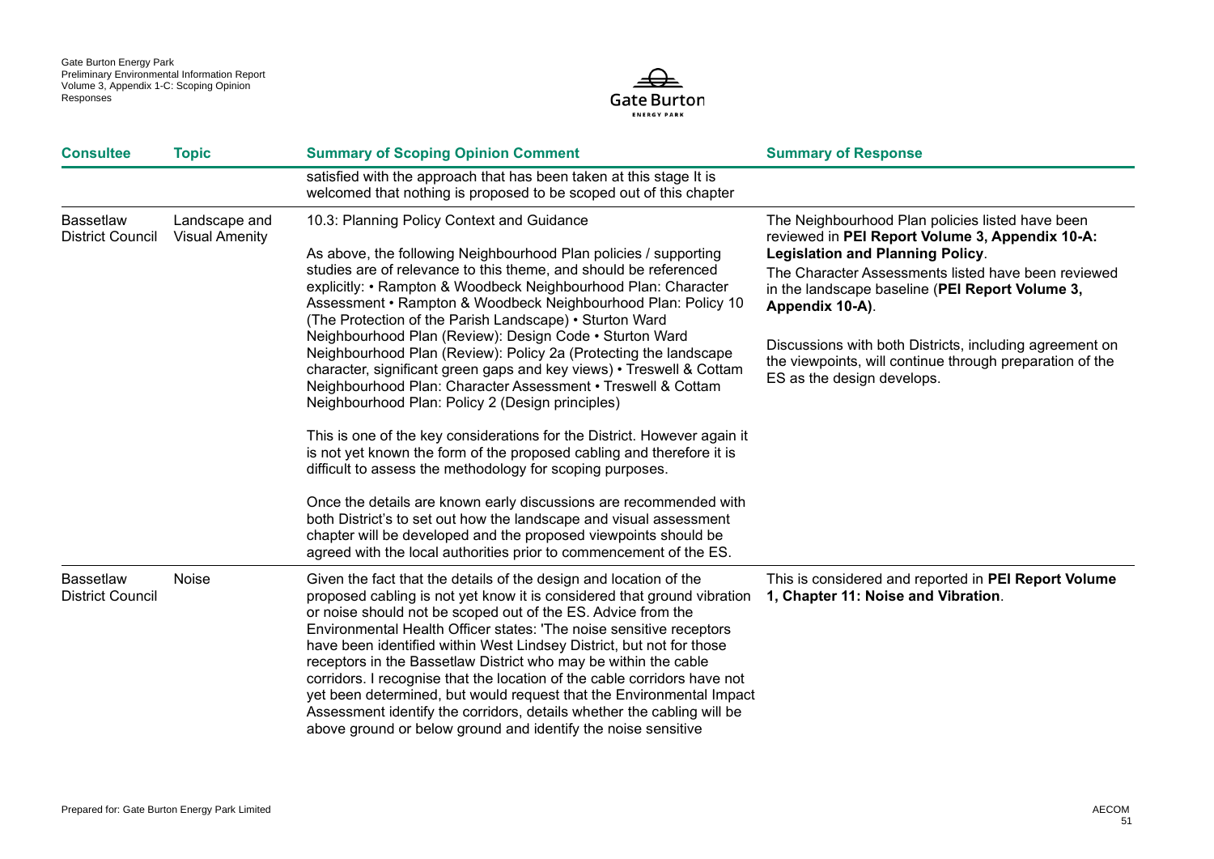| Consultee | Topic | Summary of Scoping Opinion Comment | Summary of Response |
|---|---|---|---|
| | | satisfied with the approach that has been taken at this stage It is welcomed that nothing is proposed to be scoped out of this chapter | |
| Bassetlaw District Council | Landscape and Visual Amenity | 10.3: Planning Policy Context and Guidance<br><br>As above, the following Neighbourhood Plan policies / supporting studies are of relevance to this theme, and should be referenced explicitly: • Rampton & Woodbeck Neighbourhood Plan: Character Assessment • Rampton & Woodbeck Neighbourhood Plan: Policy 10 (The Protection of the Parish Landscape) • Sturton Ward Neighbourhood Plan (Review): Design Code • Sturton Ward Neighbourhood Plan (Review): Policy 2a (Protecting the landscape character, significant green gaps and key views) • Treswell & Cottam Neighbourhood Plan: Character Assessment • Treswell & Cottam Neighbourhood Plan: Policy 2 (Design principles)<br><br>This is one of the key considerations for the District. However again it is not yet known the form of the proposed cabling and therefore it is difficult to assess the methodology for scoping purposes.<br><br>Once the details are known early discussions are recommended with both District's to set out how the landscape and visual assessment chapter will be developed and the proposed viewpoints should be agreed with the local authorities prior to commencement of the ES. | The Neighbourhood Plan policies listed have been reviewed in **PEI Report Volume 3, Appendix 10-A: Legislation and Planning Policy**.<br><br>The Character Assessments listed have been reviewed in the landscape baseline (**PEI Report Volume 3, Appendix 10-A**).<br><br>Discussions with both Districts, including agreement on the viewpoints, will continue through preparation of the ES as the design develops. |
| Bassetlaw District Council | Noise | Given the fact that the details of the design and location of the proposed cabling is not yet know it is considered that ground vibration or noise should not be scoped out of the ES. Advice from the Environmental Health Officer states: 'The noise sensitive receptors have been identified within West Lindsey District, but not for those receptors in the Bassetlaw District who may be within the cable corridors. I recognise that the location of the cable corridors have not yet been determined, but would request that the Environmental Impact Assessment identify the corridors, details whether the cabling will be above ground or below ground and identify the noise sensitive | This is considered and reported in **PEI Report Volume 1, Chapter 11: Noise and Vibration**. |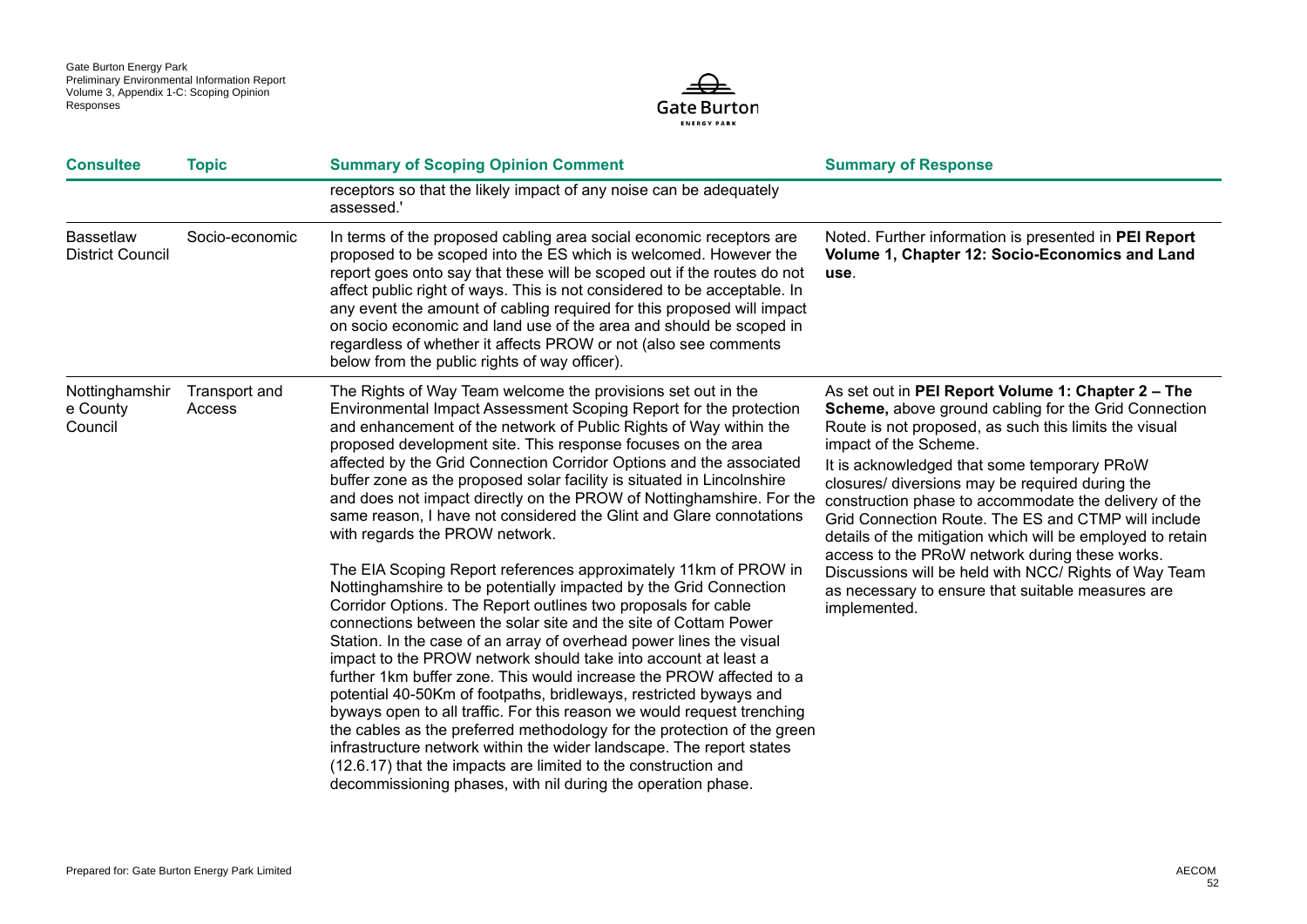| Consultee | Topic | Summary of Scoping Opinion Comment | Summary of Response |
|---|---|---|---|
| | | receptors so that the likely impact of any noise can be adequately assessed.' | |
| Bassetlaw District Council | Socio-economic | In terms of the proposed cabling area social economic receptors are proposed to be scoped into the ES which is welcomed. However the report goes onto say that these will be scoped out if the routes do not affect public right of ways. This is not considered to be acceptable. In any event the amount of cabling required for this proposed will impact on socio economic and land use of the area and should be scoped in regardless of whether it affects PROW or not (also see comments below from the public rights of way officer). | Noted. Further information is presented in **PEI Report Volume 1, Chapter 12: Socio-Economics and Land use**. |
| Nottinghamshire County Council | Transport and Access | The Rights of Way Team welcome the provisions set out in the Environmental Impact Assessment Scoping Report for the protection and enhancement of the network of Public Rights of Way within the proposed development site. This response focuses on the area affected by the Grid Connection Corridor Options and the associated buffer zone as the proposed solar facility is situated in Lincolnshire and does not impact directly on the PROW of Nottinghamshire. For the same reason, I have not considered the Glint and Glare connotations with regards the PROW network.<br><br>The EIA Scoping Report references approximately 11km of PROW in Nottinghamshire to be potentially impacted by the Grid Connection Corridor Options. The Report outlines two proposals for cable connections between the solar site and the site of Cottam Power Station. In the case of an array of overhead power lines the visual impact to the PROW network should take into account at least a further 1km buffer zone. This would increase the PROW affected to a potential 40-50Km of footpaths, bridleways, restricted byways and byways open to all traffic. For this reason we would request trenching the cables as the preferred methodology for the protection of the green infrastructure network within the wider landscape. The report states (12.6.17) that the impacts are limited to the construction and decommissioning phases, with nil during the operation phase. | As set out in **PEI Report Volume 1: Chapter 2 – The Scheme,** above ground cabling for the Grid Connection Route is not proposed, as such this limits the visual impact of the Scheme.<br><br>It is acknowledged that some temporary PRoW closures/ diversions may be required during the construction phase to accommodate the delivery of the Grid Connection Route. The ES and CTMP will include details of the mitigation which will be employed to retain access to the PRoW network during these works. Discussions will be held with NCC/ Rights of Way Team as necessary to ensure that suitable measures are implemented. |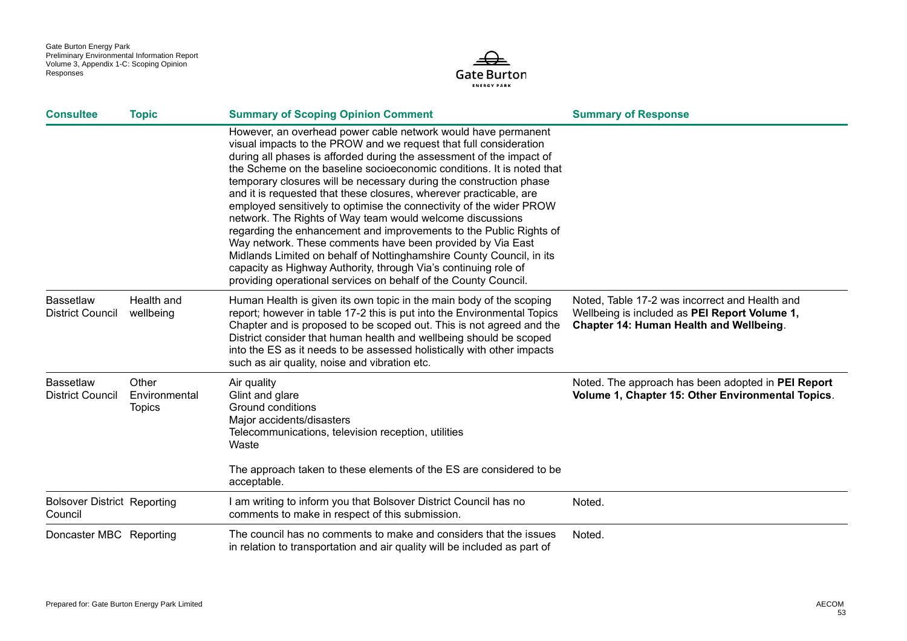| Consultee | Topic | Summary of Scoping Opinion Comment | Summary of Response |
|---|---|---|---|
| | | However, an overhead power cable network would have permanent visual impacts to the PROW and we request that full consideration during all phases is afforded during the assessment of the impact of the Scheme on the baseline socioeconomic conditions. It is noted that temporary closures will be necessary during the construction phase and it is requested that these closures, wherever practicable, are employed sensitively to optimise the connectivity of the wider PROW network. The Rights of Way team would welcome discussions regarding the enhancement and improvements to the Public Rights of Way network. These comments have been provided by Via East Midlands Limited on behalf of Nottinghamshire County Council, in its capacity as Highway Authority, through Via's continuing role of providing operational services on behalf of the County Council. | |
| Bassetlaw District Council | Health and wellbeing | Human Health is given its own topic in the main body of the scoping report; however in table 17-2 this is put into the Environmental Topics Chapter and is proposed to be scoped out. This is not agreed and the District consider that human health and wellbeing should be scoped into the ES as it needs to be assessed holistically with other impacts such as air quality, noise and vibration etc. | Noted, Table 17-2 was incorrect and Health and Wellbeing is included as **PEI Report Volume 1, Chapter 14: Human Health and Wellbeing**. |
| Bassetlaw District Council | Other Environmental Topics | Air quality<br>Glint and glare<br>Ground conditions<br>Major accidents/disasters<br>Telecommunications, television reception, utilities<br>Waste<br><br>The approach taken to these elements of the ES are considered to be acceptable. | Noted. The approach has been adopted in **PEI Report Volume 1, Chapter 15: Other Environmental Topics**. |
| Bolsover District Council | Reporting | I am writing to inform you that Bolsover District Council has no comments to make in respect of this submission. | Noted. |
| Doncaster MBC | Reporting | The council has no comments to make and considers that the issues in relation to transportation and air quality will be included as part of | Noted. |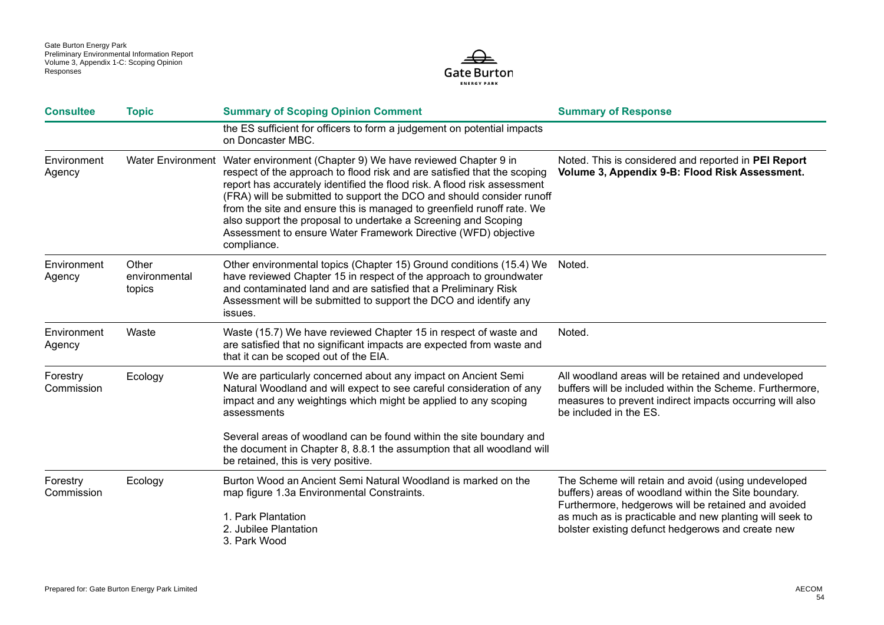| Consultee | Topic | Summary of Scoping Opinion Comment | Summary of Response |
|---|---|---|---|
| | | the ES sufficient for officers to form a judgement on potential impacts on Doncaster MBC. | |
| Environment Agency | Water Environment | Water environment (Chapter 9) We have reviewed Chapter 9 in respect of the approach to flood risk and are satisfied that the scoping report has accurately identified the flood risk. A flood risk assessment (FRA) will be submitted to support the DCO and should consider runoff from the site and ensure this is managed to greenfield runoff rate. We also support the proposal to undertake a Screening and Scoping Assessment to ensure Water Framework Directive (WFD) objective compliance. | Noted. This is considered and reported in **PEI Report Volume 3, Appendix 9-B: Flood Risk Assessment.** |
| Environment Agency | Other environmental topics | Other environmental topics (Chapter 15) Ground conditions (15.4) We have reviewed Chapter 15 in respect of the approach to groundwater and contaminated land and are satisfied that a Preliminary Risk Assessment will be submitted to support the DCO and identify any issues. | Noted. |
| Environment Agency | Waste | Waste (15.7) We have reviewed Chapter 15 in respect of waste and are satisfied that no significant impacts are expected from waste and that it can be scoped out of the EIA. | Noted. |
| Forestry Commission | Ecology | We are particularly concerned about any impact on Ancient Semi Natural Woodland and will expect to see careful consideration of any impact and any weightings which might be applied to any scoping assessments<br><br>Several areas of woodland can be found within the site boundary and the document in Chapter 8, 8.8.1 the assumption that all woodland will be retained, this is very positive. | All woodland areas will be retained and undeveloped buffers will be included within the Scheme. Furthermore, measures to prevent indirect impacts occurring will also be included in the ES. |
| Forestry Commission | Ecology | Burton Wood an Ancient Semi Natural Woodland is marked on the map figure 1.3a Environmental Constraints.<br><br>1. Park Plantation<br>2. Jubilee Plantation<br>3. Park Wood | The Scheme will retain and avoid (using undeveloped buffers) areas of woodland within the Site boundary. Furthermore, hedgerows will be retained and avoided as much as is practicable and new planting will seek to bolster existing defunct hedgerows and create new |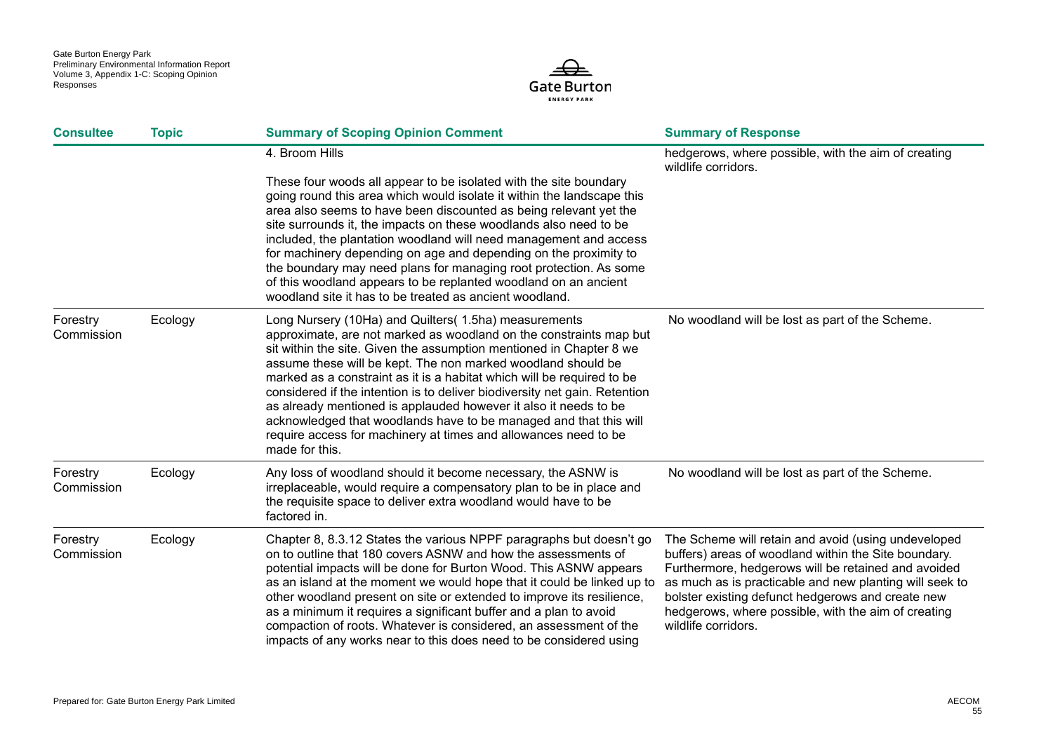| Consultee | Topic | Summary of Scoping Opinion Comment | Summary of Response |
|---|---|---|---|
| | | 4. Broom Hills<br><br>These four woods all appear to be isolated with the site boundary going round this area which would isolate it within the landscape this area also seems to have been discounted as being relevant yet the site surrounds it, the impacts on these woodlands also need to be included, the plantation woodland will need management and access for machinery depending on age and depending on the proximity to the boundary may need plans for managing root protection. As some of this woodland appears to be replanted woodland on an ancient woodland site it has to be treated as ancient woodland. | hedgerows, where possible, with the aim of creating wildlife corridors. |
| Forestry Commission | Ecology | Long Nursery (10Ha) and Quilters( 1.5ha) measurements approximate, are not marked as woodland on the constraints map but sit within the site. Given the assumption mentioned in Chapter 8 we assume these will be kept. The non marked woodland should be marked as a constraint as it is a habitat which will be required to be considered if the intention is to deliver biodiversity net gain. Retention as already mentioned is applauded however it also it needs to be acknowledged that woodlands have to be managed and that this will require access for machinery at times and allowances need to be made for this. | No woodland will be lost as part of the Scheme. |
| Forestry Commission | Ecology | Any loss of woodland should it become necessary, the ASNW is irreplaceable, would require a compensatory plan to be in place and the requisite space to deliver extra woodland would have to be factored in. | No woodland will be lost as part of the Scheme. |
| Forestry Commission | Ecology | Chapter 8, 8.3.12 States the various NPPF paragraphs but doesn't go on to outline that 180 covers ASNW and how the assessments of potential impacts will be done for Burton Wood. This ASNW appears as an island at the moment we would hope that it could be linked up to other woodland present on site or extended to improve its resilience, as a minimum it requires a significant buffer and a plan to avoid compaction of roots. Whatever is considered, an assessment of the impacts of any works near to this does need to be considered using | The Scheme will retain and avoid (using undeveloped buffers) areas of woodland within the Site boundary. Furthermore, hedgerows will be retained and avoided as much as is practicable and new planting will seek to bolster existing defunct hedgerows and create new hedgerows, where possible, with the aim of creating wildlife corridors. |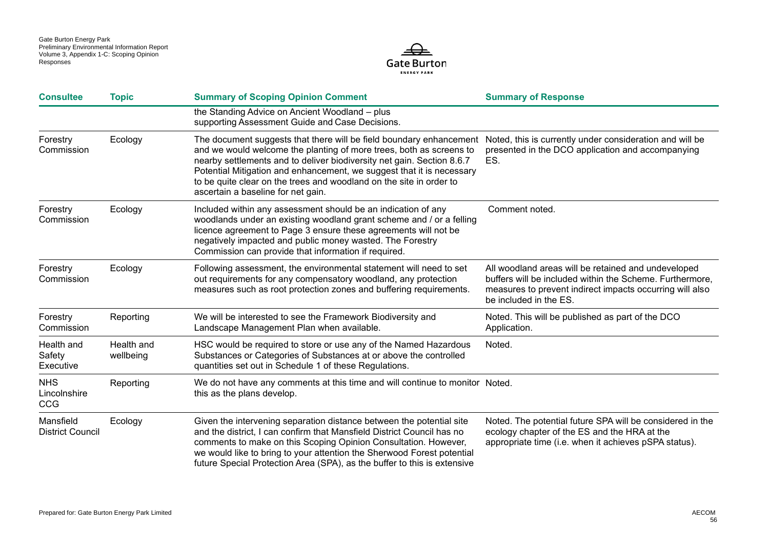| Consultee | Topic | Summary of Scoping Opinion Comment | Summary of Response |
|---|---|---|---|
| | | the Standing Advice on Ancient Woodland – plus supporting Assessment Guide and Case Decisions. | |
| Forestry Commission | Ecology | The document suggests that there will be field boundary enhancement and we would welcome the planting of more trees, both as screens to nearby settlements and to deliver biodiversity net gain. Section 8.6.7 Potential Mitigation and enhancement, we suggest that it is necessary to be quite clear on the trees and woodland on the site in order to ascertain a baseline for net gain. | Noted, this is currently under consideration and will be presented in the DCO application and accompanying ES. |
| Forestry Commission | Ecology | Included within any assessment should be an indication of any woodlands under an existing woodland grant scheme and / or a felling licence agreement to Page 3 ensure these agreements will not be negatively impacted and public money wasted. The Forestry Commission can provide that information if required. | Comment noted. |
| Forestry Commission | Ecology | Following assessment, the environmental statement will need to set out requirements for any compensatory woodland, any protection measures such as root protection zones and buffering requirements. | All woodland areas will be retained and undeveloped buffers will be included within the Scheme. Furthermore, measures to prevent indirect impacts occurring will also be included in the ES. |
| Forestry Commission | Reporting | We will be interested to see the Framework Biodiversity and Landscape Management Plan when available. | Noted. This will be published as part of the DCO Application. |
| Health and Safety Executive | Health and wellbeing | HSC would be required to store or use any of the Named Hazardous Substances or Categories of Substances at or above the controlled quantities set out in Schedule 1 of these Regulations. | Noted. |
| NHS Lincolnshire CCG | Reporting | We do not have any comments at this time and will continue to monitor this as the plans develop. | Noted. |
| Mansfield District Council | Ecology | Given the intervening separation distance between the potential site and the district, I can confirm that Mansfield District Council has no comments to make on this Scoping Opinion Consultation. However, we would like to bring to your attention the Sherwood Forest potential future Special Protection Area (SPA), as the buffer to this is extensive | Noted. The potential future SPA will be considered in the ecology chapter of the ES and the HRA at the appropriate time (i.e. when it achieves pSPA status). |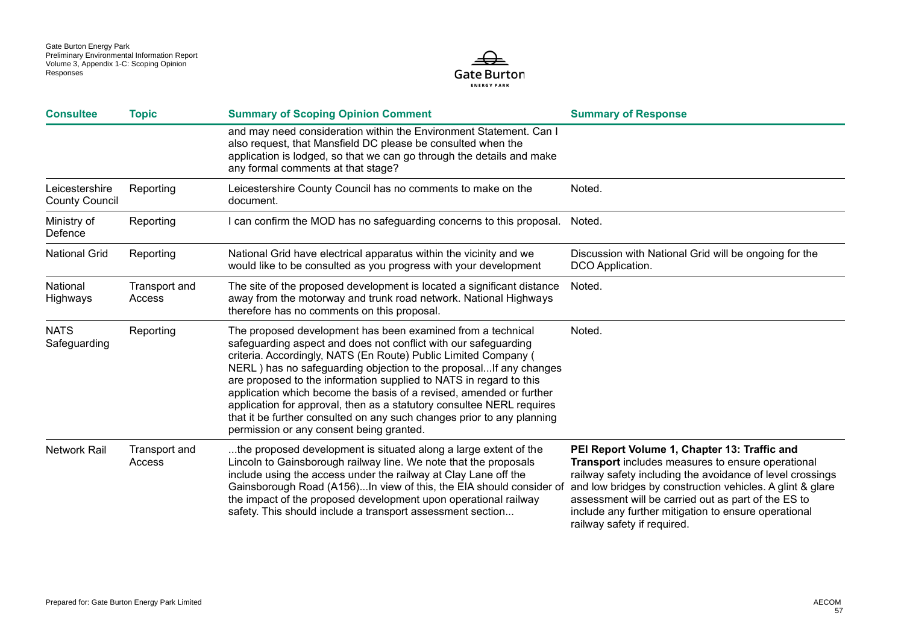| Consultee | Topic | Summary of Scoping Opinion Comment | Summary of Response |
|---|---|---|---|
| | | and may need consideration within the Environment Statement. Can I also request, that Mansfield DC please be consulted when the application is lodged, so that we can go through the details and make any formal comments at that stage? | |
| Leicestershire County Council | Reporting | Leicestershire County Council has no comments to make on the document. | Noted. |
| Ministry of Defence | Reporting | I can confirm the MOD has no safeguarding concerns to this proposal. | Noted. |
| National Grid | Reporting | National Grid have electrical apparatus within the vicinity and we would like to be consulted as you progress with your development | Discussion with National Grid will be ongoing for the DCO Application. |
| National Highways | Transport and Access | The site of the proposed development is located a significant distance away from the motorway and trunk road network. National Highways therefore has no comments on this proposal. | Noted. |
| NATS Safeguarding | Reporting | The proposed development has been examined from a technical safeguarding aspect and does not conflict with our safeguarding criteria. Accordingly, NATS (En Route) Public Limited Company ( NERL ) has no safeguarding objection to the proposal...If any changes are proposed to the information supplied to NATS in regard to this application which become the basis of a revised, amended or further application for approval, then as a statutory consultee NERL requires that it be further consulted on any such changes prior to any planning permission or any consent being granted. | Noted. |
| Network Rail | Transport and Access | ...the proposed development is situated along a large extent of the Lincoln to Gainsborough railway line. We note that the proposals include using the access under the railway at Clay Lane off the Gainsborough Road (A156)...In view of this, the EIA should consider of the impact of the proposed development upon operational railway safety. This should include a transport assessment section... | **PEI Report Volume 1, Chapter 13: Traffic and Transport** includes measures to ensure operational railway safety including the avoidance of level crossings and low bridges by construction vehicles. A glint & glare assessment will be carried out as part of the ES to include any further mitigation to ensure operational railway safety if required. |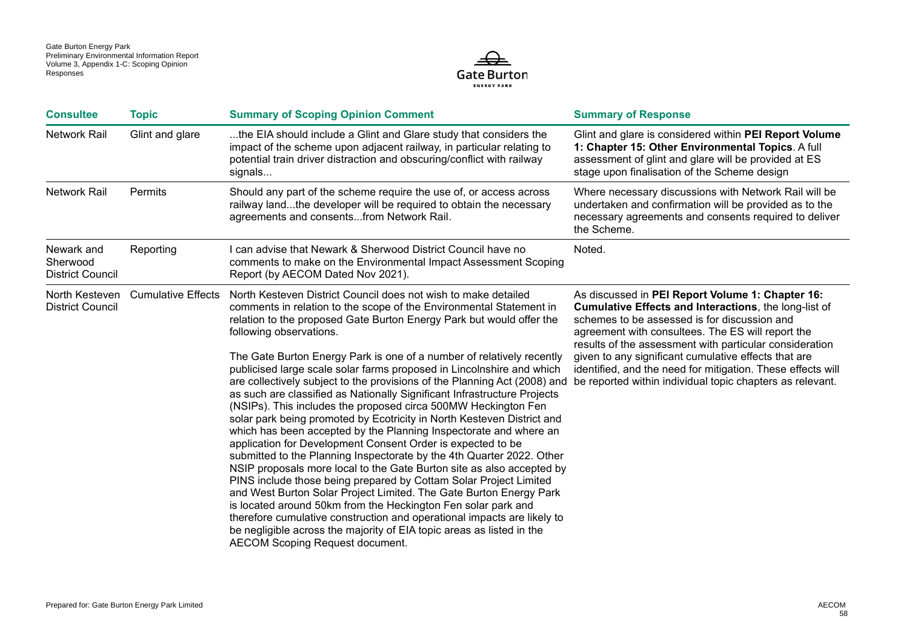| Consultee | Topic | Summary of Scoping Opinion Comment | Summary of Response |
| --- | --- | --- | --- |
| Network Rail | Glint and glare | ...the EIA should include a Glint and Glare study that considers the impact of the scheme upon adjacent railway, in particular relating to potential train driver distraction and obscuring/conflict with railway signals... | Glint and glare is considered within **PEI Report Volume 1: Chapter 15: Other Environmental Topics**. A full assessment of glint and glare will be provided at ES stage upon finalisation of the Scheme design |
| Network Rail | Permits | Should any part of the scheme require the use of, or access across railway land...the developer will be required to obtain the necessary agreements and consents...from Network Rail. | Where necessary discussions with Network Rail will be undertaken and confirmation will be provided as to the necessary agreements and consents required to deliver the Scheme. |
| Newark and Sherwood District Council | Reporting | I can advise that Newark & Sherwood District Council have no comments to make on the Environmental Impact Assessment Scoping Report (by AECOM Dated Nov 2021). | Noted. |
| North Kesteven District Council | Cumulative Effects | North Kesteven District Council does not wish to make detailed comments in relation to the scope of the Environmental Statement in relation to the proposed Gate Burton Energy Park but would offer the following observations.<br><br>The Gate Burton Energy Park is one of a number of relatively recently publicised large scale solar farms proposed in Lincolnshire and which are collectively subject to the provisions of the Planning Act (2008) and as such are classified as Nationally Significant Infrastructure Projects (NSIPs). This includes the proposed circa 500MW Heckington Fen solar park being promoted by Ecotricity in North Kesteven District and which has been accepted by the Planning Inspectorate and where an application for Development Consent Order is expected to be submitted to the Planning Inspectorate by the 4th Quarter 2022. Other NSIP proposals more local to the Gate Burton site as also accepted by PINS include those being prepared by Cottam Solar Project Limited and West Burton Solar Project Limited. The Gate Burton Energy Park is located around 50km from the Heckington Fen solar park and therefore cumulative construction and operational impacts are likely to be negligible across the majority of EIA topic areas as listed in the AECOM Scoping Request document. | As discussed in **PEI Report Volume 1: Chapter 16: Cumulative Effects and Interactions**, the long-list of schemes to be assessed is for discussion and agreement with consultees. The ES will report the results of the assessment with particular consideration given to any significant cumulative effects that are identified, and the need for mitigation. These effects will be reported within individual topic chapters as relevant. |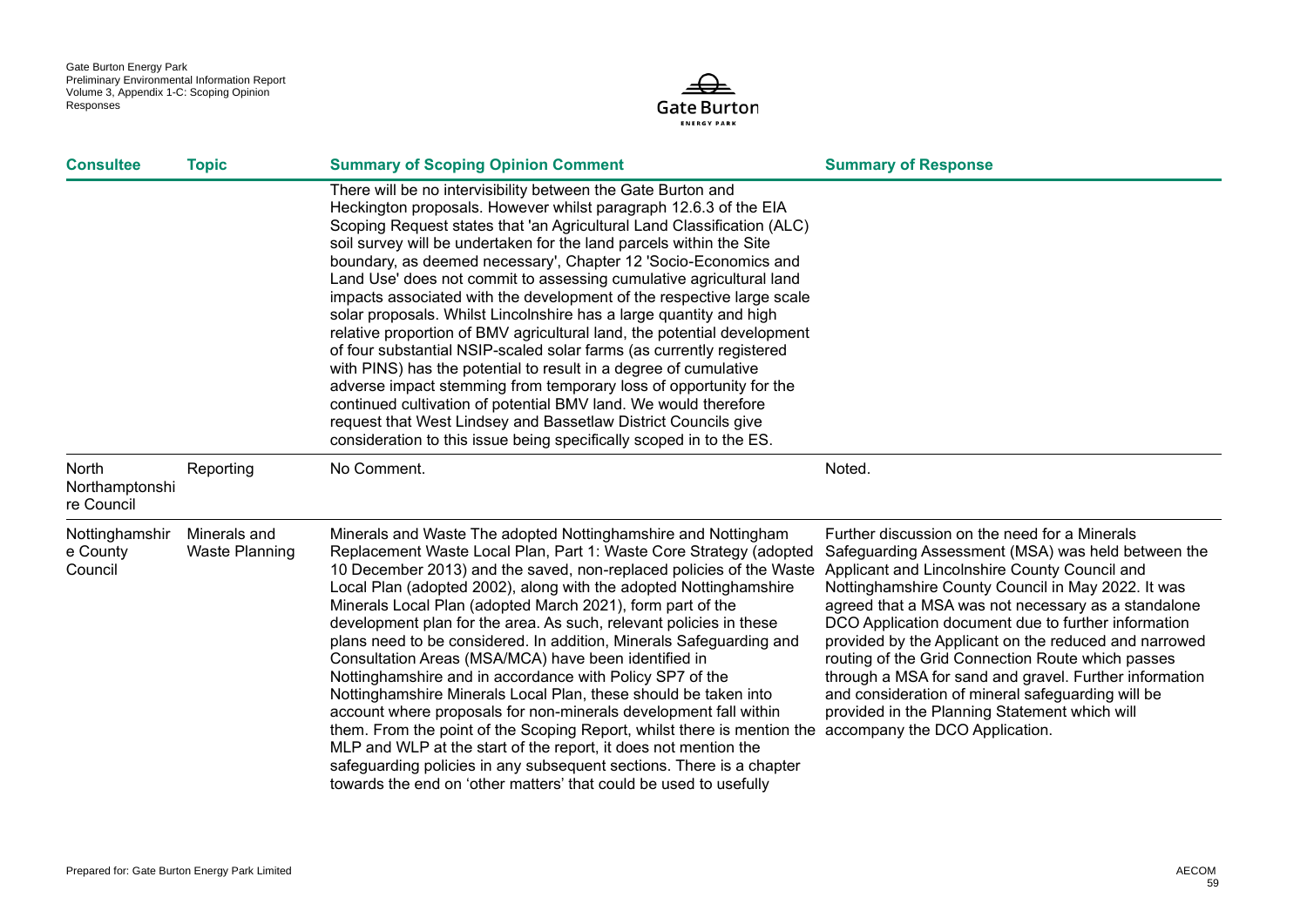| Consultee | Topic | Summary of Scoping Opinion Comment | Summary of Response |
| --- | --- | --- | --- |
| | | There will be no intervisibility between the Gate Burton and Heckington proposals. However whilst paragraph 12.6.3 of the EIA Scoping Request states that 'an Agricultural Land Classification (ALC) soil survey will be undertaken for the land parcels within the Site boundary, as deemed necessary', Chapter 12 'Socio-Economics and Land Use' does not commit to assessing cumulative agricultural land impacts associated with the development of the respective large scale solar proposals. Whilst Lincolnshire has a large quantity and high relative proportion of BMV agricultural land, the potential development of four substantial NSIP-scaled solar farms (as currently registered with PINS) has the potential to result in a degree of cumulative adverse impact stemming from temporary loss of opportunity for the continued cultivation of potential BMV land. We would therefore request that West Lindsey and Bassetlaw District Councils give consideration to this issue being specifically scoped in to the ES. | |
| North Northamptonshire Council | Reporting | No Comment. | Noted. |
| Nottinghamshire County Council | Minerals and Waste Planning | Minerals and Waste The adopted Nottinghamshire and Nottingham Replacement Waste Local Plan, Part 1: Waste Core Strategy (adopted 10 December 2013) and the saved, non-replaced policies of the Waste Local Plan (adopted 2002), along with the adopted Nottinghamshire Minerals Local Plan (adopted March 2021), form part of the development plan for the area. As such, relevant policies in these plans need to be considered. In addition, Minerals Safeguarding and Consultation Areas (MSA/MCA) have been identified in Nottinghamshire and in accordance with Policy SP7 of the Nottinghamshire Minerals Local Plan, these should be taken into account where proposals for non-minerals development fall within them. From the point of the Scoping Report, whilst there is mention the MLP and WLP at the start of the report, it does not mention the safeguarding policies in any subsequent sections. There is a chapter towards the end on 'other matters' that could be used to usefully | Further discussion on the need for a Minerals Safeguarding Assessment (MSA) was held between the Applicant and Lincolnshire County Council and Nottinghamshire County Council in May 2022. It was agreed that a MSA was not necessary as a standalone DCO Application document due to further information provided by the Applicant on the reduced and narrowed routing of the Grid Connection Route which passes through a MSA for sand and gravel. Further information and consideration of mineral safeguarding will be provided in the Planning Statement which will accompany the DCO Application. |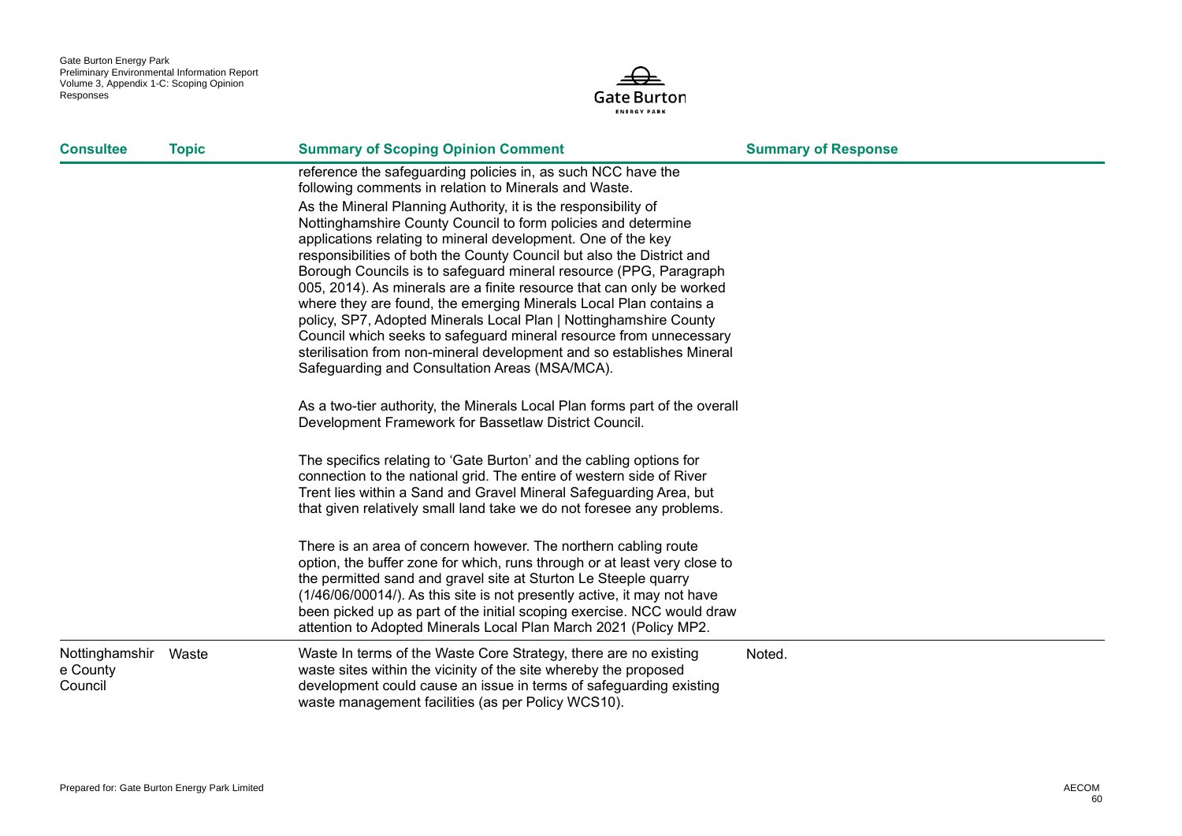| Consultee | Topic | Summary of Scoping Opinion Comment | Summary of Response |
|---|---|---|---|
| | | reference the safeguarding policies in, as such NCC have the following comments in relation to Minerals and Waste.<br>As the Mineral Planning Authority, it is the responsibility of Nottinghamshire County Council to form policies and determine applications relating to mineral development. One of the key responsibilities of both the County Council but also the District and Borough Councils is to safeguard mineral resource (PPG, Paragraph 005, 2014). As minerals are a finite resource that can only be worked where they are found, the emerging Minerals Local Plan contains a policy, SP7, Adopted Minerals Local Plan \| Nottinghamshire County Council which seeks to safeguard mineral resource from unnecessary sterilisation from non-mineral development and so establishes Mineral Safeguarding and Consultation Areas (MSA/MCA).<br><br>As a two-tier authority, the Minerals Local Plan forms part of the overall Development Framework for Bassetlaw District Council.<br><br>The specifics relating to 'Gate Burton' and the cabling options for connection to the national grid. The entire of western side of River Trent lies within a Sand and Gravel Mineral Safeguarding Area, but that given relatively small land take we do not foresee any problems.<br><br>There is an area of concern however. The northern cabling route option, the buffer zone for which, runs through or at least very close to the permitted sand and gravel site at Sturton Le Steeple quarry (1/46/06/00014/). As this site is not presently active, it may not have been picked up as part of the initial scoping exercise. NCC would draw attention to Adopted Minerals Local Plan March 2021 (Policy MP2. | |
| Nottinghamshire County Council | Waste | Waste In terms of the Waste Core Strategy, there are no existing waste sites within the vicinity of the site whereby the proposed development could cause an issue in terms of safeguarding existing waste management facilities (as per Policy WCS10). | Noted. |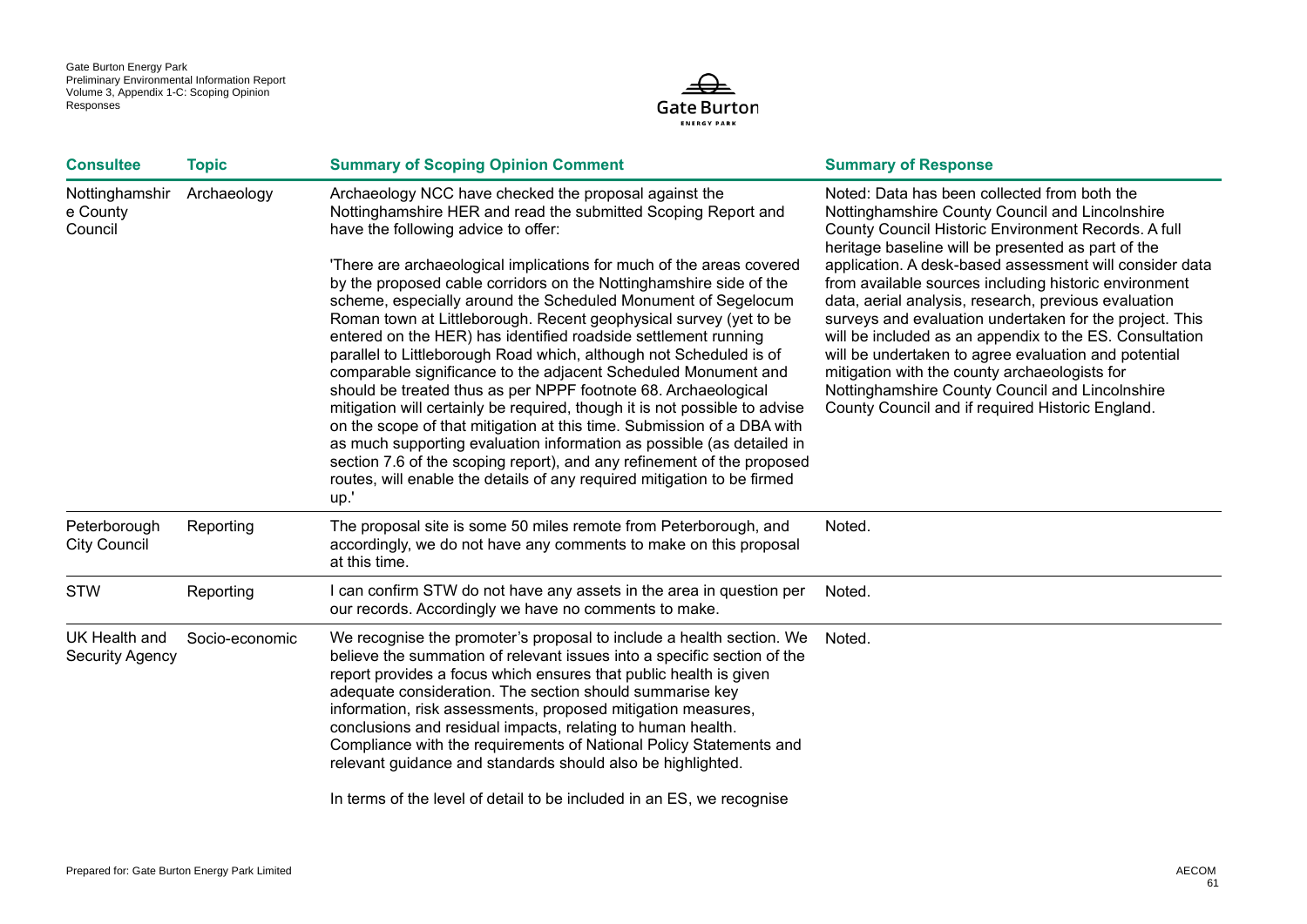| Consultee | Topic | Summary of Scoping Opinion Comment | Summary of Response |
|---|---|---|---|
| Nottinghamshire County Council | Archaeology | Archaeology NCC have checked the proposal against the Nottinghamshire HER and read the submitted Scoping Report and have the following advice to offer:<br><br>'There are archaeological implications for much of the areas covered by the proposed cable corridors on the Nottinghamshire side of the scheme, especially around the Scheduled Monument of Segelocum Roman town at Littleborough. Recent geophysical survey (yet to be entered on the HER) has identified roadside settlement running parallel to Littleborough Road which, although not Scheduled is of comparable significance to the adjacent Scheduled Monument and should be treated thus as per NPPF footnote 68. Archaeological mitigation will certainly be required, though it is not possible to advise on the scope of that mitigation at this time. Submission of a DBA with as much supporting evaluation information as possible (as detailed in section 7.6 of the scoping report), and any refinement of the proposed routes, will enable the details of any required mitigation to be firmed up.' | Noted: Data has been collected from both the Nottinghamshire County Council and Lincolnshire County Council Historic Environment Records. A full heritage baseline will be presented as part of the application. A desk-based assessment will consider data from available sources including historic environment data, aerial analysis, research, previous evaluation surveys and evaluation undertaken for the project. This will be included as an appendix to the ES. Consultation will be undertaken to agree evaluation and potential mitigation with the county archaeologists for Nottinghamshire County Council and Lincolnshire County Council and if required Historic England. |
| Peterborough City Council | Reporting | The proposal site is some 50 miles remote from Peterborough, and accordingly, we do not have any comments to make on this proposal at this time. | Noted. |
| STW | Reporting | I can confirm STW do not have any assets in the area in question per our records. Accordingly we have no comments to make. | Noted. |
| UK Health and Security Agency | Socio-economic | We recognise the promoter's proposal to include a health section. We believe the summation of relevant issues into a specific section of the report provides a focus which ensures that public health is given adequate consideration. The section should summarise key information, risk assessments, proposed mitigation measures, conclusions and residual impacts, relating to human health. Compliance with the requirements of National Policy Statements and relevant guidance and standards should also be highlighted.<br><br>In terms of the level of detail to be included in an ES, we recognise | Noted. |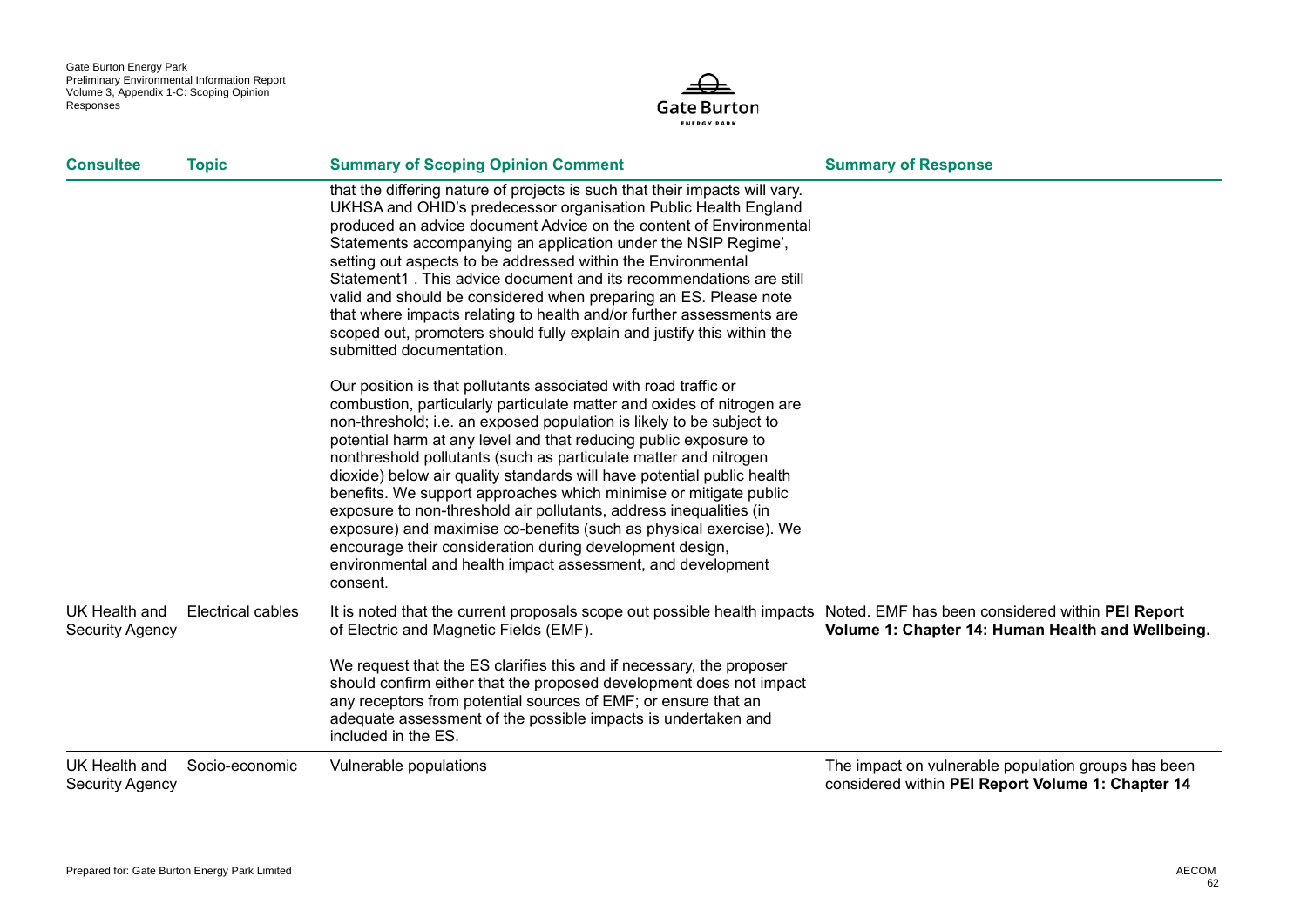| Consultee | Topic | Summary of Scoping Opinion Comment | Summary of Response |
|---|---|---|---|
| | | that the differing nature of projects is such that their impacts will vary. UKHSA and OHID's predecessor organisation Public Health England produced an advice document Advice on the content of Environmental Statements accompanying an application under the NSIP Regime', setting out aspects to be addressed within the Environmental Statement1 . This advice document and its recommendations are still valid and should be considered when preparing an ES. Please note that where impacts relating to health and/or further assessments are scoped out, promoters should fully explain and justify this within the submitted documentation.<br><br>Our position is that pollutants associated with road traffic or combustion, particularly particulate matter and oxides of nitrogen are non-threshold; i.e. an exposed population is likely to be subject to potential harm at any level and that reducing public exposure to nonthreshold pollutants (such as particulate matter and nitrogen dioxide) below air quality standards will have potential public health benefits. We support approaches which minimise or mitigate public exposure to non-threshold air pollutants, address inequalities (in exposure) and maximise co-benefits (such as physical exercise). We encourage their consideration during development design, environmental and health impact assessment, and development consent. | |
| UK Health and Security Agency | Electrical cables | It is noted that the current proposals scope out possible health impacts of Electric and Magnetic Fields (EMF).<br><br>We request that the ES clarifies this and if necessary, the proposer should confirm either that the proposed development does not impact any receptors from potential sources of EMF; or ensure that an adequate assessment of the possible impacts is undertaken and included in the ES. | Noted. EMF has been considered within **PEI Report Volume 1: Chapter 14: Human Health and Wellbeing.** |
| UK Health and Security Agency | Socio-economic | Vulnerable populations | The impact on vulnerable population groups has been considered within **PEI Report Volume 1: Chapter 14** |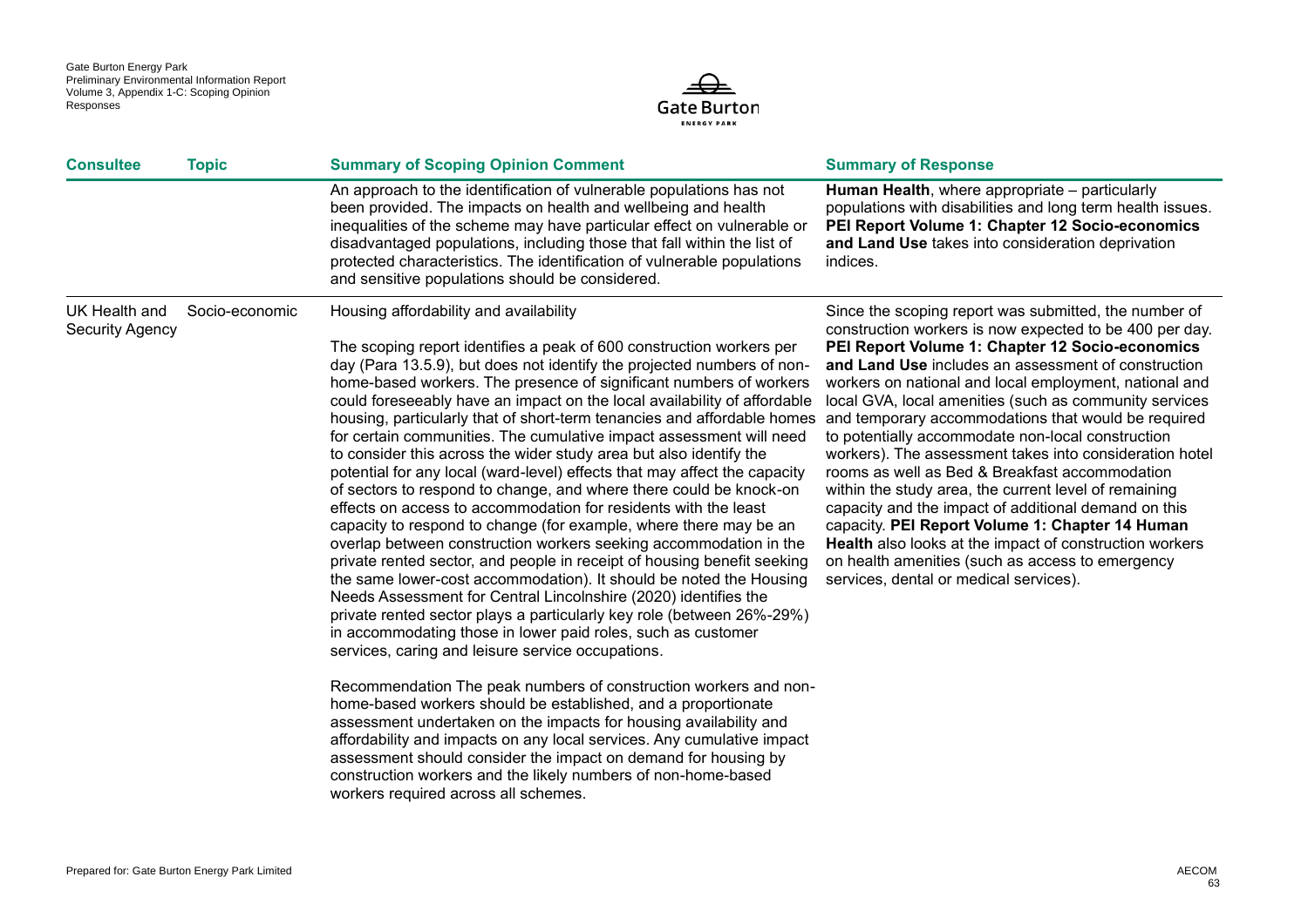| Consultee | Topic | Summary of Scoping Opinion Comment | Summary of Response |
|---|---|---|---|
| | | An approach to the identification of vulnerable populations has not been provided. The impacts on health and wellbeing and health inequalities of the scheme may have particular effect on vulnerable or disadvantaged populations, including those that fall within the list of protected characteristics. The identification of vulnerable populations and sensitive populations should be considered. | **Human Health**, where appropriate – particularly populations with disabilities and long term health issues. **PEI Report Volume 1: Chapter 12 Socio-economics and Land Use** takes into consideration deprivation indices. |
| UK Health and Security Agency | Socio-economic | Housing affordability and availability<br><br>The scoping report identifies a peak of 600 construction workers per day (Para 13.5.9), but does not identify the projected numbers of non-home-based workers. The presence of significant numbers of workers could foreseeably have an impact on the local availability of affordable housing, particularly that of short-term tenancies and affordable homes for certain communities. The cumulative impact assessment will need to consider this across the wider study area but also identify the potential for any local (ward-level) effects that may affect the capacity of sectors to respond to change, and where there could be knock-on effects on access to accommodation for residents with the least capacity to respond to change (for example, where there may be an overlap between construction workers seeking accommodation in the private rented sector, and people in receipt of housing benefit seeking the same lower-cost accommodation). It should be noted the Housing Needs Assessment for Central Lincolnshire (2020) identifies the private rented sector plays a particularly key role (between 26%-29%) in accommodating those in lower paid roles, such as customer services, caring and leisure service occupations.<br><br>Recommendation The peak numbers of construction workers and non-home-based workers should be established, and a proportionate assessment undertaken on the impacts for housing availability and affordability and impacts on any local services. Any cumulative impact assessment should consider the impact on demand for housing by construction workers and the likely numbers of non-home-based workers required across all schemes. | Since the scoping report was submitted, the number of construction workers is now expected to be 400 per day. **PEI Report Volume 1: Chapter 12 Socio-economics and Land Use** includes an assessment of construction workers on national and local employment, national and local GVA, local amenities (such as community services and temporary accommodations that would be required to potentially accommodate non-local construction workers). The assessment takes into consideration hotel rooms as well as Bed & Breakfast accommodation within the study area, the current level of remaining capacity and the impact of additional demand on this capacity. **PEI Report Volume 1: Chapter 14 Human Health** also looks at the impact of construction workers on health amenities (such as access to emergency services, dental or medical services). |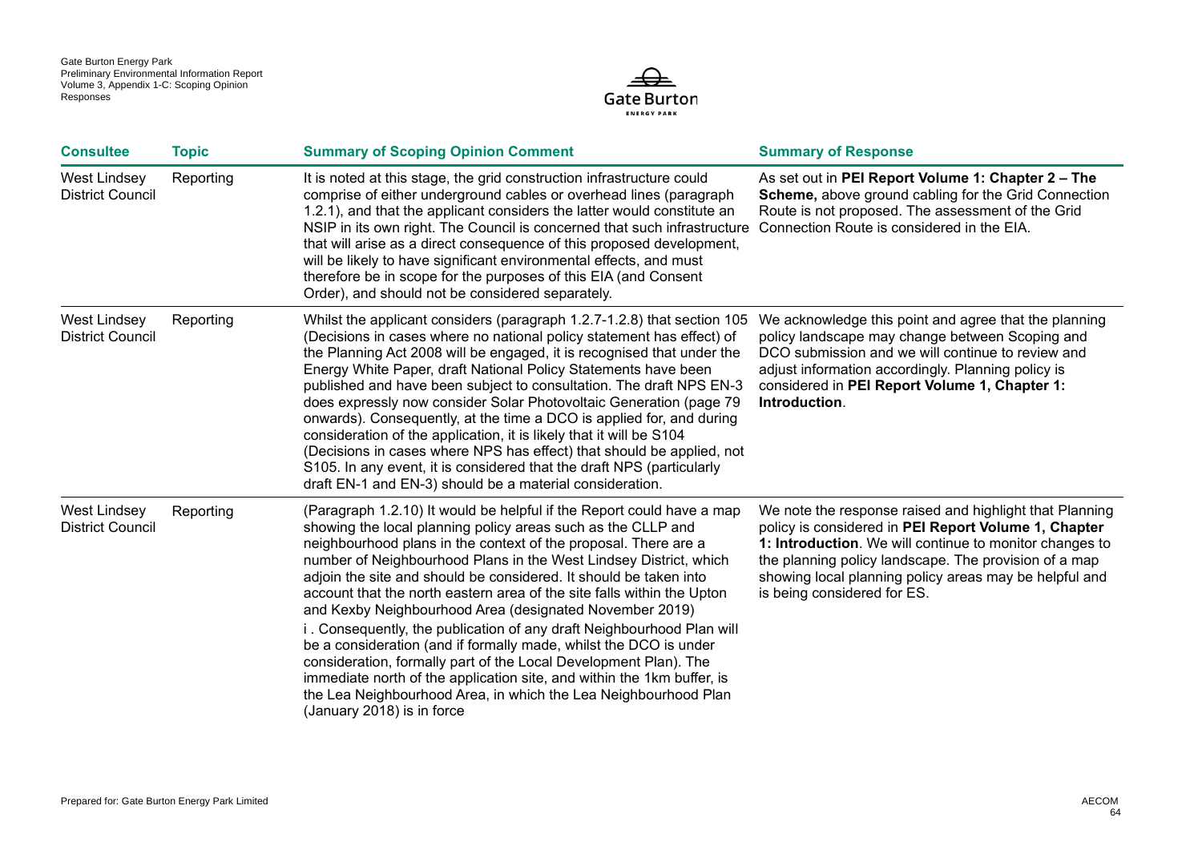| Consultee | Topic | Summary of Scoping Opinion Comment | Summary of Response |
|---|---|---|---|
| West Lindsey District Council | Reporting | It is noted at this stage, the grid construction infrastructure could comprise of either underground cables or overhead lines (paragraph 1.2.1), and that the applicant considers the latter would constitute an NSIP in its own right. The Council is concerned that such infrastructure that will arise as a direct consequence of this proposed development, will be likely to have significant environmental effects, and must therefore be in scope for the purposes of this EIA (and Consent Order), and should not be considered separately. | As set out in **PEI Report Volume 1: Chapter 2 – The Scheme,** above ground cabling for the Grid Connection Route is not proposed. The assessment of the Grid Connection Route is considered in the EIA. |
| West Lindsey District Council | Reporting | Whilst the applicant considers (paragraph 1.2.7-1.2.8) that section 105 (Decisions in cases where no national policy statement has effect) of the Planning Act 2008 will be engaged, it is recognised that under the Energy White Paper, draft National Policy Statements have been published and have been subject to consultation. The draft NPS EN-3 does expressly now consider Solar Photovoltaic Generation (page 79 onwards). Consequently, at the time a DCO is applied for, and during consideration of the application, it is likely that it will be S104 (Decisions in cases where NPS has effect) that should be applied, not S105. In any event, it is considered that the draft NPS (particularly draft EN-1 and EN-3) should be a material consideration. | We acknowledge this point and agree that the planning policy landscape may change between Scoping and DCO submission and we will continue to review and adjust information accordingly. Planning policy is considered in **PEI Report Volume 1, Chapter 1: Introduction**. |
| West Lindsey District Council | Reporting | (Paragraph 1.2.10) It would be helpful if the Report could have a map showing the local planning policy areas such as the CLLP and neighbourhood plans in the context of the proposal. There are a number of Neighbourhood Plans in the West Lindsey District, which adjoin the site and should be considered. It should be taken into account that the north eastern area of the site falls within the Upton and Kexby Neighbourhood Area (designated November 2019)<br>i . Consequently, the publication of any draft Neighbourhood Plan will be a consideration (and if formally made, whilst the DCO is under consideration, formally part of the Local Development Plan). The immediate north of the application site, and within the 1km buffer, is the Lea Neighbourhood Area, in which the Lea Neighbourhood Plan (January 2018) is in force | We note the response raised and highlight that Planning policy is considered in **PEI Report Volume 1, Chapter 1: Introduction**. We will continue to monitor changes to the planning policy landscape. The provision of a map showing local planning policy areas may be helpful and is being considered for ES. |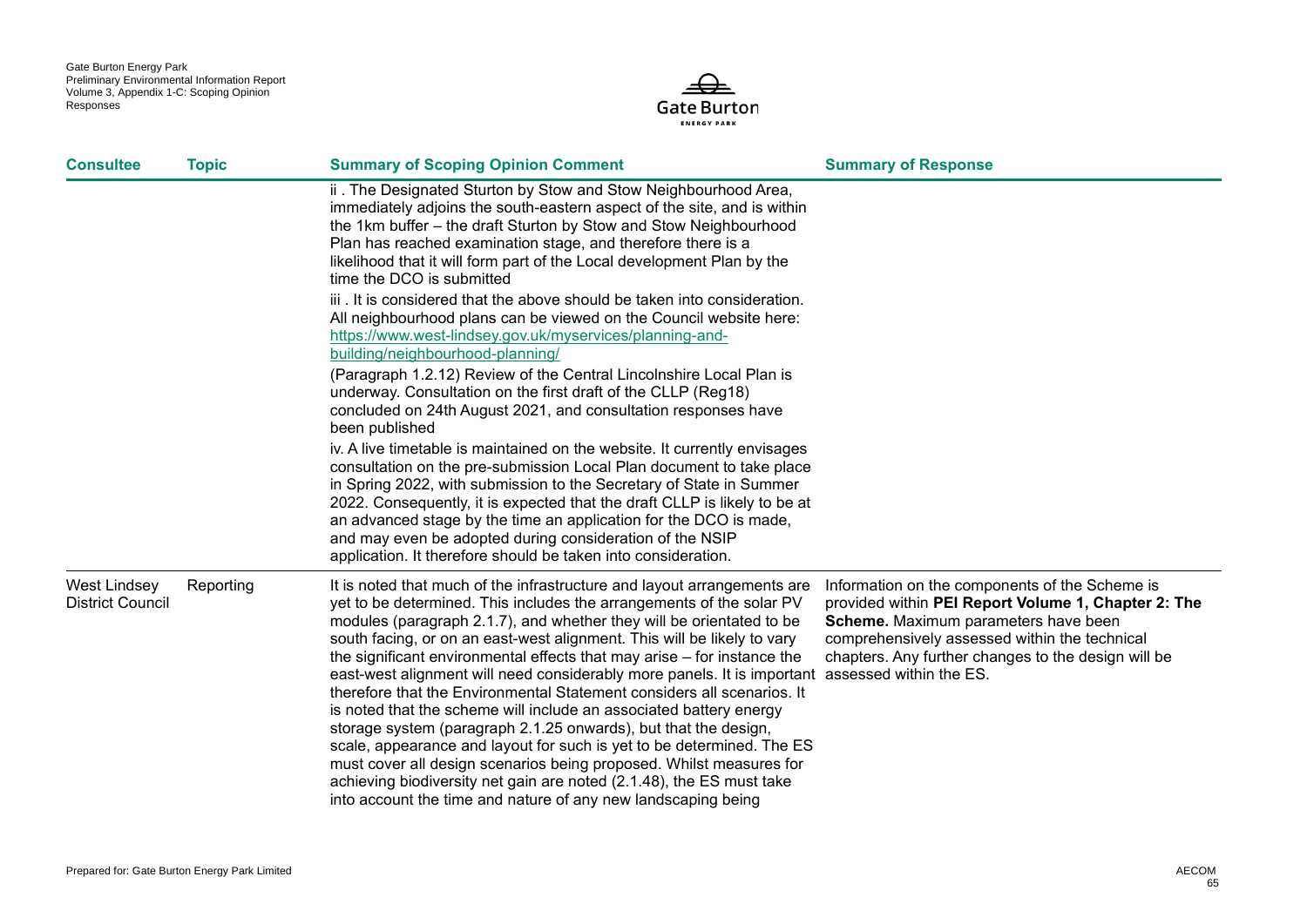| Consultee | Topic | Summary of Scoping Opinion Comment | Summary of Response |
|---|---|---|---|
| | | ii . The Designated Sturton by Stow and Stow Neighbourhood Area, immediately adjoins the south-eastern aspect of the site, and is within the 1km buffer – the draft Sturton by Stow and Stow Neighbourhood Plan has reached examination stage, and therefore there is a likelihood that it will form part of the Local development Plan by the time the DCO is submitted<br><br>iii . It is considered that the above should be taken into consideration. All neighbourhood plans can be viewed on the Council website here: https://www.west-lindsey.gov.uk/myservices/planning-and-building/neighbourhood-planning/<br><br>(Paragraph 1.2.12) Review of the Central Lincolnshire Local Plan is underway. Consultation on the first draft of the CLLP (Reg18) concluded on 24th August 2021, and consultation responses have been published<br><br>iv. A live timetable is maintained on the website. It currently envisages consultation on the pre-submission Local Plan document to take place in Spring 2022, with submission to the Secretary of State in Summer 2022. Consequently, it is expected that the draft CLLP is likely to be at an advanced stage by the time an application for the DCO is made, and may even be adopted during consideration of the NSIP application. It therefore should be taken into consideration. | |
| West Lindsey District Council | Reporting | It is noted that much of the infrastructure and layout arrangements are yet to be determined. This includes the arrangements of the solar PV modules (paragraph 2.1.7), and whether they will be orientated to be south facing, or on an east-west alignment. This will be likely to vary the significant environmental effects that may arise – for instance the east-west alignment will need considerably more panels. It is important therefore that the Environmental Statement considers all scenarios. It is noted that the scheme will include an associated battery energy storage system (paragraph 2.1.25 onwards), but that the design, scale, appearance and layout for such is yet to be determined. The ES must cover all design scenarios being proposed. Whilst measures for achieving biodiversity net gain are noted (2.1.48), the ES must take into account the time and nature of any new landscaping being | Information on the components of the Scheme is provided within **PEI Report Volume 1, Chapter 2: The Scheme.** Maximum parameters have been comprehensively assessed within the technical chapters. Any further changes to the design will be assessed within the ES. |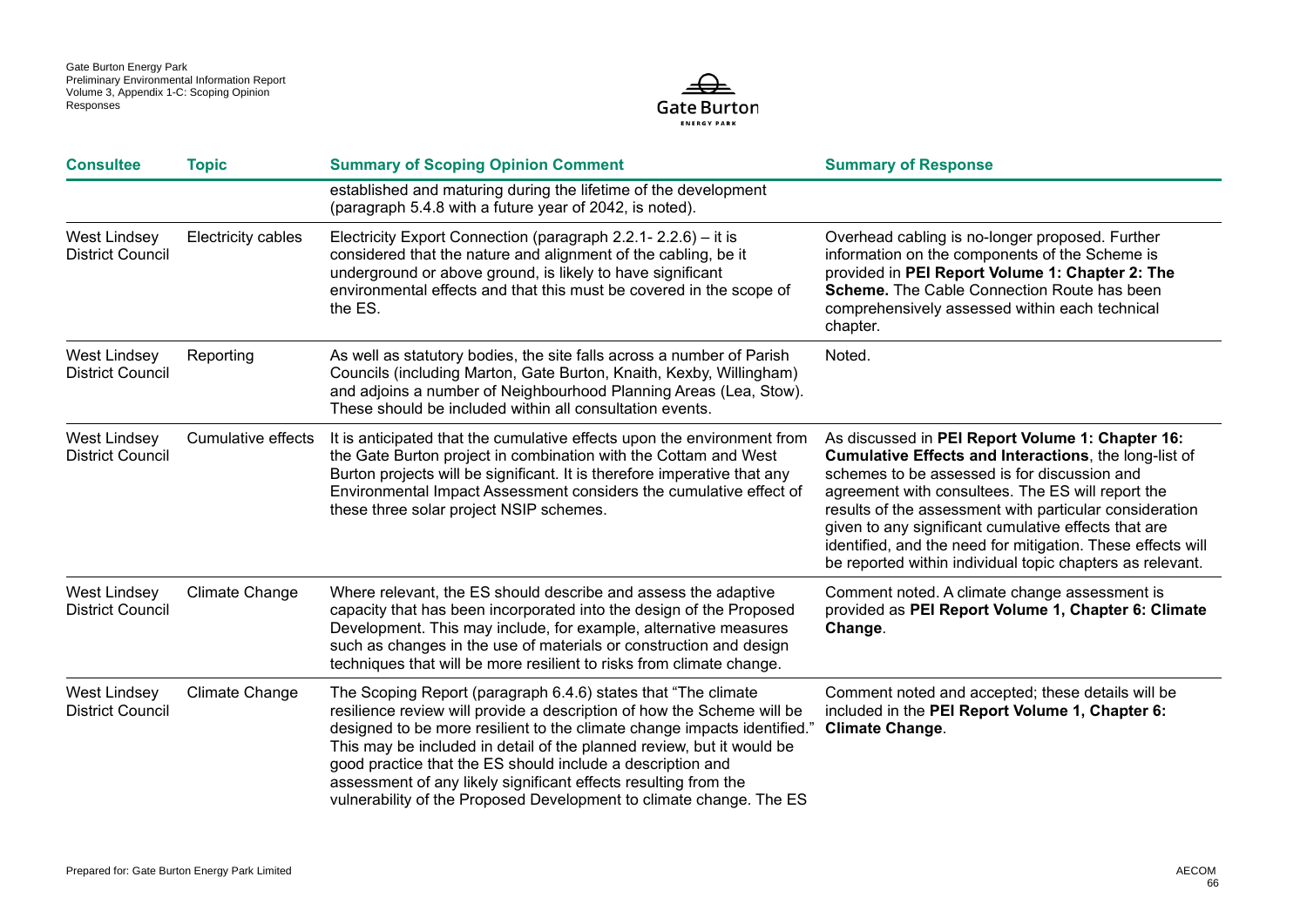| Consultee | Topic | Summary of Scoping Opinion Comment | Summary of Response |
|---|---|---|---|
| | | established and maturing during the lifetime of the development (paragraph 5.4.8 with a future year of 2042, is noted). | |
| West Lindsey District Council | Electricity cables | Electricity Export Connection (paragraph 2.2.1- 2.2.6) – it is considered that the nature and alignment of the cabling, be it underground or above ground, is likely to have significant environmental effects and that this must be covered in the scope of the ES. | Overhead cabling is no-longer proposed. Further information on the components of the Scheme is provided in **PEI Report Volume 1: Chapter 2: The Scheme.** The Cable Connection Route has been comprehensively assessed within each technical chapter. |
| West Lindsey District Council | Reporting | As well as statutory bodies, the site falls across a number of Parish Councils (including Marton, Gate Burton, Knaith, Kexby, Willingham) and adjoins a number of Neighbourhood Planning Areas (Lea, Stow). These should be included within all consultation events. | Noted. |
| West Lindsey District Council | Cumulative effects | It is anticipated that the cumulative effects upon the environment from the Gate Burton project in combination with the Cottam and West Burton projects will be significant. It is therefore imperative that any Environmental Impact Assessment considers the cumulative effect of these three solar project NSIP schemes. | As discussed in **PEI Report Volume 1: Chapter 16: Cumulative Effects and Interactions**, the long-list of schemes to be assessed is for discussion and agreement with consultees. The ES will report the results of the assessment with particular consideration given to any significant cumulative effects that are identified, and the need for mitigation. These effects will be reported within individual topic chapters as relevant. |
| West Lindsey District Council | Climate Change | Where relevant, the ES should describe and assess the adaptive capacity that has been incorporated into the design of the Proposed Development. This may include, for example, alternative measures such as changes in the use of materials or construction and design techniques that will be more resilient to risks from climate change. | Comment noted. A climate change assessment is provided as **PEI Report Volume 1, Chapter 6: Climate Change**. |
| West Lindsey District Council | Climate Change | The Scoping Report (paragraph 6.4.6) states that "The climate resilience review will provide a description of how the Scheme will be designed to be more resilient to the climate change impacts identified." This may be included in detail of the planned review, but it would be good practice that the ES should include a description and assessment of any likely significant effects resulting from the vulnerability of the Proposed Development to climate change. The ES | Comment noted and accepted; these details will be included in the **PEI Report Volume 1, Chapter 6: Climate Change**. |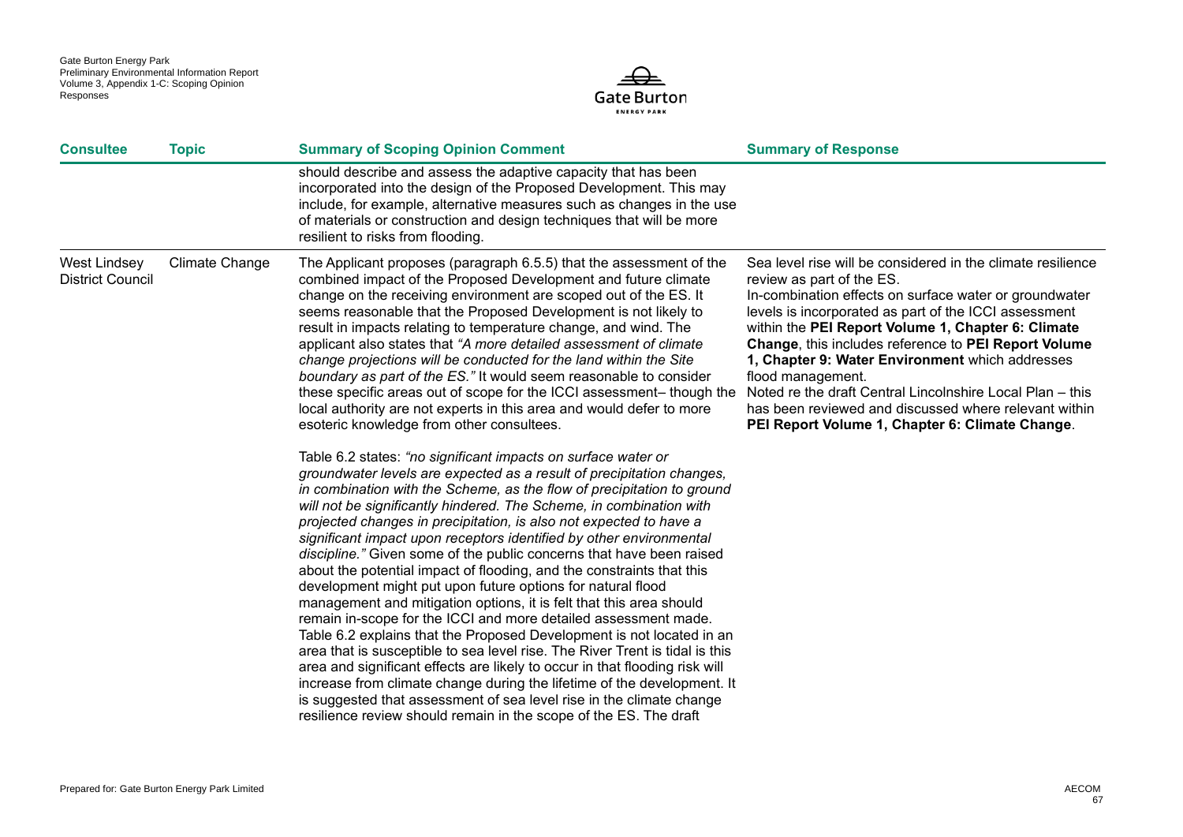| Consultee | Topic | Summary of Scoping Opinion Comment | Summary of Response |
|---|---|---|---|
| | | should describe and assess the adaptive capacity that has been incorporated into the design of the Proposed Development. This may include, for example, alternative measures such as changes in the use of materials or construction and design techniques that will be more resilient to risks from flooding. | |
| West Lindsey District Council | Climate Change | The Applicant proposes (paragraph 6.5.5) that the assessment of the combined impact of the Proposed Development and future climate change on the receiving environment are scoped out of the ES. It seems reasonable that the Proposed Development is not likely to result in impacts relating to temperature change, and wind. The applicant also states that *"A more detailed assessment of climate change projections will be conducted for the land within the Site boundary as part of the ES."* It would seem reasonable to consider these specific areas out of scope for the ICCI assessment– though the local authority are not experts in this area and would defer to more esoteric knowledge from other consultees.<br><br>Table 6.2 states: *"no significant impacts on surface water or groundwater levels are expected as a result of precipitation changes, in combination with the Scheme, as the flow of precipitation to ground will not be significantly hindered. The Scheme, in combination with projected changes in precipitation, is also not expected to have a significant impact upon receptors identified by other environmental discipline."* Given some of the public concerns that have been raised about the potential impact of flooding, and the constraints that this development might put upon future options for natural flood management and mitigation options, it is felt that this area should remain in-scope for the ICCI and more detailed assessment made. Table 6.2 explains that the Proposed Development is not located in an area that is susceptible to sea level rise. The River Trent is tidal is this area and significant effects are likely to occur in that flooding risk will increase from climate change during the lifetime of the development. It is suggested that assessment of sea level rise in the climate change resilience review should remain in the scope of the ES. The draft | Sea level rise will be considered in the climate resilience review as part of the ES.<br>In-combination effects on surface water or groundwater levels is incorporated as part of the ICCI assessment within the **PEI Report Volume 1, Chapter 6: Climate Change**, this includes reference to **PEI Report Volume 1, Chapter 9: Water Environment** which addresses flood management.<br>Noted re the draft Central Lincolnshire Local Plan – this has been reviewed and discussed where relevant within **PEI Report Volume 1, Chapter 6: Climate Change**. |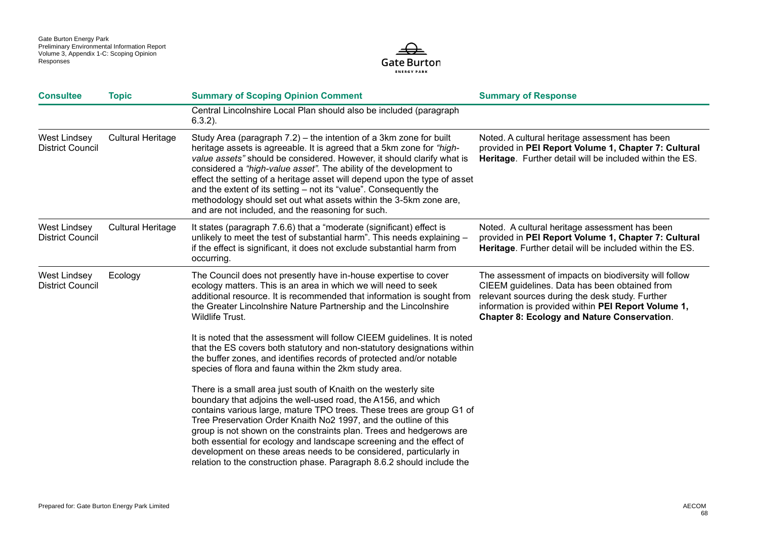| Consultee | Topic | Summary of Scoping Opinion Comment | Summary of Response |
|---|---|---|---|
| | | Central Lincolnshire Local Plan should also be included (paragraph 6.3.2). | |
| West Lindsey District Council | Cultural Heritage | Study Area (paragraph 7.2) – the intention of a 3km zone for built heritage assets is agreeable. It is agreed that a 5km zone for *"high-value assets"* should be considered. However, it should clarify what is considered a *"high-value asset"*. The ability of the development to effect the setting of a heritage asset will depend upon the type of asset and the extent of its setting – not its "value". Consequently the methodology should set out what assets within the 3-5km zone are, and are not included, and the reasoning for such. | Noted. A cultural heritage assessment has been provided in **PEI Report Volume 1, Chapter 7: Cultural Heritage**. Further detail will be included within the ES. |
| West Lindsey District Council | Cultural Heritage | It states (paragraph 7.6.6) that a "moderate (significant) effect is unlikely to meet the test of substantial harm". This needs explaining – if the effect is significant, it does not exclude substantial harm from occurring. | Noted. A cultural heritage assessment has been provided in **PEI Report Volume 1, Chapter 7: Cultural Heritage**. Further detail will be included within the ES. |
| West Lindsey District Council | Ecology | The Council does not presently have in-house expertise to cover ecology matters. This is an area in which we will need to seek additional resource. It is recommended that information is sought from the Greater Lincolnshire Nature Partnership and the Lincolnshire Wildlife Trust.<br><br>It is noted that the assessment will follow CIEEM guidelines. It is noted that the ES covers both statutory and non-statutory designations within the buffer zones, and identifies records of protected and/or notable species of flora and fauna within the 2km study area.<br><br>There is a small area just south of Knaith on the westerly site boundary that adjoins the well-used road, the A156, and which contains various large, mature TPO trees. These trees are group G1 of Tree Preservation Order Knaith No2 1997, and the outline of this group is not shown on the constraints plan. Trees and hedgerows are both essential for ecology and landscape screening and the effect of development on these areas needs to be considered, particularly in relation to the construction phase. Paragraph 8.6.2 should include the | The assessment of impacts on biodiversity will follow CIEEM guidelines. Data has been obtained from relevant sources during the desk study. Further information is provided within **PEI Report Volume 1, Chapter 8: Ecology and Nature Conservation**. |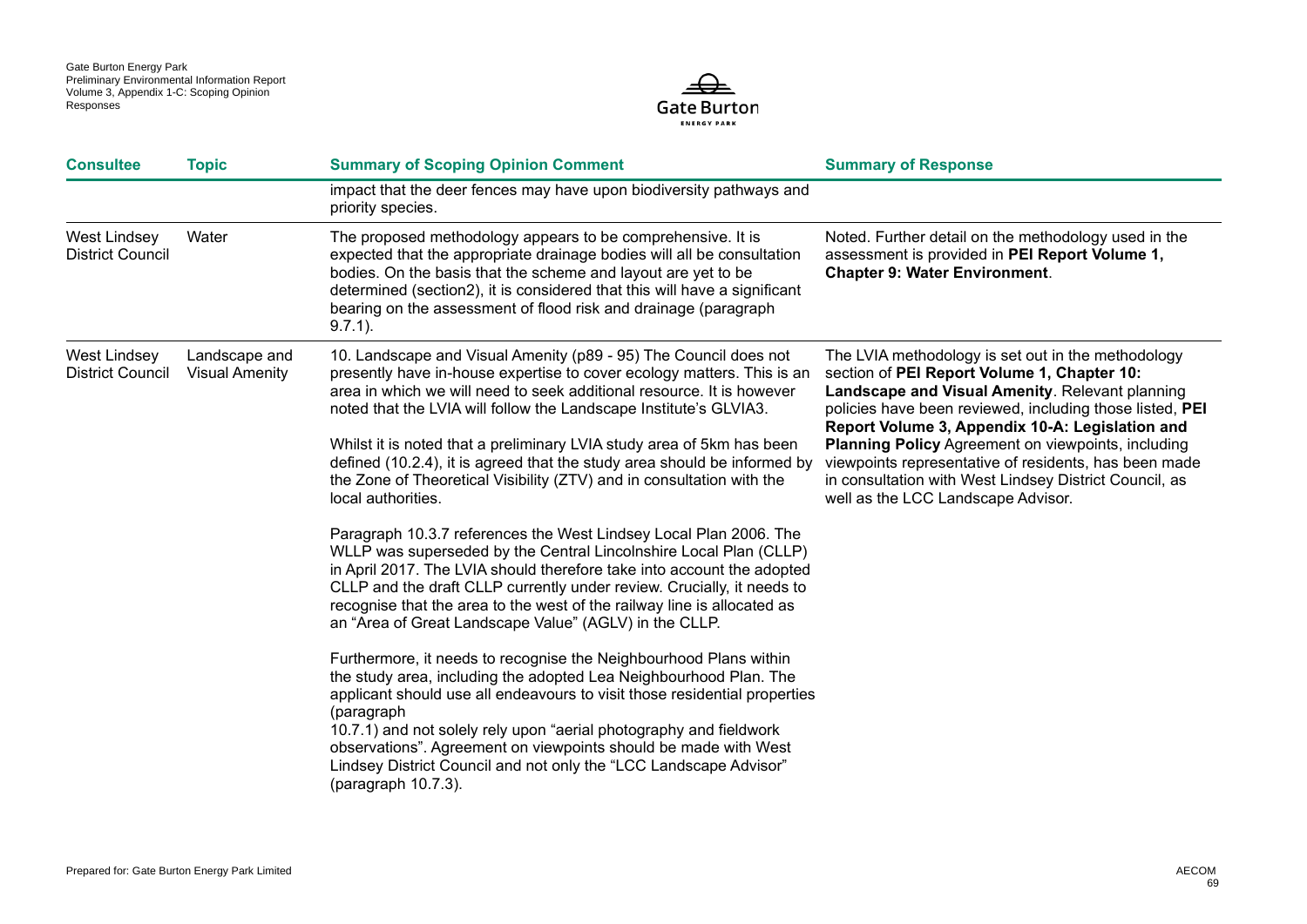| Consultee | Topic | Summary of Scoping Opinion Comment | Summary of Response |
| --- | --- | --- | --- |
| | | impact that the deer fences may have upon biodiversity pathways and priority species. | |
| West Lindsey District Council | Water | The proposed methodology appears to be comprehensive. It is expected that the appropriate drainage bodies will all be consultation bodies. On the basis that the scheme and layout are yet to be determined (section2), it is considered that this will have a significant bearing on the assessment of flood risk and drainage (paragraph 9.7.1). | Noted. Further detail on the methodology used in the assessment is provided in **PEI Report Volume 1, Chapter 9: Water Environment**. |
| West Lindsey District Council | Landscape and Visual Amenity | 10. Landscape and Visual Amenity (p89 - 95) The Council does not presently have in-house expertise to cover ecology matters. This is an area in which we will need to seek additional resource. It is however noted that the LVIA will follow the Landscape Institute's GLVIA3.<br><br>Whilst it is noted that a preliminary LVIA study area of 5km has been defined (10.2.4), it is agreed that the study area should be informed by the Zone of Theoretical Visibility (ZTV) and in consultation with the local authorities.<br><br>Paragraph 10.3.7 references the West Lindsey Local Plan 2006. The WLLP was superseded by the Central Lincolnshire Local Plan (CLLP) in April 2017. The LVIA should therefore take into account the adopted CLLP and the draft CLLP currently under review. Crucially, it needs to recognise that the area to the west of the railway line is allocated as an "Area of Great Landscape Value" (AGLV) in the CLLP.<br><br>Furthermore, it needs to recognise the Neighbourhood Plans within the study area, including the adopted Lea Neighbourhood Plan. The applicant should use all endeavours to visit those residential properties (paragraph 10.7.1) and not solely rely upon "aerial photography and fieldwork observations". Agreement on viewpoints should be made with West Lindsey District Council and not only the "LCC Landscape Advisor" (paragraph 10.7.3). | The LVIA methodology is set out in the methodology section of **PEI Report Volume 1, Chapter 10: Landscape and Visual Amenity**. Relevant planning policies have been reviewed, including those listed, **PEI Report Volume 3, Appendix 10-A: Legislation and Planning Policy** Agreement on viewpoints, including viewpoints representative of residents, has been made in consultation with West Lindsey District Council, as well as the LCC Landscape Advisor. |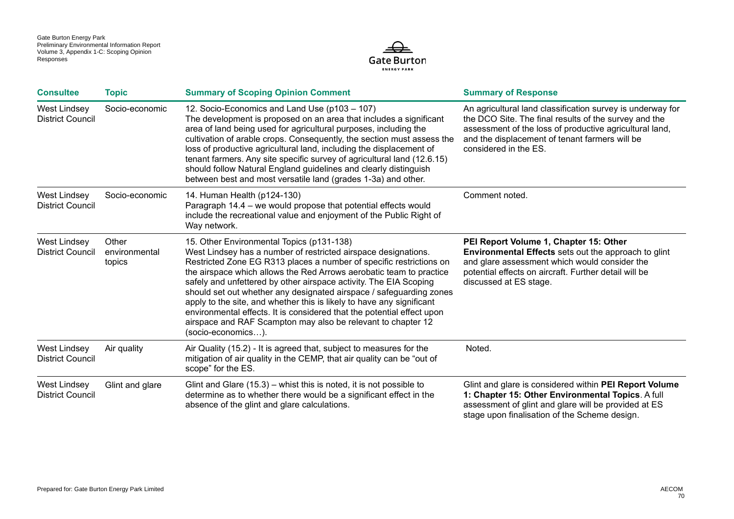| Consultee | Topic | Summary of Scoping Opinion Comment | Summary of Response |
|---|---|---|---|
| West Lindsey District Council | Socio-economic | 12. Socio-Economics and Land Use (p103 – 107) The development is proposed on an area that includes a significant area of land being used for agricultural purposes, including the cultivation of arable crops. Consequently, the section must assess the loss of productive agricultural land, including the displacement of tenant farmers. Any site specific survey of agricultural land (12.6.15) should follow Natural England guidelines and clearly distinguish between best and most versatile land (grades 1-3a) and other. | An agricultural land classification survey is underway for the DCO Site. The final results of the survey and the assessment of the loss of productive agricultural land, and the displacement of tenant farmers will be considered in the ES. |
| West Lindsey District Council | Socio-economic | 14. Human Health (p124-130) Paragraph 14.4 – we would propose that potential effects would include the recreational value and enjoyment of the Public Right of Way network. | Comment noted. |
| West Lindsey District Council | Other environmental topics | 15. Other Environmental Topics (p131-138) West Lindsey has a number of restricted airspace designations. Restricted Zone EG R313 places a number of specific restrictions on the airspace which allows the Red Arrows aerobatic team to practice safely and unfettered by other airspace activity. The EIA Scoping should set out whether any designated airspace / safeguarding zones apply to the site, and whether this is likely to have any significant environmental effects. It is considered that the potential effect upon airspace and RAF Scampton may also be relevant to chapter 12 (socio-economics…). | **PEI Report Volume 1, Chapter 15: Other Environmental Effects** sets out the approach to glint and glare assessment which would consider the potential effects on aircraft. Further detail will be discussed at ES stage. |
| West Lindsey District Council | Air quality | Air Quality (15.2) - It is agreed that, subject to measures for the mitigation of air quality in the CEMP, that air quality can be "out of scope" for the ES. | Noted. |
| West Lindsey District Council | Glint and glare | Glint and Glare (15.3) – whist this is noted, it is not possible to determine as to whether there would be a significant effect in the absence of the glint and glare calculations. | Glint and glare is considered within **PEI Report Volume 1: Chapter 15: Other Environmental Topics**. A full assessment of glint and glare will be provided at ES stage upon finalisation of the Scheme design. |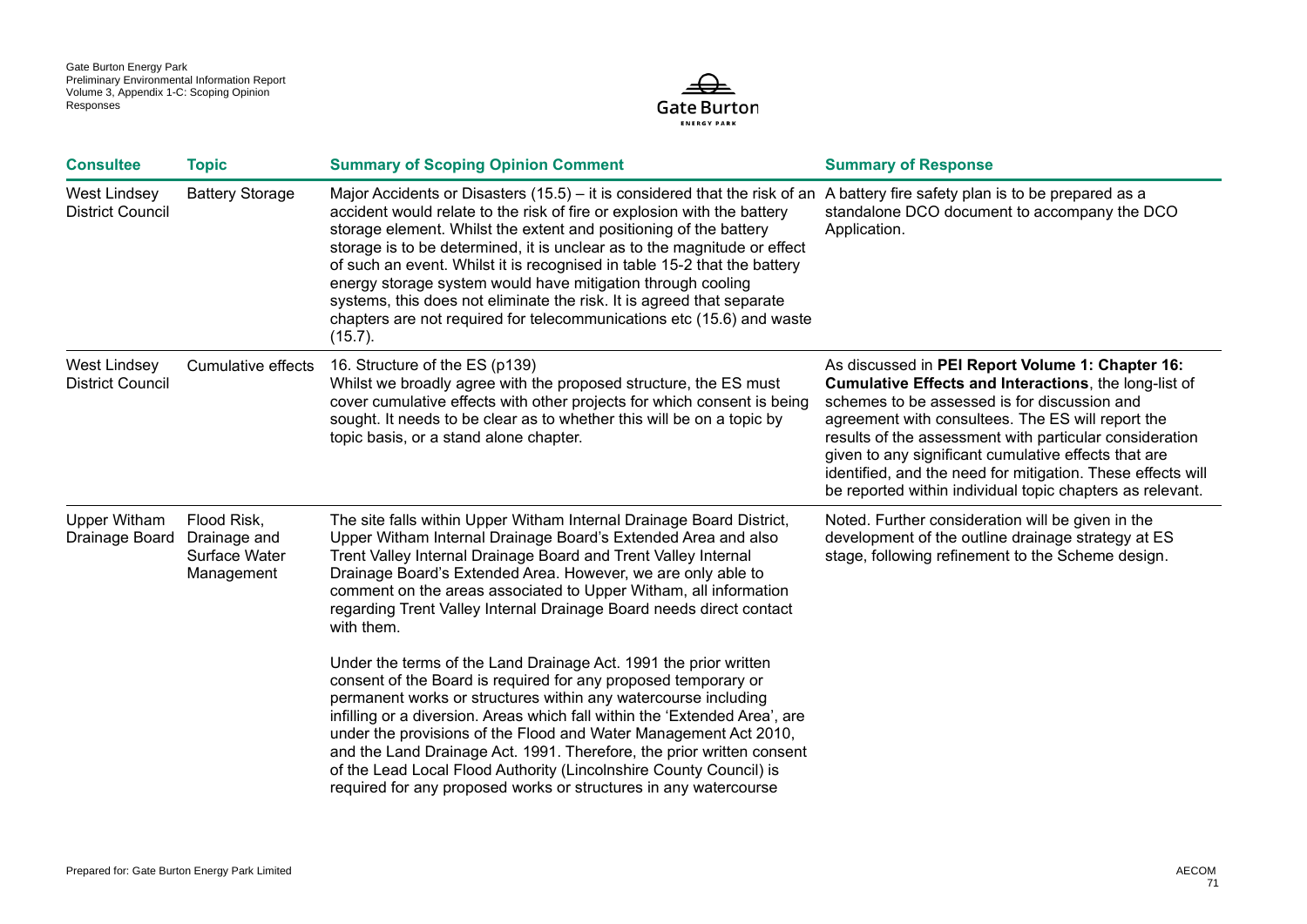| Consultee | Topic | Summary of Scoping Opinion Comment | Summary of Response |
|---|---|---|---|
| West Lindsey District Council | Battery Storage | Major Accidents or Disasters (15.5) – it is considered that the risk of an accident would relate to the risk of fire or explosion with the battery storage element. Whilst the extent and positioning of the battery storage is to be determined, it is unclear as to the magnitude or effect of such an event. Whilst it is recognised in table 15-2 that the battery energy storage system would have mitigation through cooling systems, this does not eliminate the risk. It is agreed that separate chapters are not required for telecommunications etc (15.6) and waste (15.7). | A battery fire safety plan is to be prepared as a standalone DCO document to accompany the DCO Application. |
| West Lindsey District Council | Cumulative effects | 16. Structure of the ES (p139)<br>Whilst we broadly agree with the proposed structure, the ES must cover cumulative effects with other projects for which consent is being sought. It needs to be clear as to whether this will be on a topic by topic basis, or a stand alone chapter. | As discussed in **PEI Report Volume 1: Chapter 16: Cumulative Effects and Interactions**, the long-list of schemes to be assessed is for discussion and agreement with consultees. The ES will report the results of the assessment with particular consideration given to any significant cumulative effects that are identified, and the need for mitigation. These effects will be reported within individual topic chapters as relevant. |
| Upper Witham Drainage Board | Flood Risk, Drainage and Surface Water Management | The site falls within Upper Witham Internal Drainage Board District, Upper Witham Internal Drainage Board's Extended Area and also Trent Valley Internal Drainage Board and Trent Valley Internal Drainage Board's Extended Area. However, we are only able to comment on the areas associated to Upper Witham, all information regarding Trent Valley Internal Drainage Board needs direct contact with them.<br><br>Under the terms of the Land Drainage Act. 1991 the prior written consent of the Board is required for any proposed temporary or permanent works or structures within any watercourse including infilling or a diversion. Areas which fall within the 'Extended Area', are under the provisions of the Flood and Water Management Act 2010, and the Land Drainage Act. 1991. Therefore, the prior written consent of the Lead Local Flood Authority (Lincolnshire County Council) is required for any proposed works or structures in any watercourse | Noted. Further consideration will be given in the development of the outline drainage strategy at ES stage, following refinement to the Scheme design. |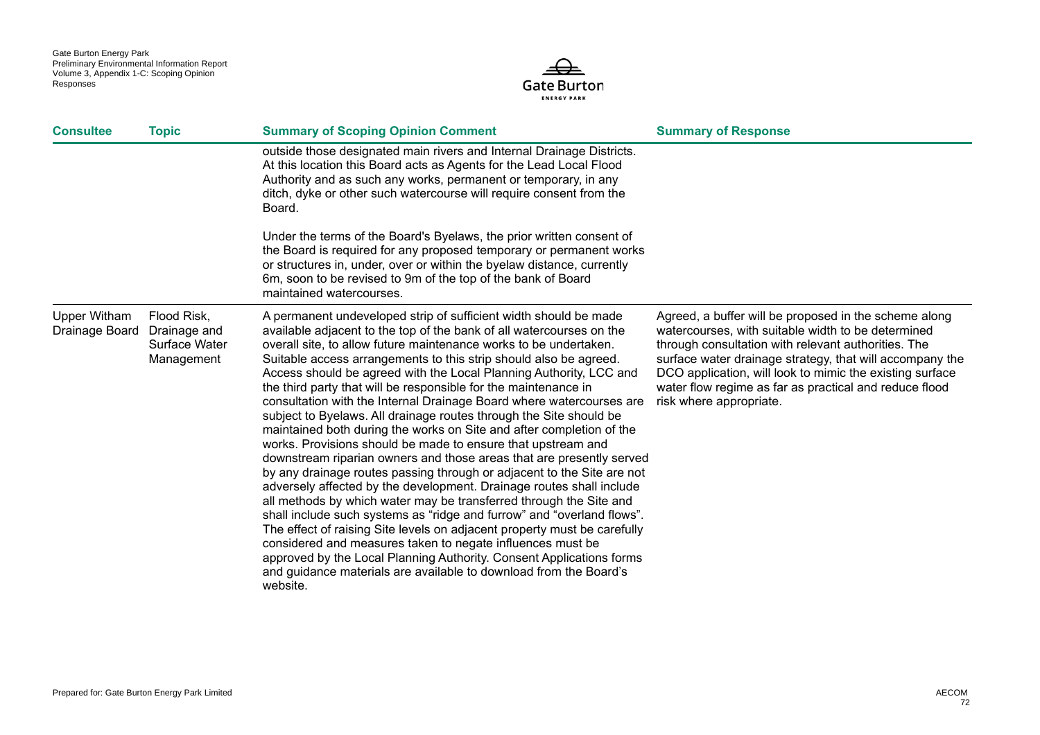| Consultee | Topic | Summary of Scoping Opinion Comment | Summary of Response |
|---|---|---|---|
| | | outside those designated main rivers and Internal Drainage Districts. At this location this Board acts as Agents for the Lead Local Flood Authority and as such any works, permanent or temporary, in any ditch, dyke or other such watercourse will require consent from the Board.<br><br>Under the terms of the Board's Byelaws, the prior written consent of the Board is required for any proposed temporary or permanent works or structures in, under, over or within the byelaw distance, currently 6m, soon to be revised to 9m of the top of the bank of Board maintained watercourses. | |
| Upper Witham Drainage Board | Flood Risk, Drainage and Surface Water Management | A permanent undeveloped strip of sufficient width should be made available adjacent to the top of the bank of all watercourses on the overall site, to allow future maintenance works to be undertaken. Suitable access arrangements to this strip should also be agreed. Access should be agreed with the Local Planning Authority, LCC and the third party that will be responsible for the maintenance in consultation with the Internal Drainage Board where watercourses are subject to Byelaws. All drainage routes through the Site should be maintained both during the works on Site and after completion of the works. Provisions should be made to ensure that upstream and downstream riparian owners and those areas that are presently served by any drainage routes passing through or adjacent to the Site are not adversely affected by the development. Drainage routes shall include all methods by which water may be transferred through the Site and shall include such systems as "ridge and furrow" and "overland flows". The effect of raising Site levels on adjacent property must be carefully considered and measures taken to negate influences must be approved by the Local Planning Authority. Consent Applications forms and guidance materials are available to download from the Board's website. | Agreed, a buffer will be proposed in the scheme along watercourses, with suitable width to be determined through consultation with relevant authorities. The surface water drainage strategy, that will accompany the DCO application, will look to mimic the existing surface water flow regime as far as practical and reduce flood risk where appropriate. |